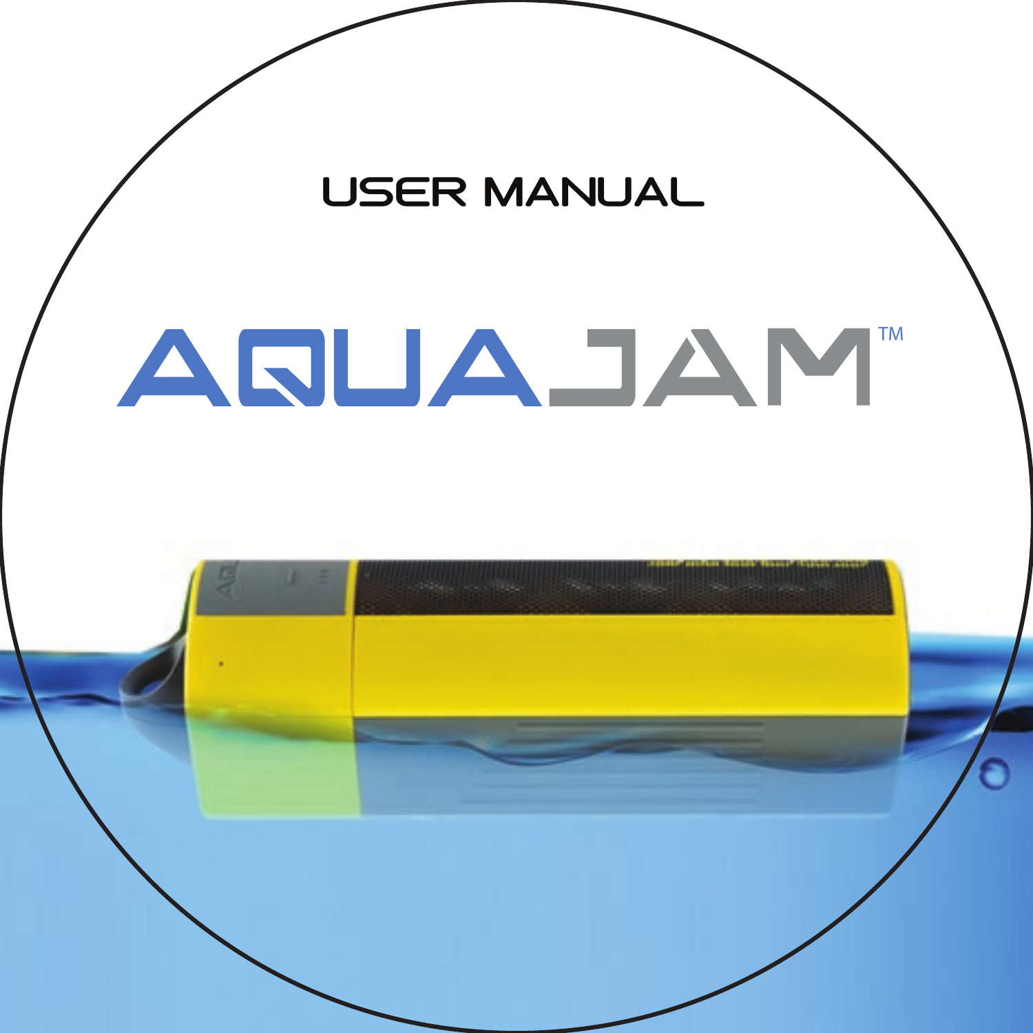USER MANUAL

# AQUAJAM™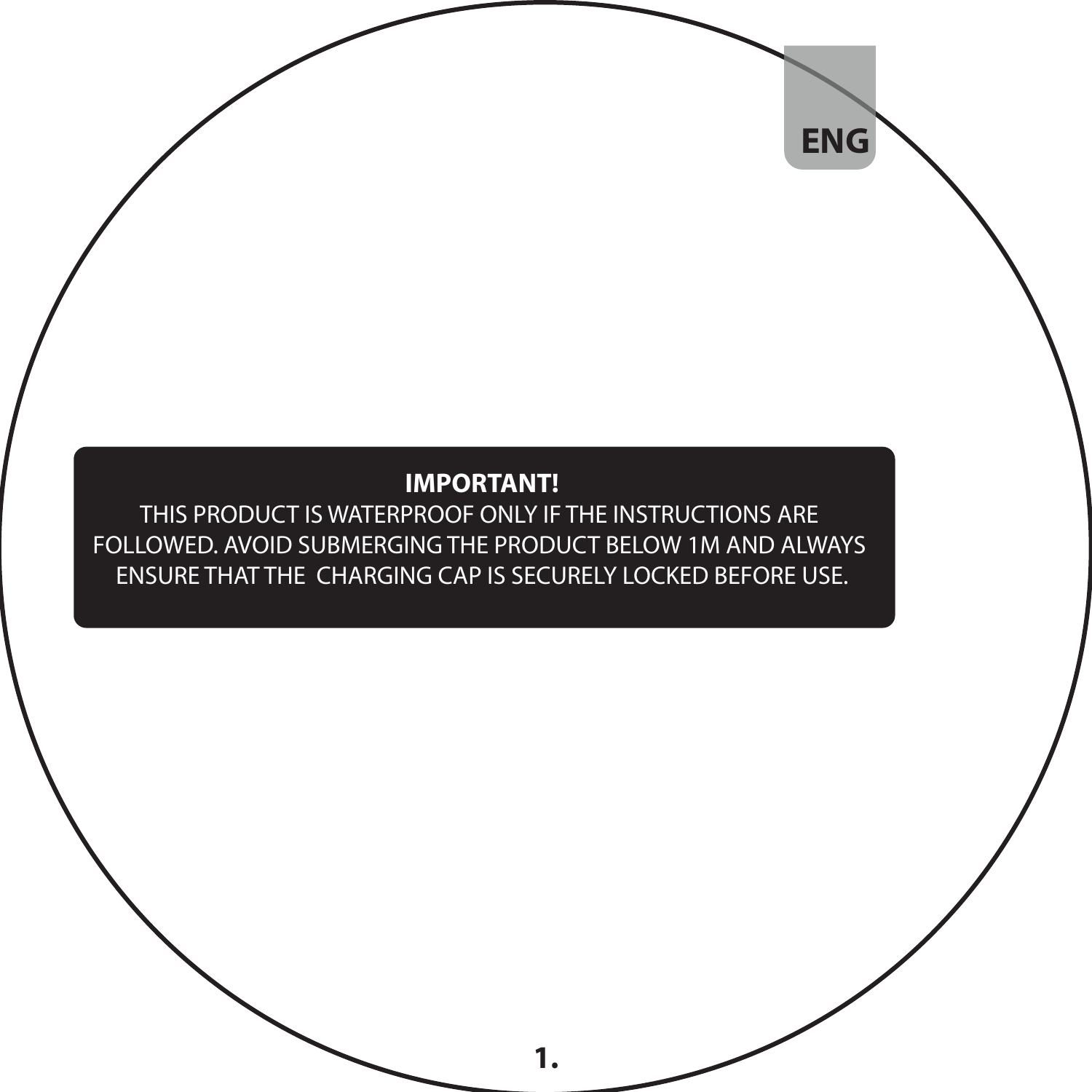ENG

**IMPORTANT!**

THIS PRODUCT IS WATERPROOF ONLY IF THE INSTRUCTIONS ARE FOLLOWED. AVOID SUBMERGING THE PRODUCT BELOW 1M AND ALWAYS ENSURE THAT THE CHARGING CAP IS SECURELY LOCKED BEFORE USE.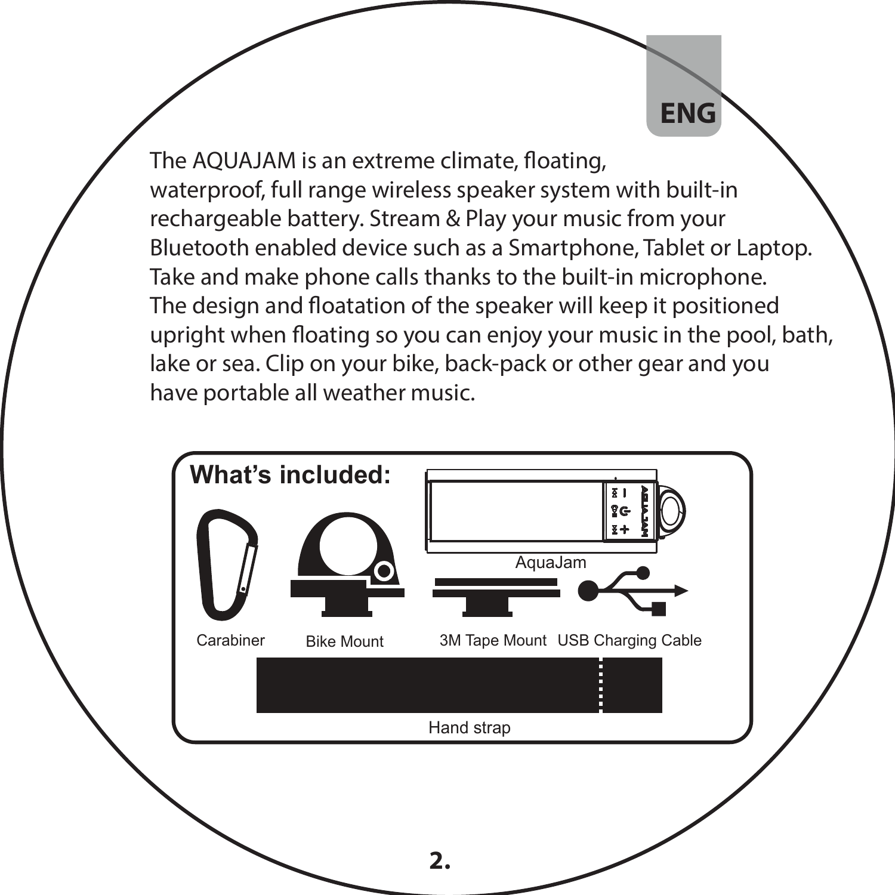The AQUAJAM is an extreme climate, floating, waterproof, full range wireless speaker system with built-in rechargeable battery. Stream & Play your music from your Bluetooth enabled device such as a Smartphone, Tablet or Laptop. Take and make phone calls thanks to the built-in microphone. The design and floatation of the speaker will keep it positioned upright when floating so you can enjoy your music in the pool, bath, lake or sea. Clip on your bike, back-pack or other gear and you have portable all weather music.

## What's included:

- AquaJam
- Carabiner
- Bike Mount
- 3M Tape Mount
- USB Charging Cable
- Hand strap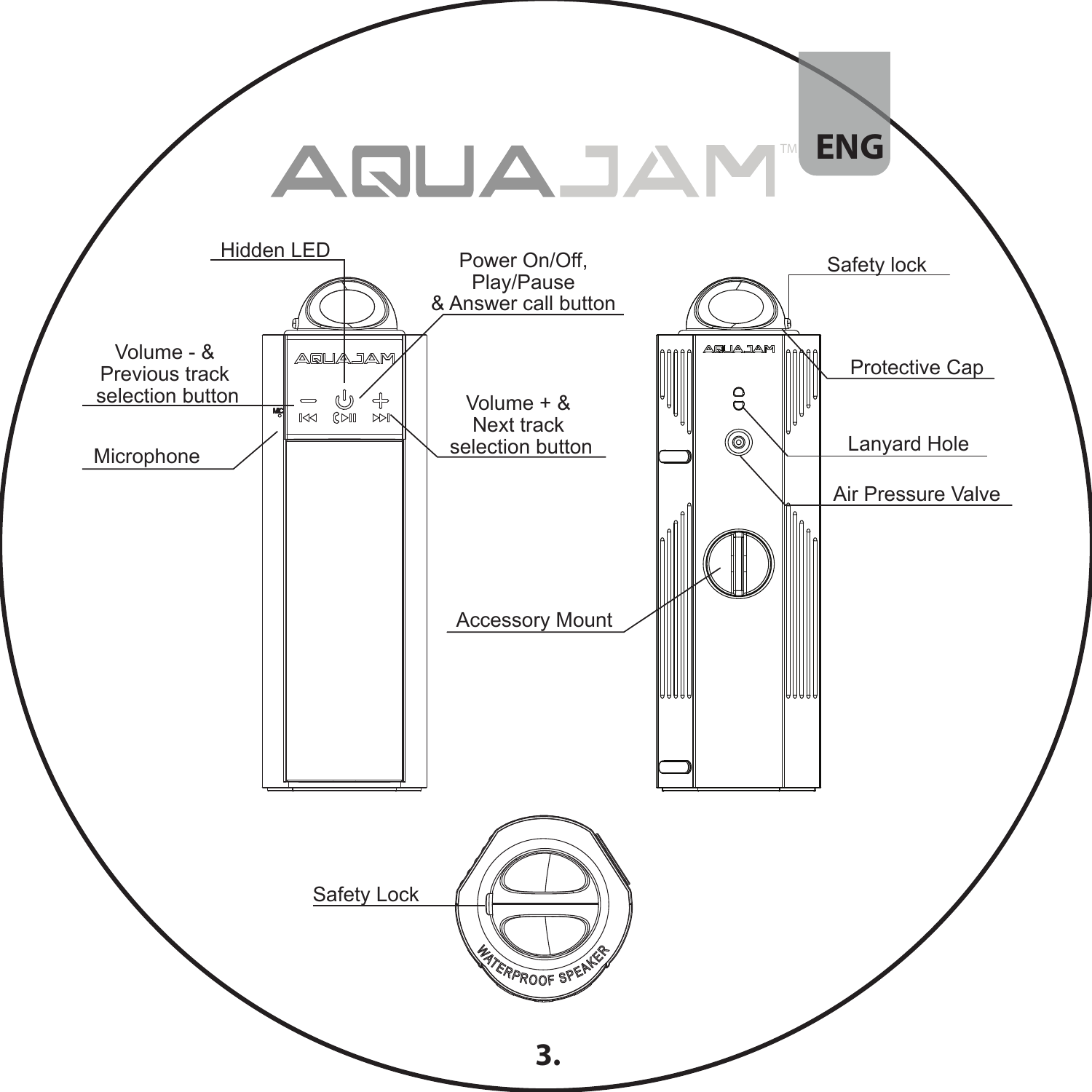# AQUAJAM™

ENG

Hidden LED

Power On/Off, Play/Pause & Answer call button

Volume - & Previous track selection button

Volume + & Next track selection button

Microphone

Safety lock

Protective Cap

Lanyard Hole

Air Pressure Valve

Accessory Mount

Safety Lock

WATERPROOF SPEAKER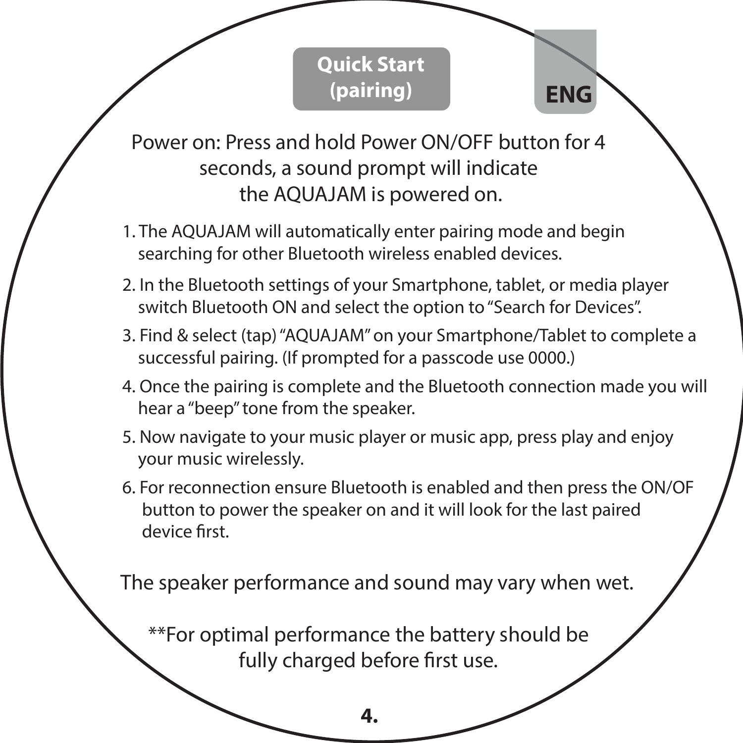## Quick Start (pairing)

ENG

Power on: Press and hold Power ON/OFF button for 4 seconds, a sound prompt will indicate the AQUAJAM is powered on.

1. The AQUAJAM will automatically enter pairing mode and begin searching for other Bluetooth wireless enabled devices.
2. In the Bluetooth settings of your Smartphone, tablet, or media player switch Bluetooth ON and select the option to “Search for Devices”.
3. Find & select (tap) “AQUAJAM” on your Smartphone/Tablet to complete a successful pairing. (If prompted for a passcode use 0000.)
4. Once the pairing is complete and the Bluetooth connection made you will hear a “beep” tone from the speaker.
5. Now navigate to your music player or music app, press play and enjoy your music wirelessly.
6. For reconnection ensure Bluetooth is enabled and then press the ON/OF button to power the speaker on and it will look for the last paired device first.

The speaker performance and sound may vary when wet.

**For optimal performance the battery should be fully charged before first use.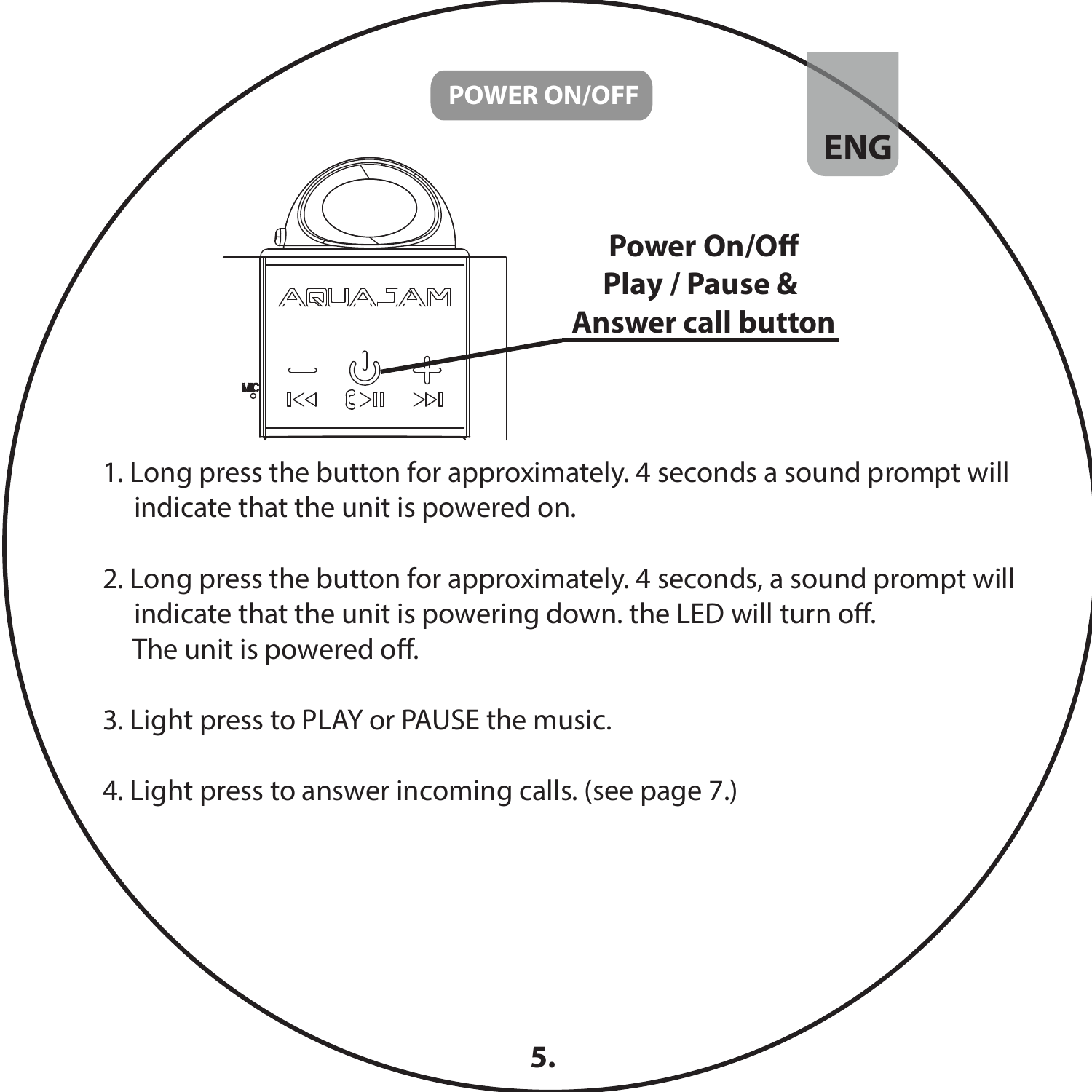## POWER ON/OFF

**Power On/Off Play / Pause & Answer call button**

1. Long press the button for approximately. 4 seconds a sound prompt will indicate that the unit is powered on.

2. Long press the button for approximately. 4 seconds, a sound prompt will indicate that the unit is powering down. the LED will turn off. The unit is powered off.

3. Light press to PLAY or PAUSE the music.

4. Light press to answer incoming calls. (see page 7.)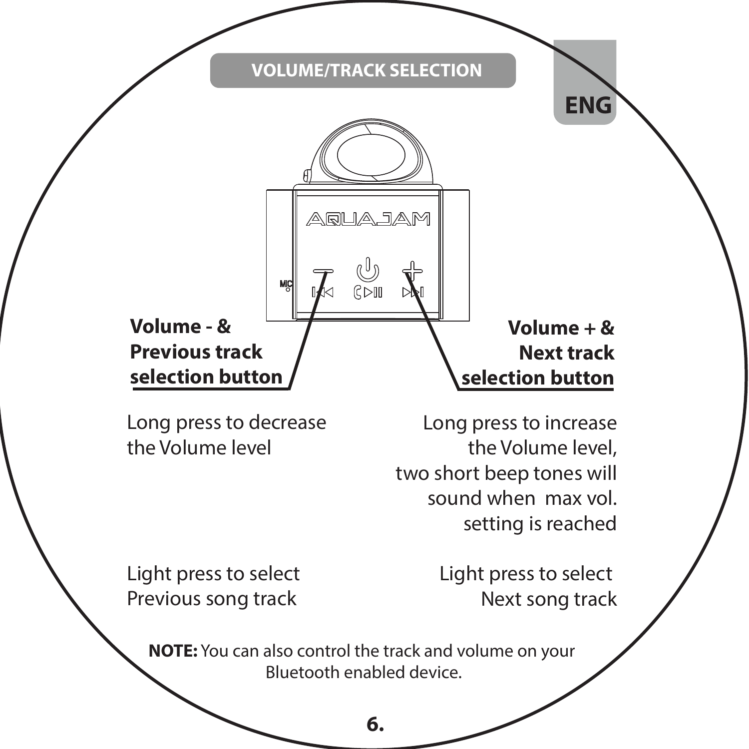## VOLUME/TRACK SELECTION

**ENG**

**Volume - & Previous track selection button**

Long press to decrease the Volume level

Light press to select Previous song track

**Volume + & Next track selection button**

Long press to increase the Volume level, two short beep tones will sound when max vol. setting is reached

Light press to select Next song track

**NOTE:** You can also control the track and volume on your Bluetooth enabled device.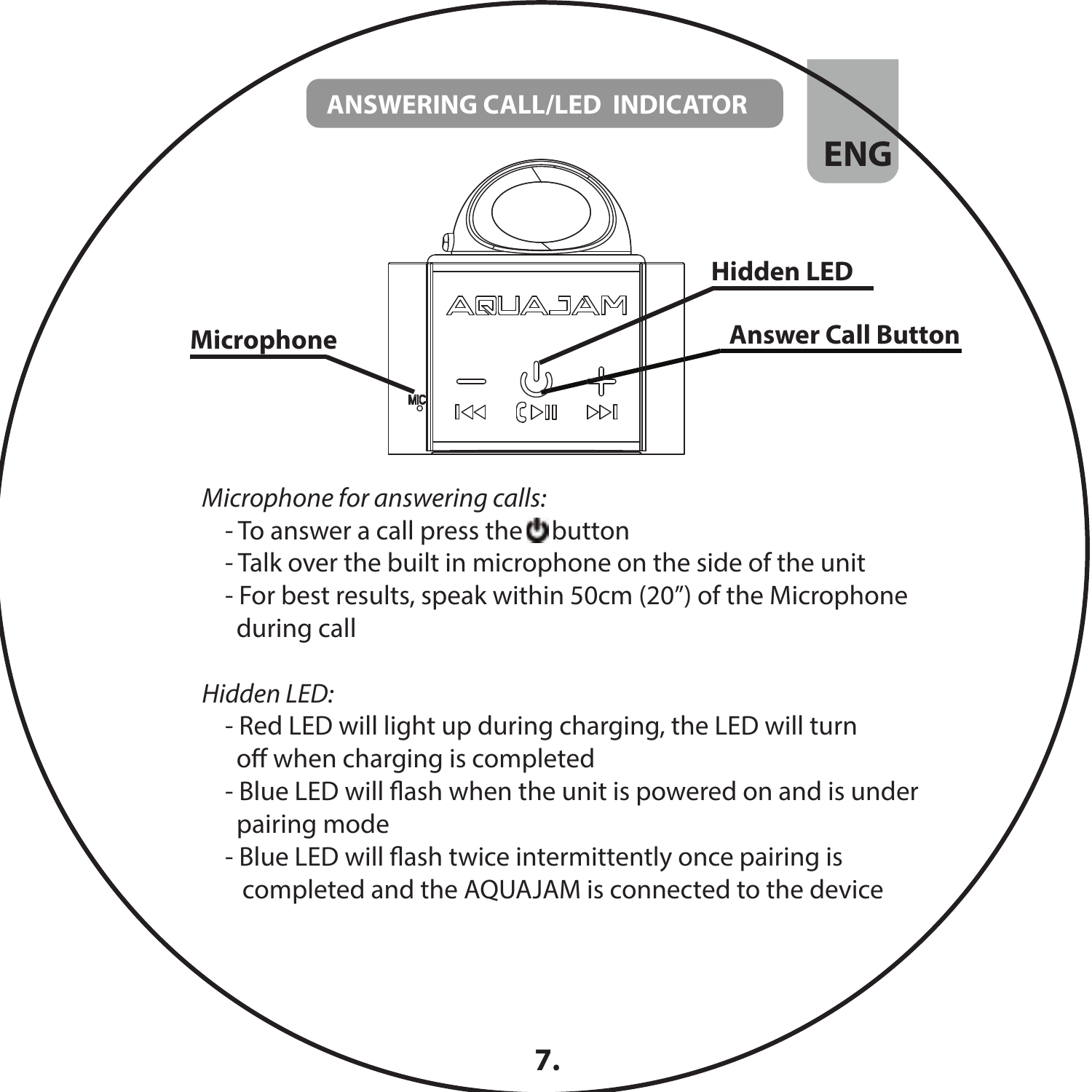## ANSWERING CALL/LED INDICATOR

ENG

Hidden LED

Microphone

Answer Call Button

*Microphone for answering calls:*

- To answer a call press the ⏻ button
- Talk over the built in microphone on the side of the unit
- For best results, speak within 50cm (20”) of the Microphone during call

*Hidden LED:*

- Red LED will light up during charging, the LED will turn off when charging is completed
- Blue LED will flash when the unit is powered on and is under pairing mode
- Blue LED will flash twice intermittently once pairing is completed and the AQUAJAM is connected to the device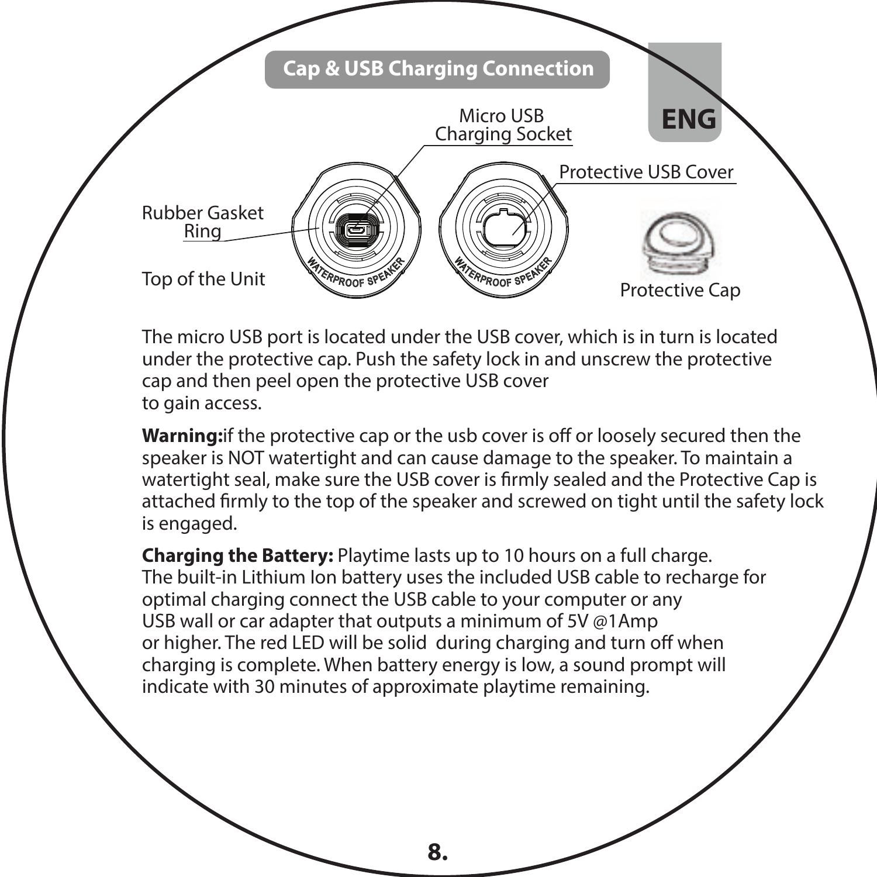## Cap & USB Charging Connection

ENG

Micro USB Charging Socket

Protective USB Cover

Rubber Gasket Ring

Top of the Unit

Protective Cap

The micro USB port is located under the USB cover, which is in turn is located under the protective cap. Push the safety lock in and unscrew the protective cap and then peel open the protective USB cover to gain access.

**Warning:** if the protective cap or the usb cover is off or loosely secured then the speaker is NOT watertight and can cause damage to the speaker. To maintain a watertight seal, make sure the USB cover is firmly sealed and the Protective Cap is attached firmly to the top of the speaker and screwed on tight until the safety lock is engaged.

**Charging the Battery:** Playtime lasts up to 10 hours on a full charge. The built-in Lithium Ion battery uses the included USB cable to recharge for optimal charging connect the USB cable to your computer or any USB wall or car adapter that outputs a minimum of 5V @1Amp or higher. The red LED will be solid during charging and turn off when charging is complete. When battery energy is low, a sound prompt will indicate with 30 minutes of approximate playtime remaining.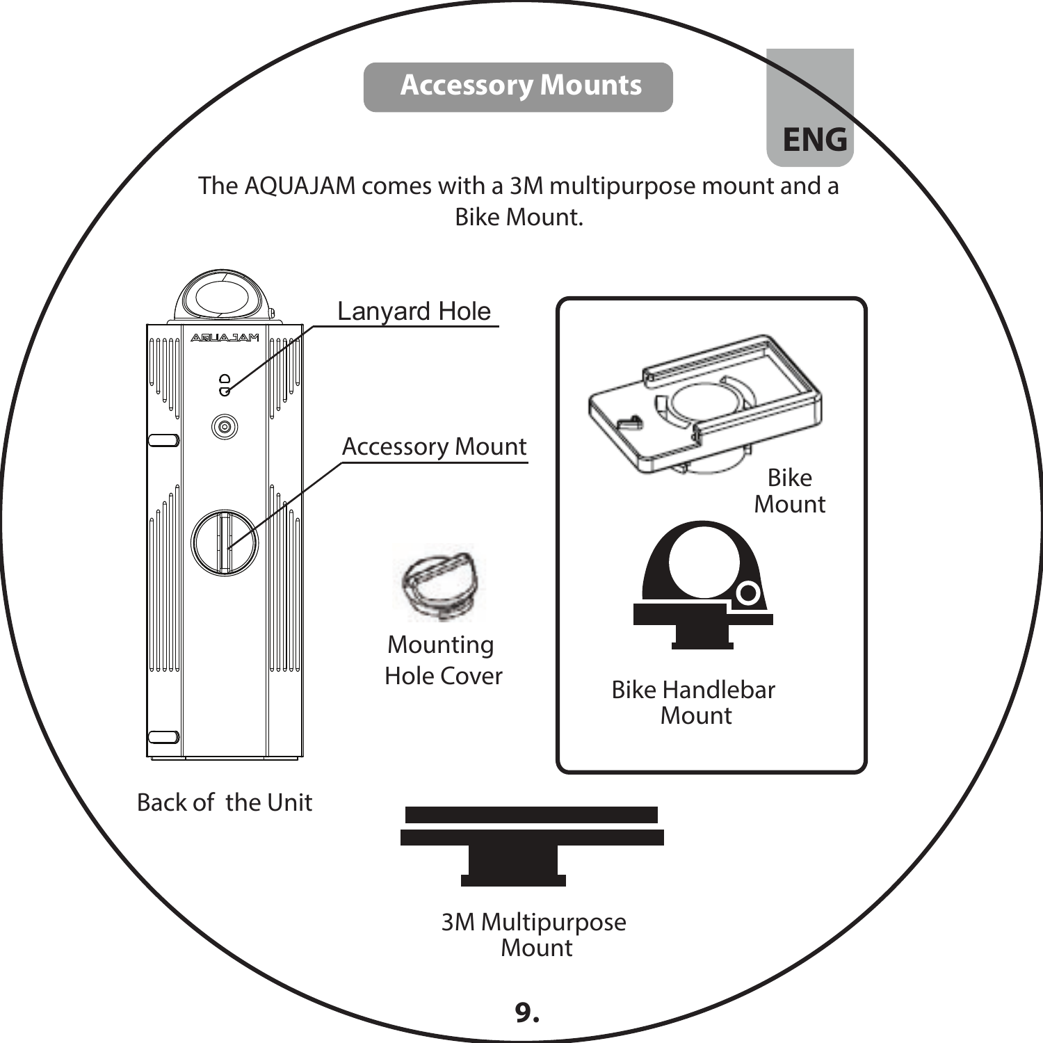## Accessory Mounts

ENG

The AQUAJAM comes with a 3M multipurpose mount and a Bike Mount.

Lanyard Hole

Accessory Mount

Back of the Unit

Mounting Hole Cover

Bike Mount

Bike Handlebar Mount

3M Multipurpose Mount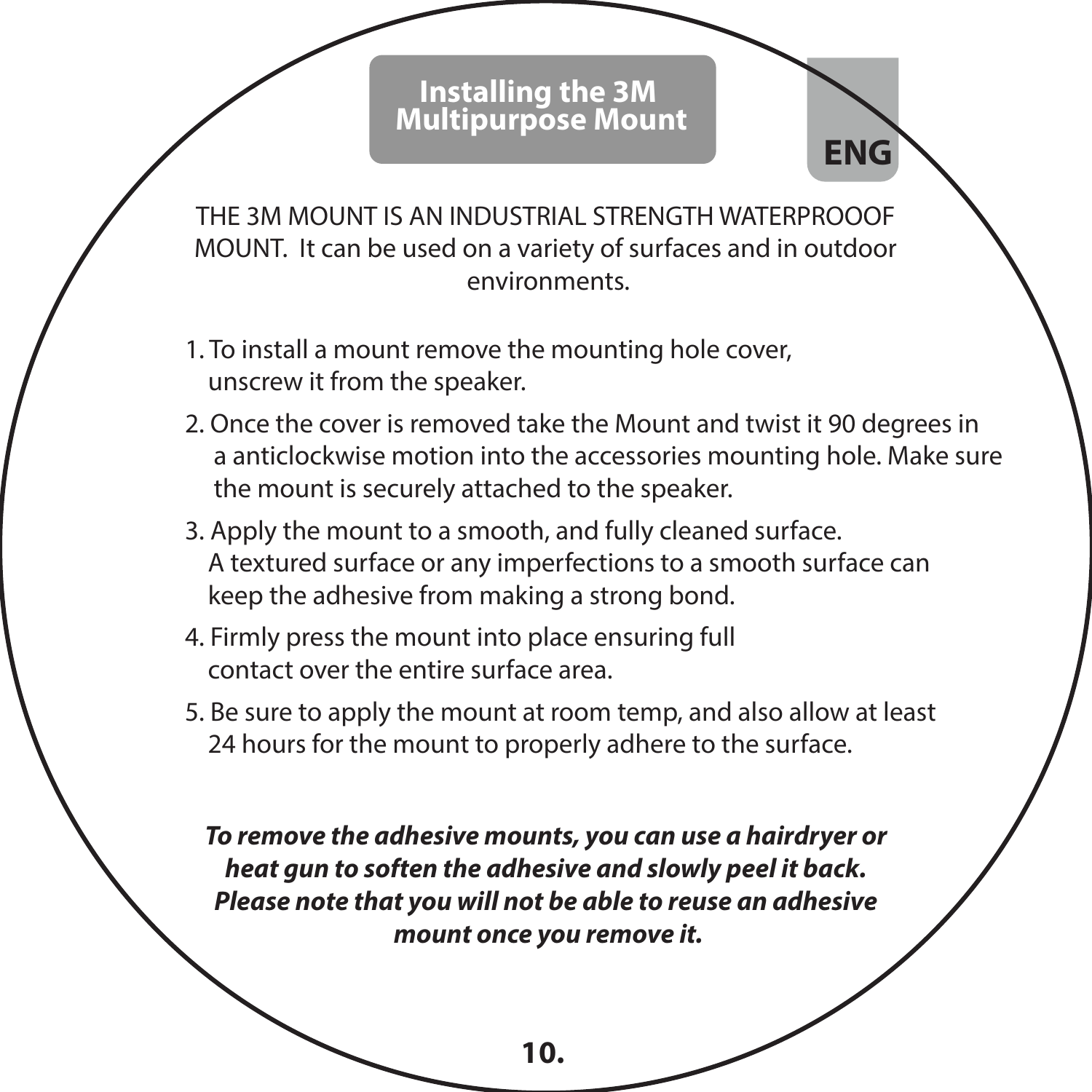# Installing the 3M Multipurpose Mount

**ENG**

THE 3M MOUNT IS AN INDUSTRIAL STRENGTH WATERPROOOF MOUNT. It can be used on a variety of surfaces and in outdoor environments.

1. To install a mount remove the mounting hole cover, unscrew it from the speaker.
2. Once the cover is removed take the Mount and twist it 90 degrees in a anticlockwise motion into the accessories mounting hole. Make sure the mount is securely attached to the speaker.
3. Apply the mount to a smooth, and fully cleaned surface. A textured surface or any imperfections to a smooth surface can keep the adhesive from making a strong bond.
4. Firmly press the mount into place ensuring full contact over the entire surface area.
5. Be sure to apply the mount at room temp, and also allow at least 24 hours for the mount to properly adhere to the surface.

***To remove the adhesive mounts, you can use a hairdryer or heat gun to soften the adhesive and slowly peel it back. Please note that you will not be able to reuse an adhesive mount once you remove it.***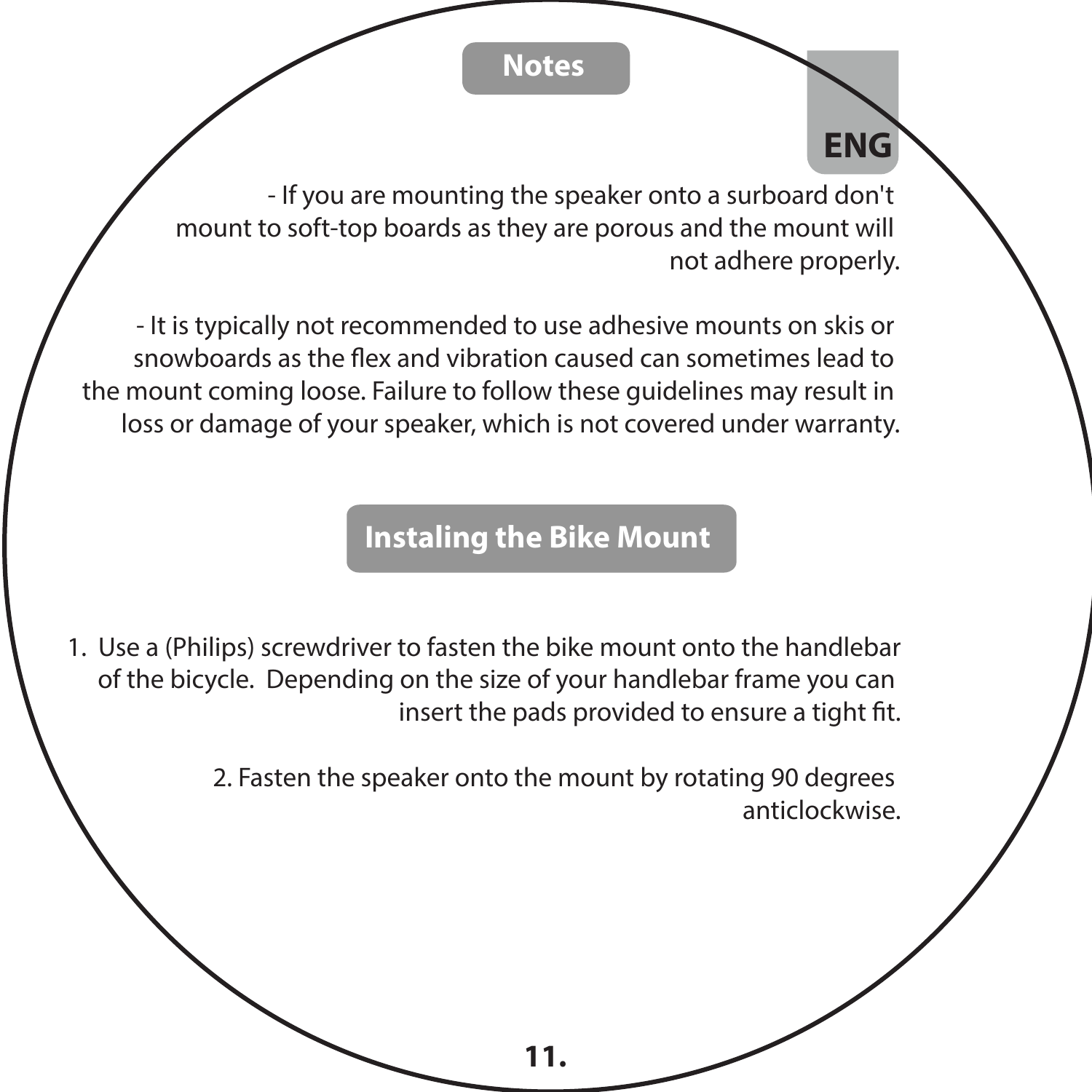## Notes

ENG

- If you are mounting the speaker onto a surboard don't mount to soft-top boards as they are porous and the mount will not adhere properly.

- It is typically not recommended to use adhesive mounts on skis or snowboards as the flex and vibration caused can sometimes lead to the mount coming loose. Failure to follow these guidelines may result in loss or damage of your speaker, which is not covered under warranty.

## Instaling the Bike Mount

1. Use a (Philips) screwdriver to fasten the bike mount onto the handlebar of the bicycle. Depending on the size of your handlebar frame you can insert the pads provided to ensure a tight fit.

2. Fasten the speaker onto the mount by rotating 90 degrees anticlockwise.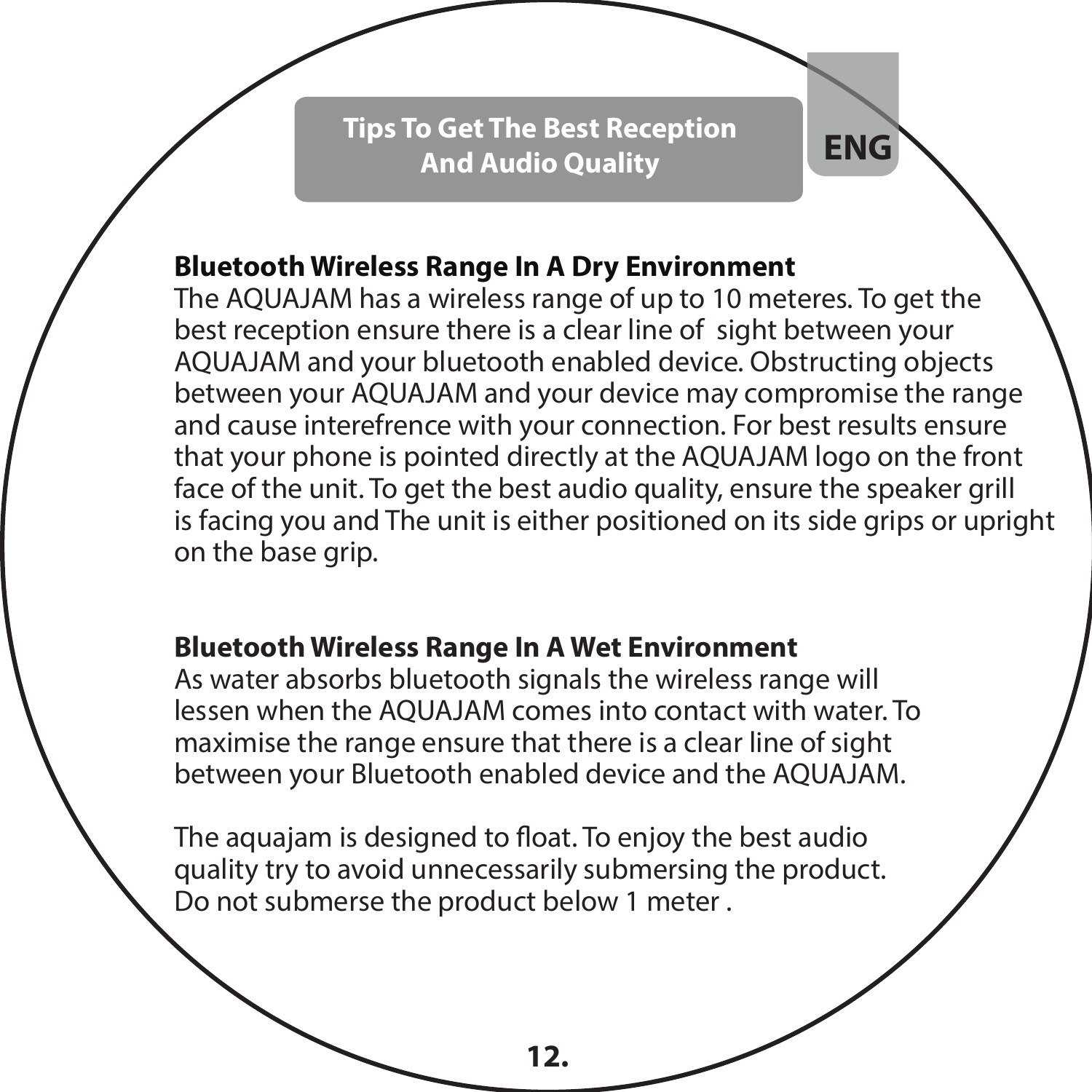## Tips To Get The Best Reception And Audio Quality

ENG

### Bluetooth Wireless Range In A Dry Environment

The AQUAJAM has a wireless range of up to 10 meteres. To get the best reception ensure there is a clear line of sight between your AQUAJAM and your bluetooth enabled device. Obstructing objects between your AQUAJAM and your device may compromise the range and cause interefrence with your connection. For best results ensure that your phone is pointed directly at the AQUAJAM logo on the front face of the unit. To get the best audio quality, ensure the speaker grill is facing you and The unit is either positioned on its side grips or upright on the base grip.

### Bluetooth Wireless Range In A Wet Environment

As water absorbs bluetooth signals the wireless range will lessen when the AQUAJAM comes into contact with water. To maximise the range ensure that there is a clear line of sight between your Bluetooth enabled device and the AQUAJAM.

The aquajam is designed to float. To enjoy the best audio quality try to avoid unnecessarily submersing the product. Do not submerse the product below 1 meter .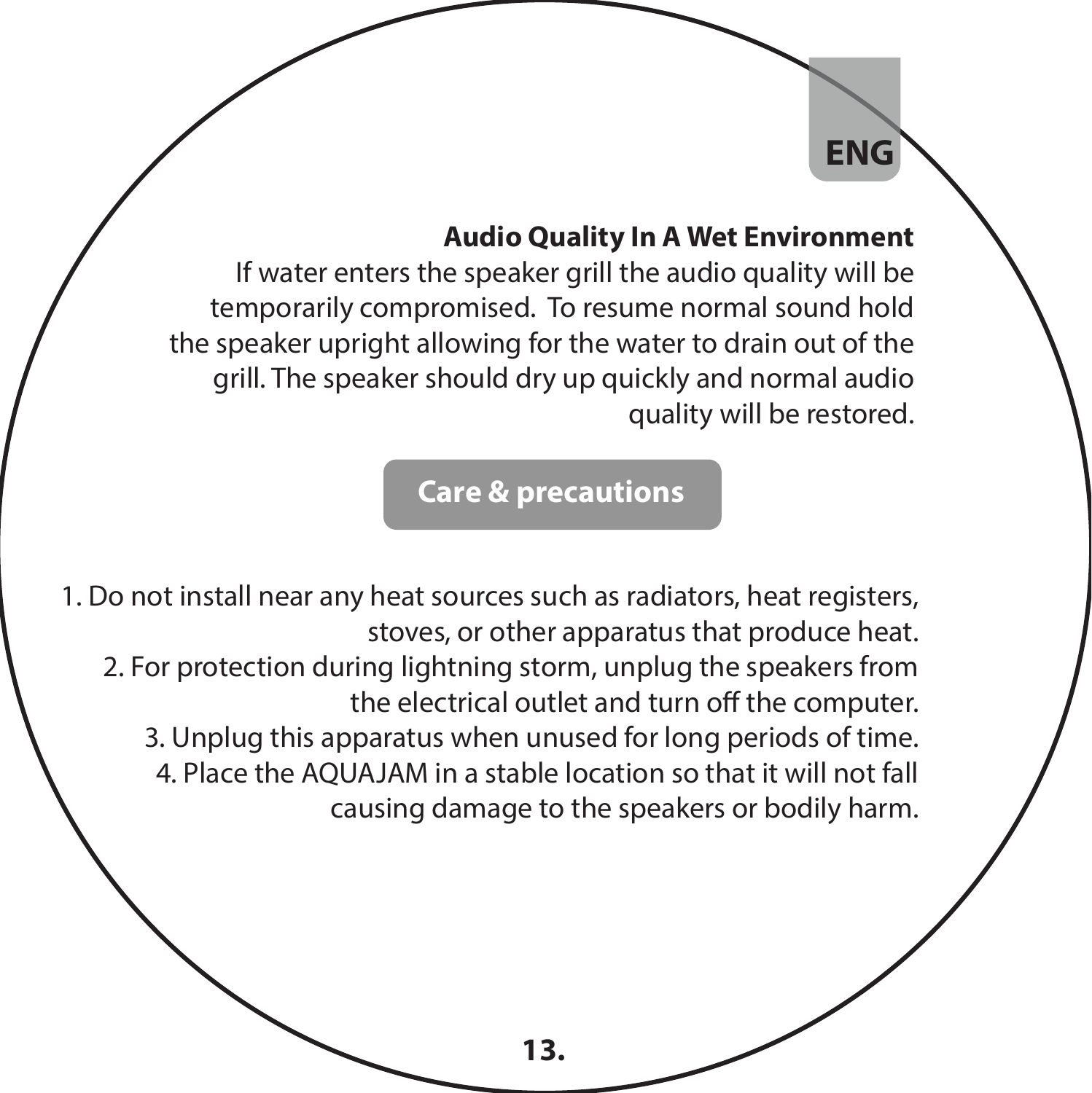### Audio Quality In A Wet Environment

If water enters the speaker grill the audio quality will be temporarily compromised. To resume normal sound hold the speaker upright allowing for the water to drain out of the grill. The speaker should dry up quickly and normal audio quality will be restored.

## Care & precautions

1. Do not install near any heat sources such as radiators, heat registers, stoves, or other apparatus that produce heat.
2. For protection during lightning storm, unplug the speakers from the electrical outlet and turn off the computer.
3. Unplug this apparatus when unused for long periods of time.
4. Place the AQUAJAM in a stable location so that it will not fall causing damage to the speakers or bodily harm.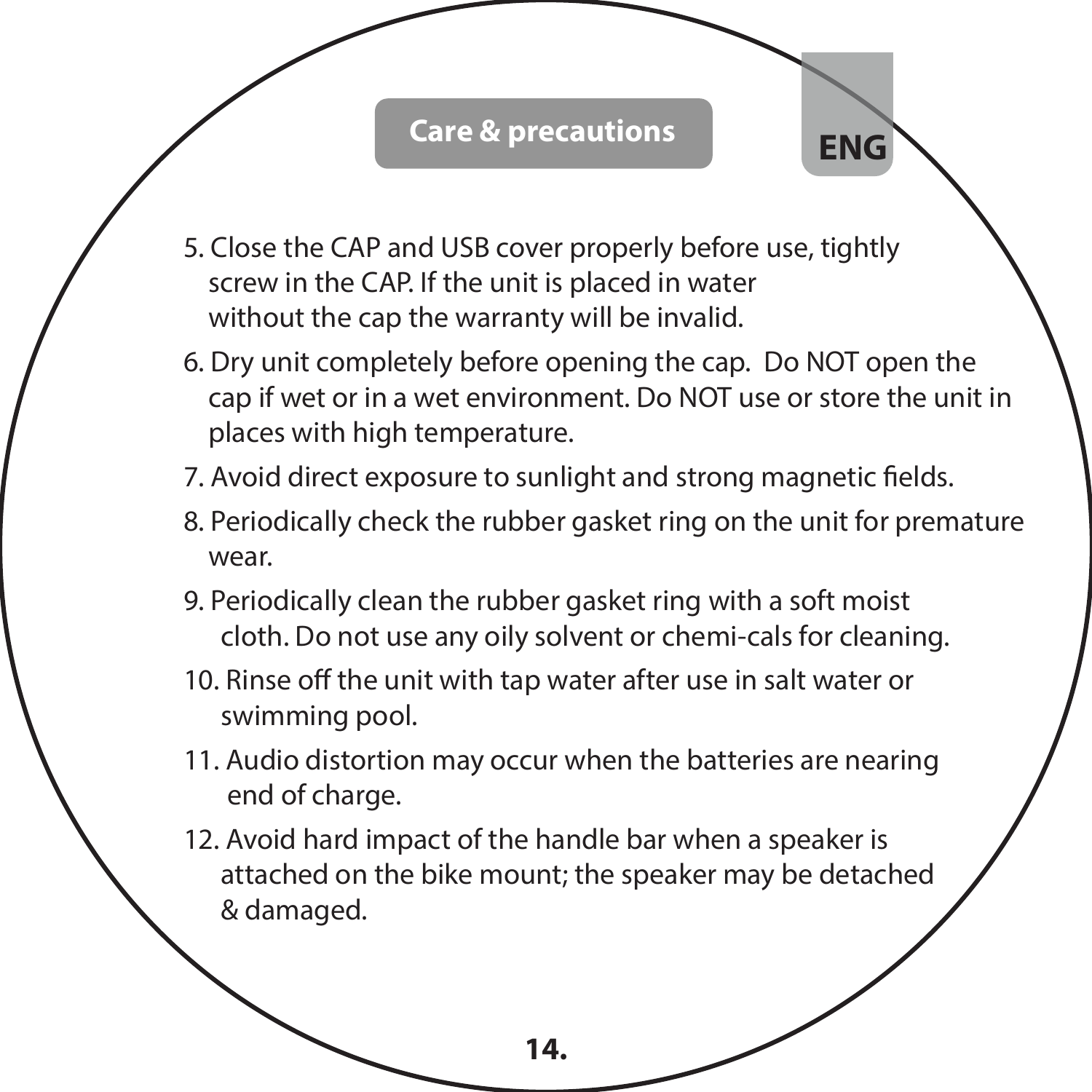## Care & precautions

ENG

5. Close the CAP and USB cover properly before use, tightly screw in the CAP. If the unit is placed in water without the cap the warranty will be invalid.
6. Dry unit completely before opening the cap. Do NOT open the cap if wet or in a wet environment. Do NOT use or store the unit in places with high temperature.
7. Avoid direct exposure to sunlight and strong magnetic fields.
8. Periodically check the rubber gasket ring on the unit for premature wear.
9. Periodically clean the rubber gasket ring with a soft moist cloth. Do not use any oily solvent or chemi-cals for cleaning.
10. Rinse off the unit with tap water after use in salt water or swimming pool.
11. Audio distortion may occur when the batteries are nearing end of charge.
12. Avoid hard impact of the handle bar when a speaker is attached on the bike mount; the speaker may be detached & damaged.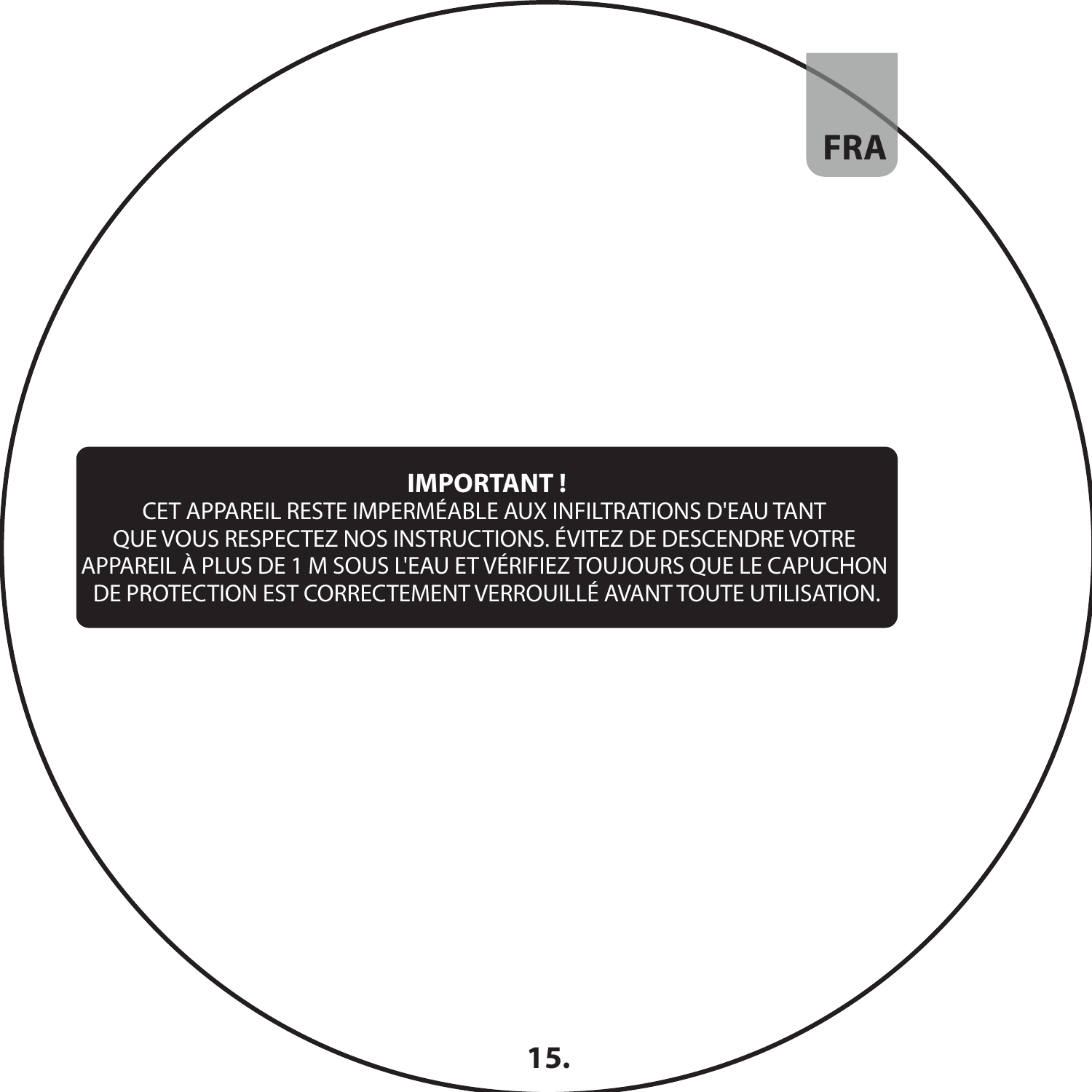**IMPORTANT !**

CET APPAREIL RESTE IMPERMÉABLE AUX INFILTRATIONS D'EAU TANT QUE VOUS RESPECTEZ NOS INSTRUCTIONS. ÉVITEZ DE DESCENDRE VOTRE APPAREIL À PLUS DE 1 M SOUS L'EAU ET VÉRIFIEZ TOUJOURS QUE LE CAPUCHON DE PROTECTION EST CORRECTEMENT VERROUILLÉ AVANT TOUTE UTILISATION.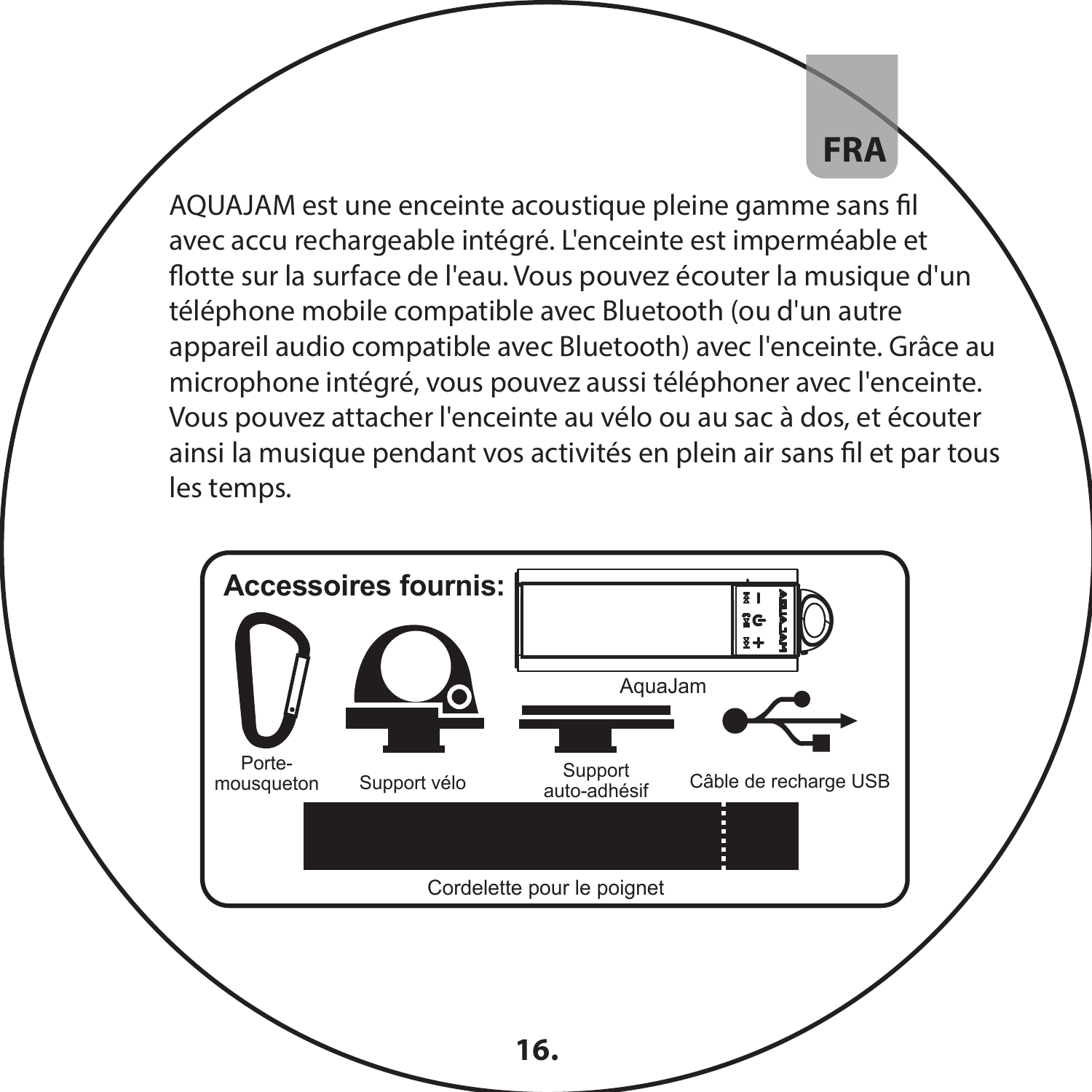AQUAJAM est une enceinte acoustique pleine gamme sans fil avec accu rechargeable intégré. L'enceinte est imperméable et flotte sur la surface de l'eau. Vous pouvez écouter la musique d'un téléphone mobile compatible avec Bluetooth (ou d'un autre appareil audio compatible avec Bluetooth) avec l'enceinte. Grâce au microphone intégré, vous pouvez aussi téléphoner avec l'enceinte. Vous pouvez attacher l'enceinte au vélo ou au sac à dos, et écouter ainsi la musique pendant vos activités en plein air sans fil et par tous les temps.

**Accessoires fournis:**

- AquaJam
- Porte-mousqueton
- Support vélo
- Support auto-adhésif
- Câble de recharge USB
- Cordelette pour le poignet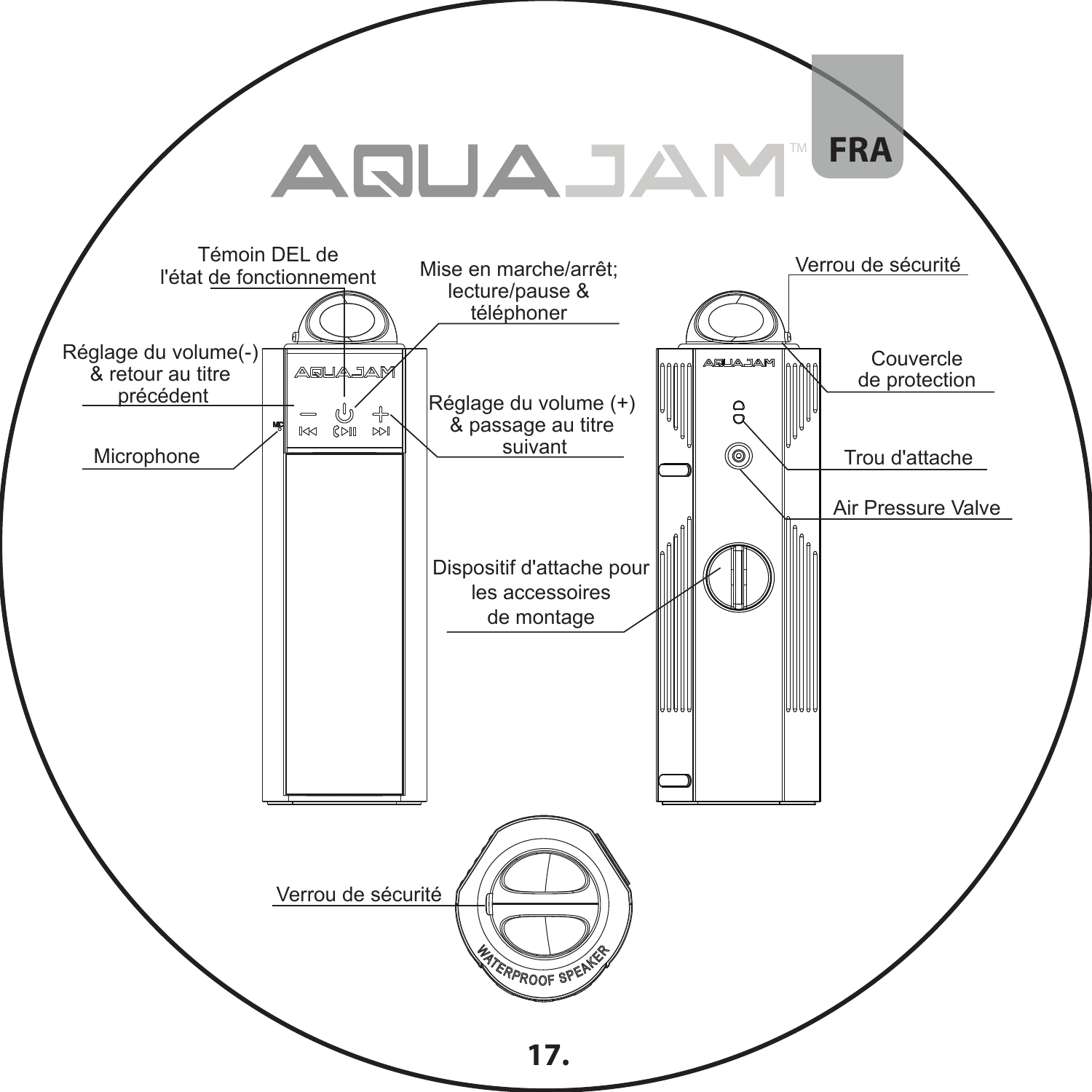# AQUAJAM™ FRA

Témoin DEL de l'état de fonctionnement

Mise en marche/arrêt; lecture/pause & téléphoner

Réglage du volume(-) & retour au titre précédent

Réglage du volume (+) & passage au titre suivant

Microphone

Verrou de sécurité

Couvercle de protection

Trou d'attache

Air Pressure Valve

Dispositif d'attache pour les accessoires de montage

Verrou de sécurité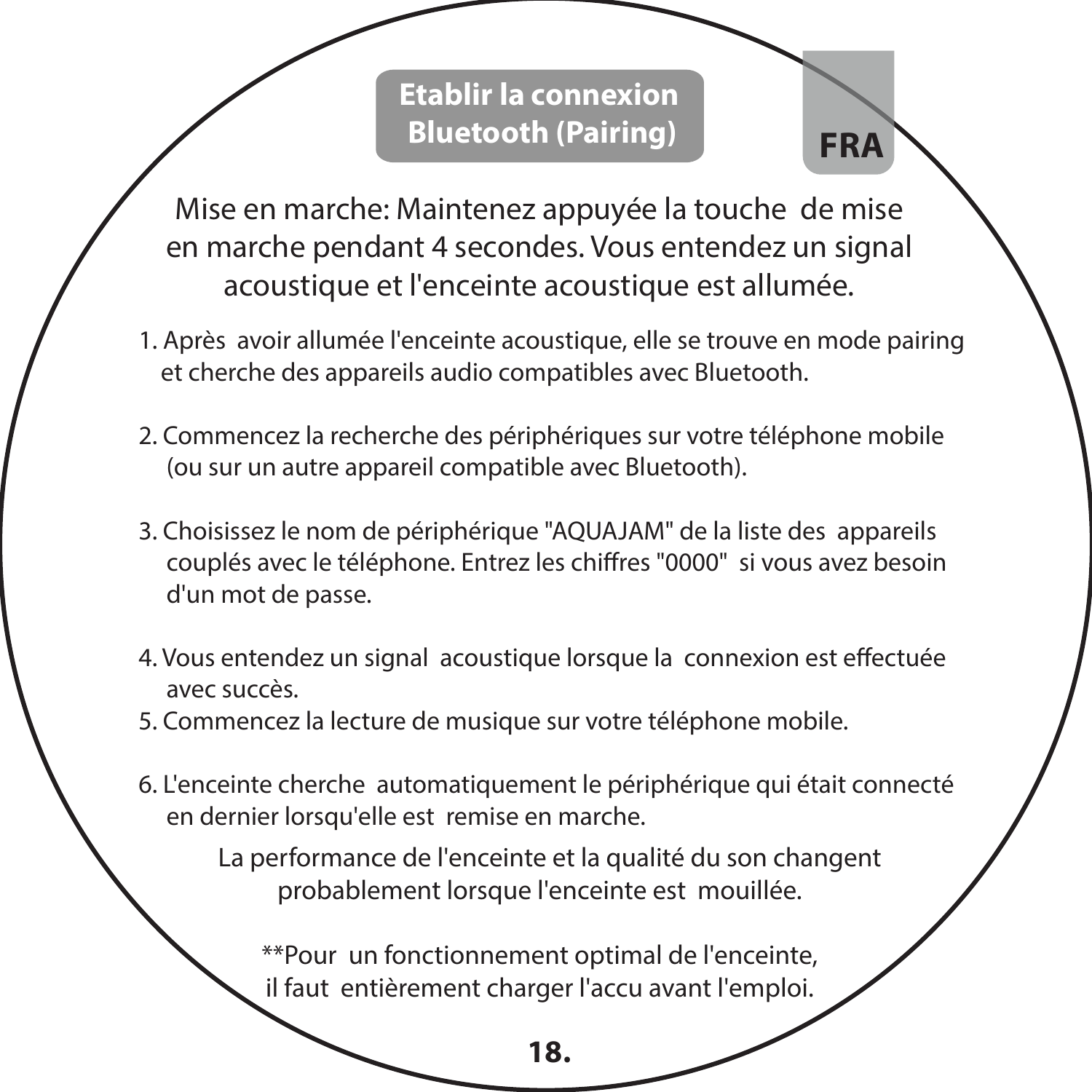## Etablir la connexion Bluetooth (Pairing)

FRA

Mise en marche: Maintenez appuyée la touche de mise en marche pendant 4 secondes. Vous entendez un signal acoustique et l'enceinte acoustique est allumée.

1. Après avoir allumée l'enceinte acoustique, elle se trouve en mode pairing et cherche des appareils audio compatibles avec Bluetooth.

2. Commencez la recherche des périphériques sur votre téléphone mobile (ou sur un autre appareil compatible avec Bluetooth).

3. Choisissez le nom de périphérique "AQUAJAM" de la liste des appareils couplés avec le téléphone. Entrez les chiffres "0000" si vous avez besoin d'un mot de passe.

4. Vous entendez un signal acoustique lorsque la connexion est effectuée avec succès.
5. Commencez la lecture de musique sur votre téléphone mobile.

6. L'enceinte cherche automatiquement le périphérique qui était connecté en dernier lorsqu'elle est remise en marche.

La performance de l'enceinte et la qualité du son changent probablement lorsque l'enceinte est mouillée.

**Pour un fonctionnement optimal de l'enceinte, il faut entièrement charger l'accu avant l'emploi.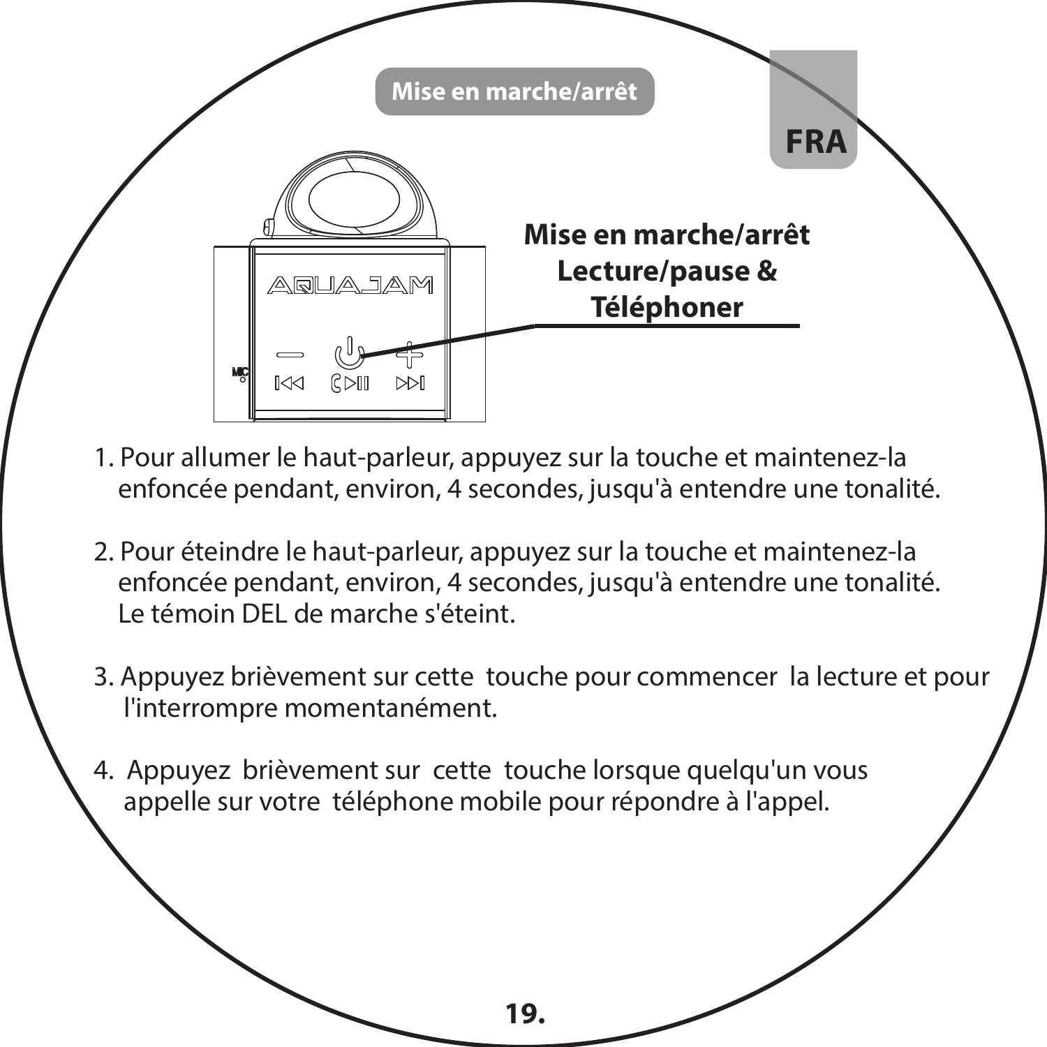## Mise en marche/arrêt

FRA

**Mise en marche/arrêt Lecture/pause & Téléphoner**

1. Pour allumer le haut-parleur, appuyez sur la touche et maintenez-la enfoncée pendant, environ, 4 secondes, jusqu'à entendre une tonalité.

2. Pour éteindre le haut-parleur, appuyez sur la touche et maintenez-la enfoncée pendant, environ, 4 secondes, jusqu'à entendre une tonalité. Le témoin DEL de marche s'éteint.

3. Appuyez brièvement sur cette touche pour commencer la lecture et pour l'interrompre momentanément.

4. Appuyez brièvement sur cette touche lorsque quelqu'un vous appelle sur votre téléphone mobile pour répondre à l'appel.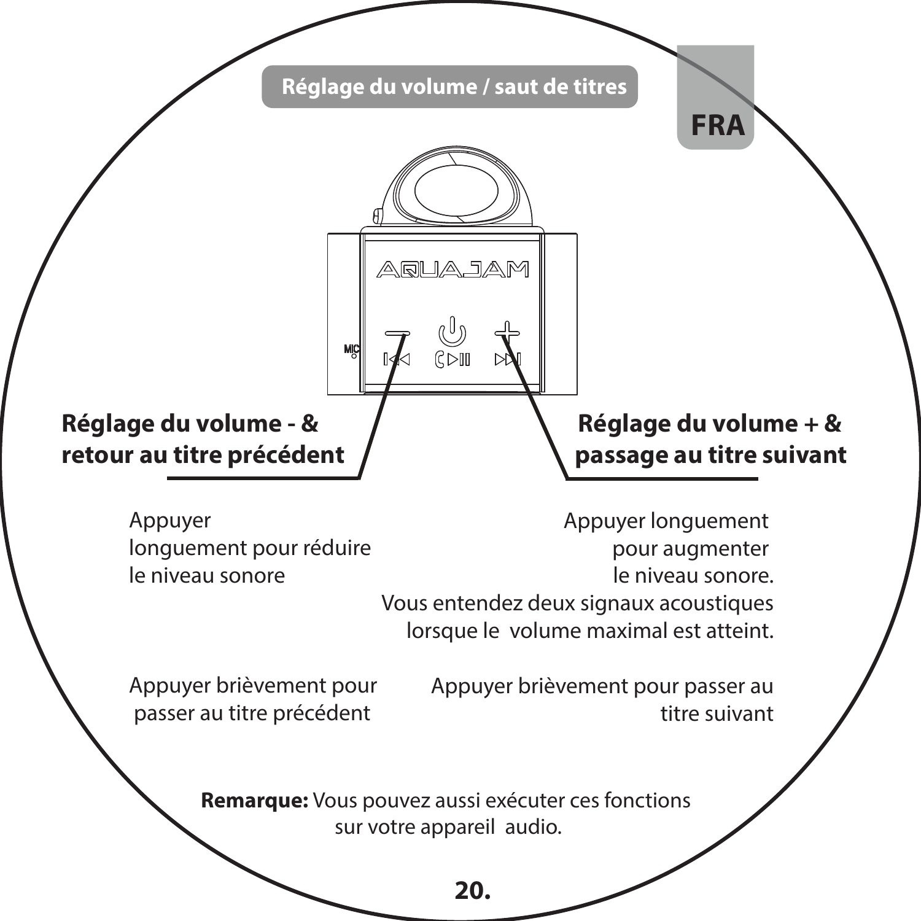## Réglage du volume / saut de titres

FRA

**Réglage du volume - & retour au titre précédent**

Appuyer longuement pour réduire le niveau sonore

Appuyer brièvement pour passer au titre précédent

**Réglage du volume + & passage au titre suivant**

Appuyer longuement pour augmenter le niveau sonore. Vous entendez deux signaux acoustiques lorsque le volume maximal est atteint.

Appuyer brièvement pour passer au titre suivant

**Remarque:** Vous pouvez aussi exécuter ces fonctions sur votre appareil audio.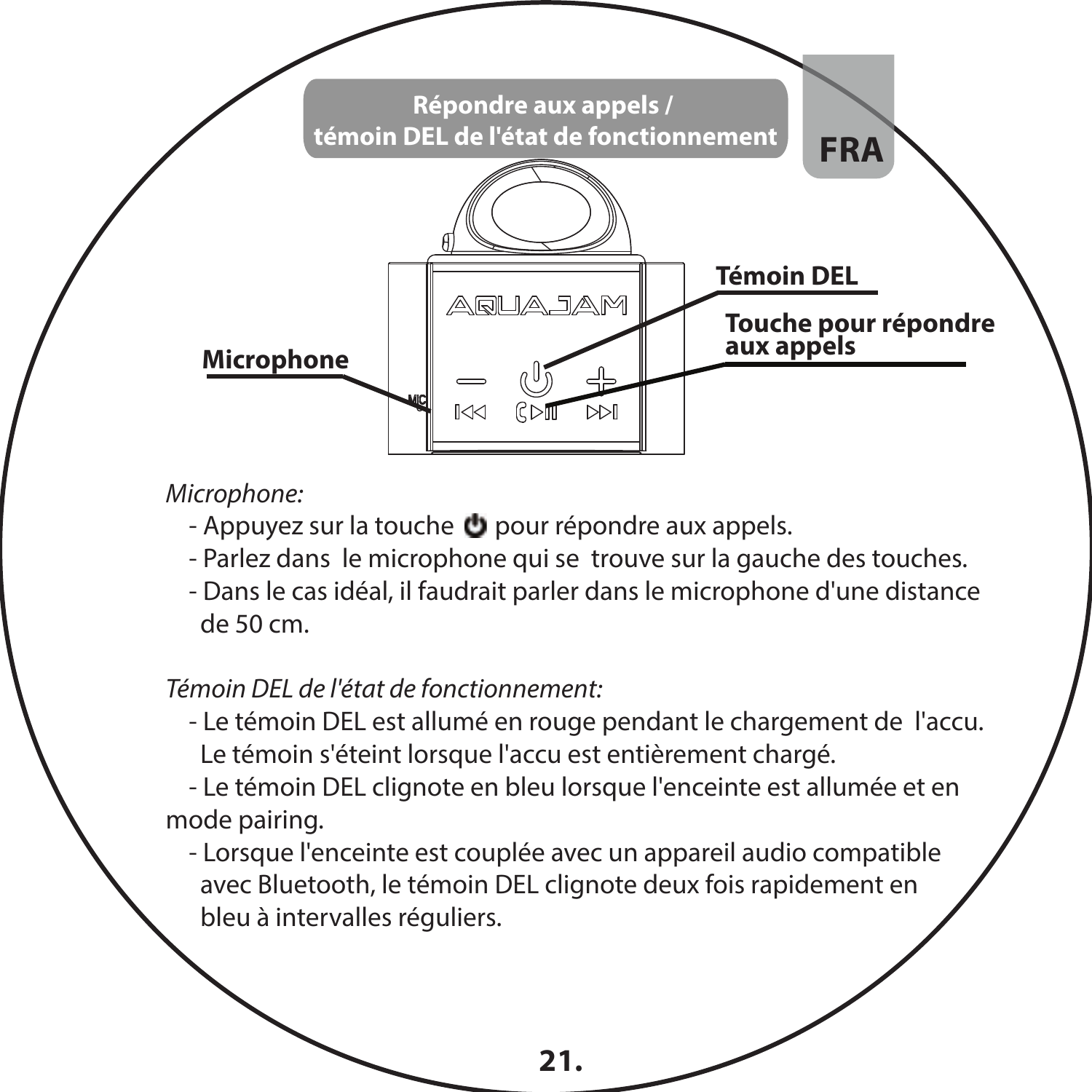## Répondre aux appels / témoin DEL de l'état de fonctionnement

**FRA**

**Témoin DEL**

**Touche pour répondre aux appels**

**Microphone**

*Microphone:*

- Appuyez sur la touche ⏻ pour répondre aux appels.
- Parlez dans le microphone qui se trouve sur la gauche des touches.
- Dans le cas idéal, il faudrait parler dans le microphone d'une distance de 50 cm.

*Témoin DEL de l'état de fonctionnement:*

- Le témoin DEL est allumé en rouge pendant le chargement de l'accu. Le témoin s'éteint lorsque l'accu est entièrement chargé.
- Le témoin DEL clignote en bleu lorsque l'enceinte est allumée et en mode pairing.
- Lorsque l'enceinte est couplée avec un appareil audio compatible avec Bluetooth, le témoin DEL clignote deux fois rapidement en bleu à intervalles réguliers.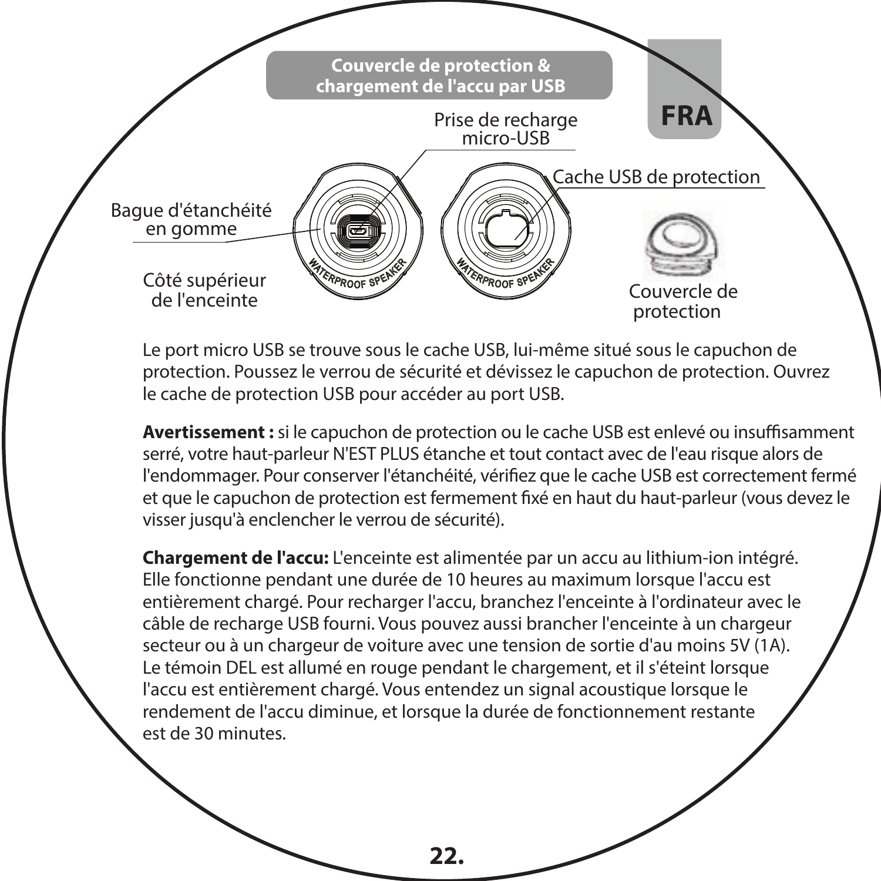## Couvercle de protection & chargement de l'accu par USB

Prise de recharge micro-USB

Cache USB de protection

Bague d'étanchéité en gomme

Côté supérieur de l'enceinte

Couvercle de protection

Le port micro USB se trouve sous le cache USB, lui-même situé sous le capuchon de protection. Poussez le verrou de sécurité et dévissez le capuchon de protection. Ouvrez le cache de protection USB pour accéder au port USB.

**Avertissement :** si le capuchon de protection ou le cache USB est enlevé ou insuffisamment serré, votre haut-parleur N'EST PLUS étanche et tout contact avec de l'eau risque alors de l'endommager. Pour conserver l'étanchéité, vérifiez que le cache USB est correctement fermé et que le capuchon de protection est fermement fixé en haut du haut-parleur (vous devez le visser jusqu'à enclencher le verrou de sécurité).

**Chargement de l'accu:** L'enceinte est alimentée par un accu au lithium-ion intégré. Elle fonctionne pendant une durée de 10 heures au maximum lorsque l'accu est entièrement chargé. Pour recharger l'accu, branchez l'enceinte à l'ordinateur avec le câble de recharge USB fourni. Vous pouvez aussi brancher l'enceinte à un chargeur secteur ou à un chargeur de voiture avec une tension de sortie d'au moins 5V (1A). Le témoin DEL est allumé en rouge pendant le chargement, et il s'éteint lorsque l'accu est entièrement chargé. Vous entendez un signal acoustique lorsque le rendement de l'accu diminue, et lorsque la durée de fonctionnement restante est de 30 minutes.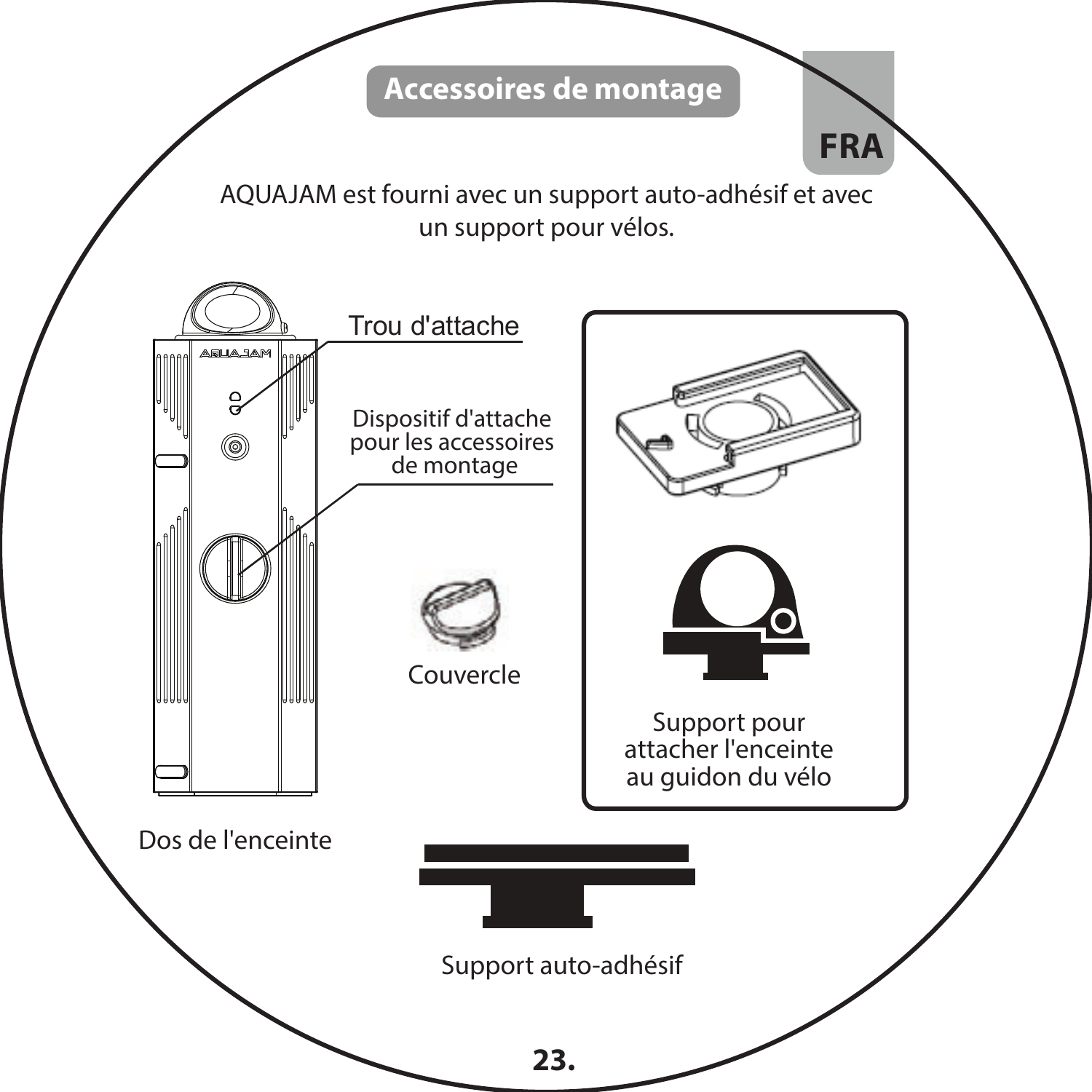## Accessoires de montage

AQUAJAM est fourni avec un support auto-adhésif et avec un support pour vélos.

Trou d'attache

Dispositif d'attache pour les accessoires de montage

Couvercle

Support pour attacher l'enceinte au guidon du vélo

Dos de l'enceinte

Support auto-adhésif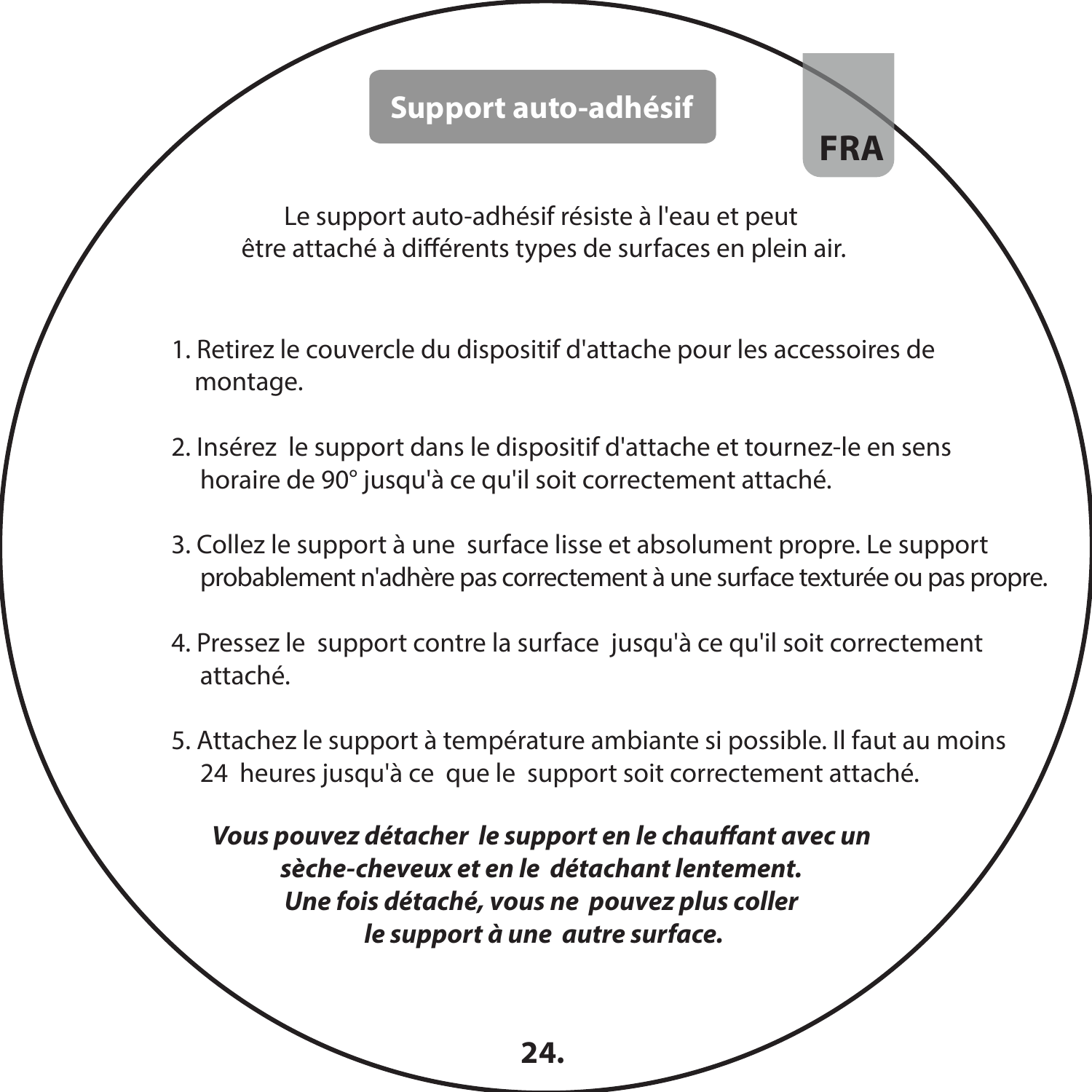## Support auto-adhésif

**FRA**

Le support auto-adhésif résiste à l'eau et peut être attaché à différents types de surfaces en plein air.

1. Retirez le couvercle du dispositif d'attache pour les accessoires de montage.

2. Insérez le support dans le dispositif d'attache et tournez-le en sens horaire de 90° jusqu'à ce qu'il soit correctement attaché.

3. Collez le support à une surface lisse et absolument propre. Le support probablement n'adhère pas correctement à une surface texturée ou pas propre.

4. Pressez le support contre la surface jusqu'à ce qu'il soit correctement attaché.

5. Attachez le support à température ambiante si possible. Il faut au moins 24 heures jusqu'à ce que le support soit correctement attaché.

***Vous pouvez détacher le support en le chauffant avec un sèche-cheveux et en le détachant lentement. Une fois détaché, vous ne pouvez plus coller le support à une autre surface.***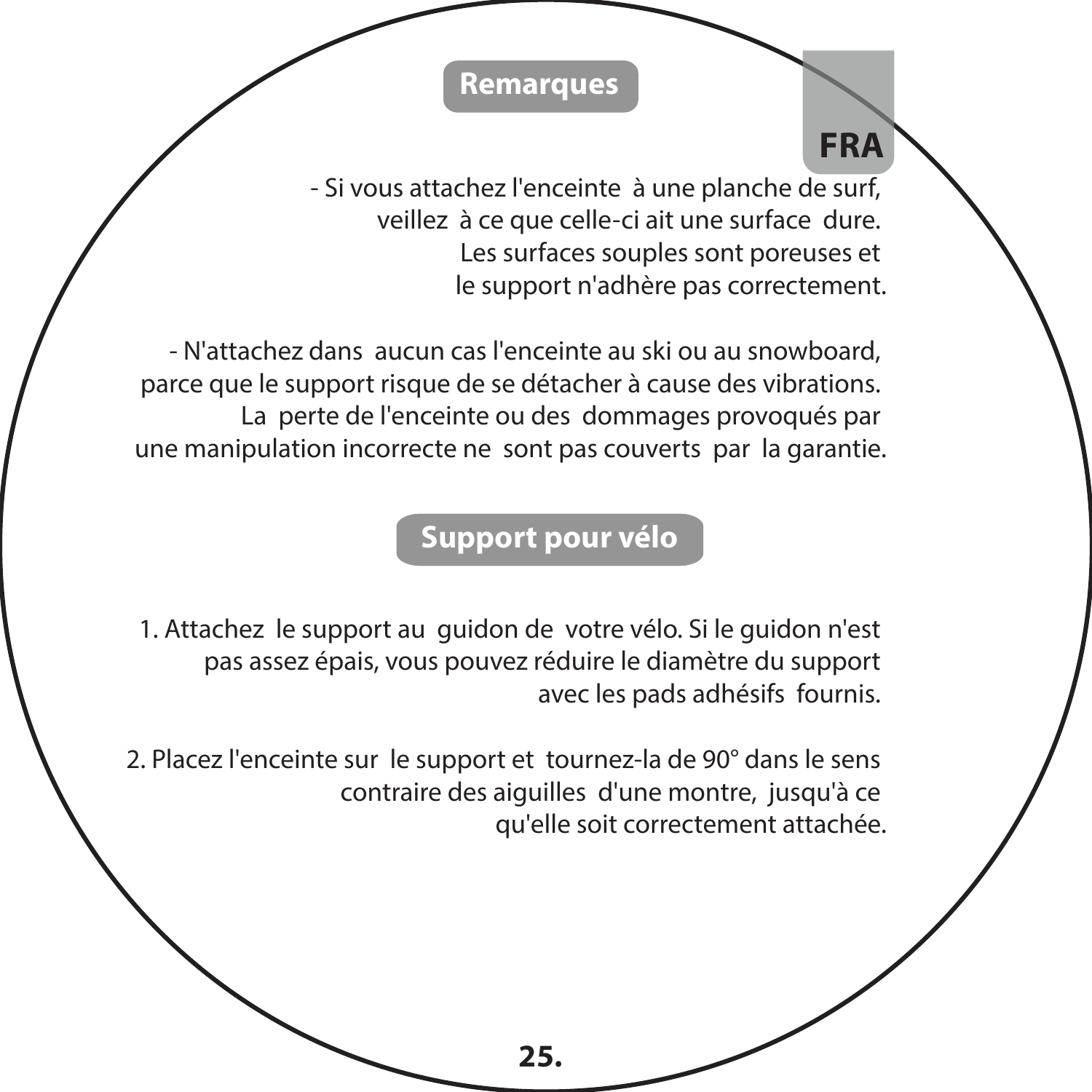## Remarques

FRA

- Si vous attachez l'enceinte à une planche de surf, veillez à ce que celle-ci ait une surface dure. Les surfaces souples sont poreuses et le support n'adhère pas correctement.

- N'attachez dans aucun cas l'enceinte au ski ou au snowboard, parce que le support risque de se détacher à cause des vibrations. La perte de l'enceinte ou des dommages provoqués par une manipulation incorrecte ne sont pas couverts par la garantie.

## Support pour vélo

1. Attachez le support au guidon de votre vélo. Si le guidon n'est pas assez épais, vous pouvez réduire le diamètre du support avec les pads adhésifs fournis.

2. Placez l'enceinte sur le support et tournez-la de 90° dans le sens contraire des aiguilles d'une montre, jusqu'à ce qu'elle soit correctement attachée.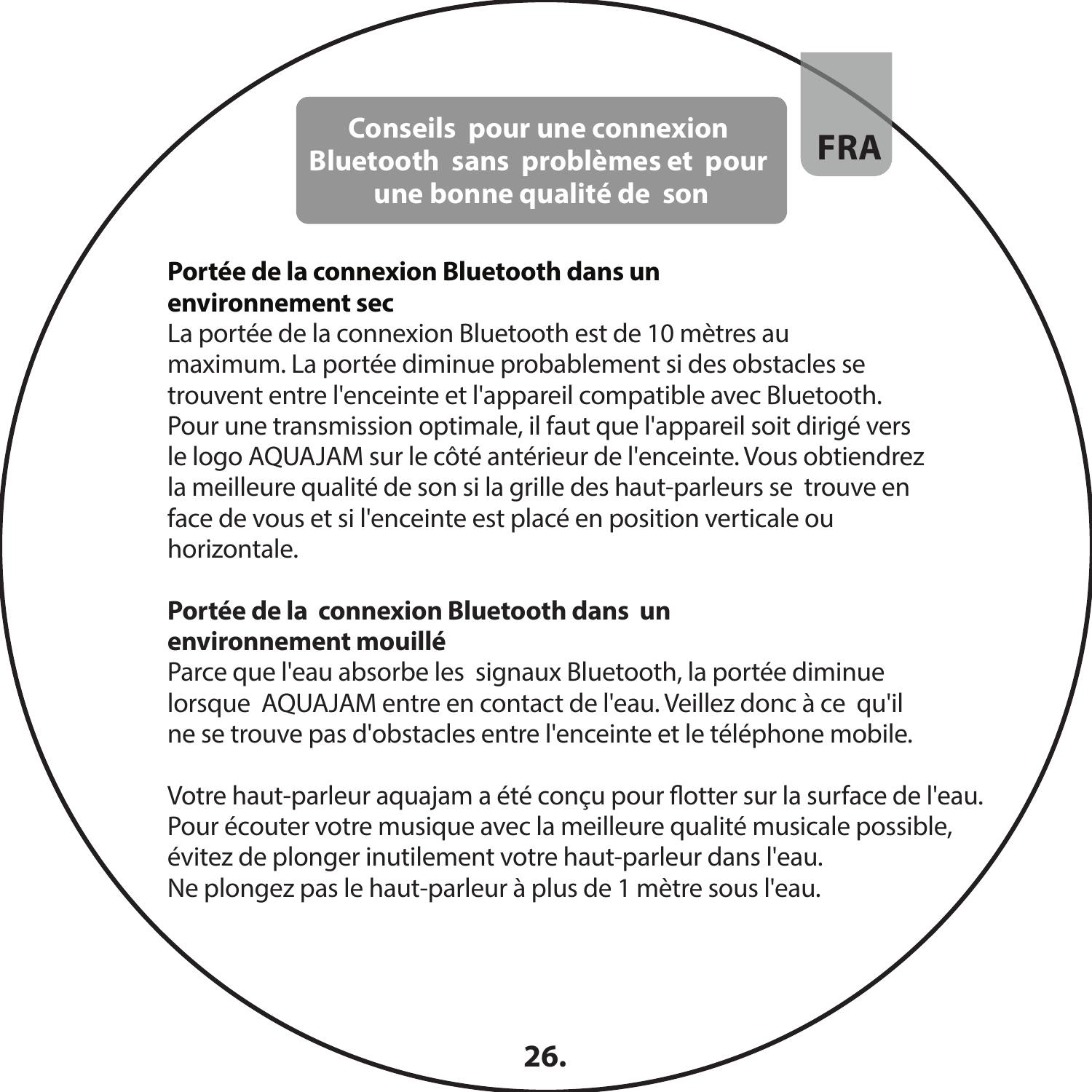## Conseils pour une connexion Bluetooth sans problèmes et pour une bonne qualité de son

FRA

**Portée de la connexion Bluetooth dans un environnement sec**

La portée de la connexion Bluetooth est de 10 mètres au maximum. La portée diminue probablement si des obstacles se trouvent entre l'enceinte et l'appareil compatible avec Bluetooth. Pour une transmission optimale, il faut que l'appareil soit dirigé vers le logo AQUAJAM sur le côté antérieur de l'enceinte. Vous obtiendrez la meilleure qualité de son si la grille des haut-parleurs se trouve en face de vous et si l'enceinte est placé en position verticale ou horizontale.

**Portée de la connexion Bluetooth dans un environnement mouillé**

Parce que l'eau absorbe les signaux Bluetooth, la portée diminue lorsque AQUAJAM entre en contact de l'eau. Veillez donc à ce qu'il ne se trouve pas d'obstacles entre l'enceinte et le téléphone mobile.

Votre haut-parleur aquajam a été conçu pour flotter sur la surface de l'eau. Pour écouter votre musique avec la meilleure qualité musicale possible, évitez de plonger inutilement votre haut-parleur dans l'eau.
Ne plongez pas le haut-parleur à plus de 1 mètre sous l'eau.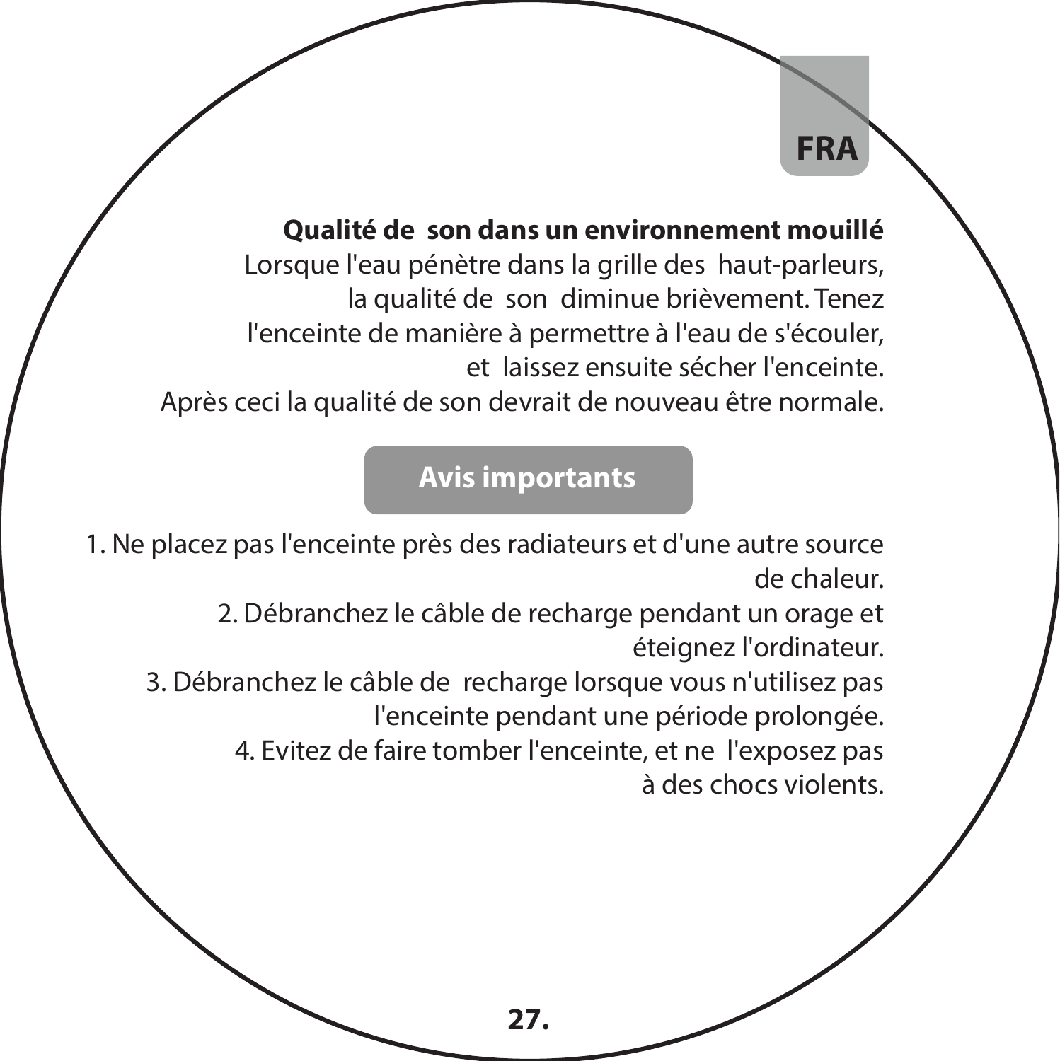FRA

**Qualité de son dans un environnement mouillé**

Lorsque l'eau pénètre dans la grille des haut-parleurs, la qualité de son diminue brièvement. Tenez l'enceinte de manière à permettre à l'eau de s'écouler, et laissez ensuite sécher l'enceinte. Après ceci la qualité de son devrait de nouveau être normale.

## Avis importants

1. Ne placez pas l'enceinte près des radiateurs et d'une autre source de chaleur.
2. Débranchez le câble de recharge pendant un orage et éteignez l'ordinateur.
3. Débranchez le câble de recharge lorsque vous n'utilisez pas l'enceinte pendant une période prolongée.
4. Evitez de faire tomber l'enceinte, et ne l'exposez pas à des chocs violents.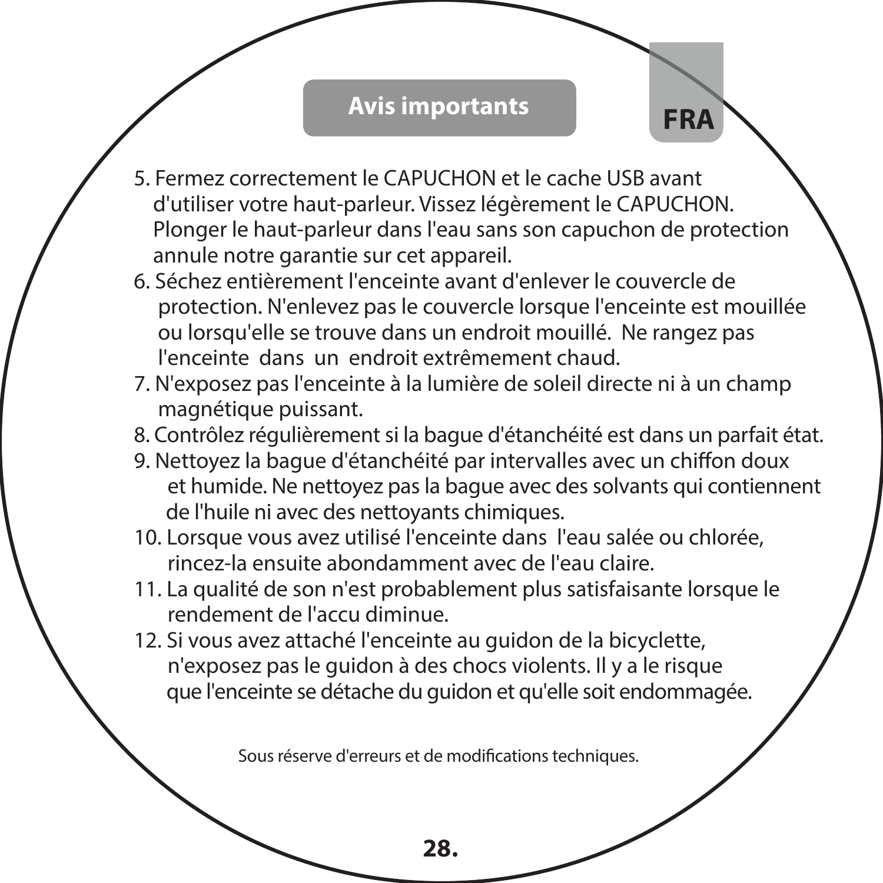## Avis importants

**FRA**

5. Fermez correctement le CAPUCHON et le cache USB avant d'utiliser votre haut-parleur. Vissez légèrement le CAPUCHON. Plonger le haut-parleur dans l'eau sans son capuchon de protection annule notre garantie sur cet appareil.
6. Séchez entièrement l'enceinte avant d'enlever le couvercle de protection. N'enlevez pas le couvercle lorsque l'enceinte est mouillée ou lorsqu'elle se trouve dans un endroit mouillé. Ne rangez pas l'enceinte dans un endroit extrêmement chaud.
7. N'exposez pas l'enceinte à la lumière de soleil directe ni à un champ magnétique puissant.
8. Contrôlez régulièrement si la bague d'étanchéité est dans un parfait état.
9. Nettoyez la bague d'étanchéité par intervalles avec un chiffon doux et humide. Ne nettoyez pas la bague avec des solvants qui contiennent de l'huile ni avec des nettoyants chimiques.
10. Lorsque vous avez utilisé l'enceinte dans l'eau salée ou chlorée, rincez-la ensuite abondamment avec de l'eau claire.
11. La qualité de son n'est probablement plus satisfaisante lorsque le rendement de l'accu diminue.
12. Si vous avez attaché l'enceinte au guidon de la bicyclette, n'exposez pas le guidon à des chocs violents. Il y a le risque que l'enceinte se détache du guidon et qu'elle soit endommagée.

Sous réserve d'erreurs et de modifications techniques.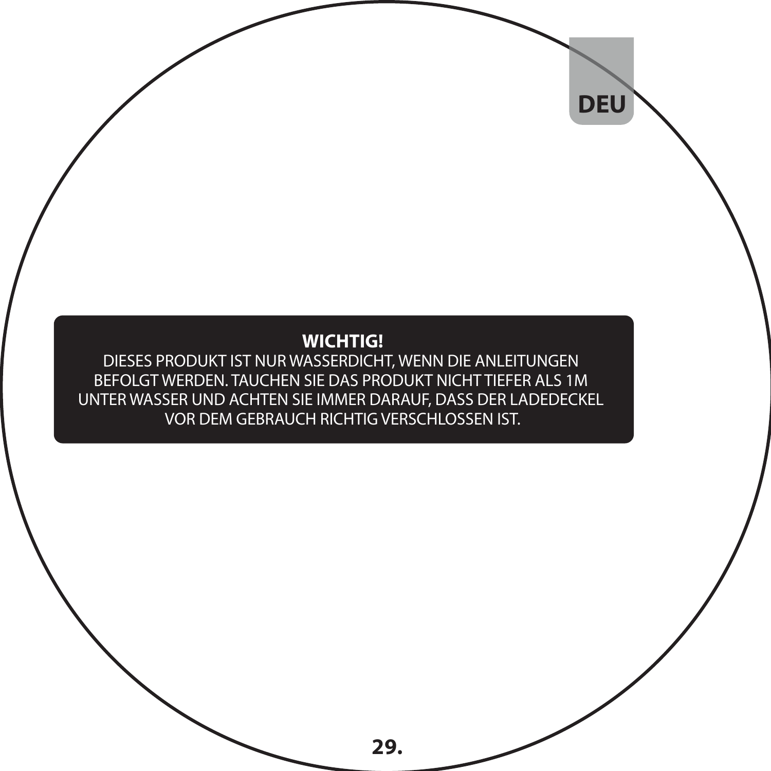**WICHTIG!**

DIESES PRODUKT IST NUR WASSERDICHT, WENN DIE ANLEITUNGEN BEFOLGT WERDEN. TAUCHEN SIE DAS PRODUKT NICHT TIEFER ALS 1M UNTER WASSER UND ACHTEN SIE IMMER DARAUF, DASS DER LADEDECKEL VOR DEM GEBRAUCH RICHTIG VERSCHLOSSEN IST.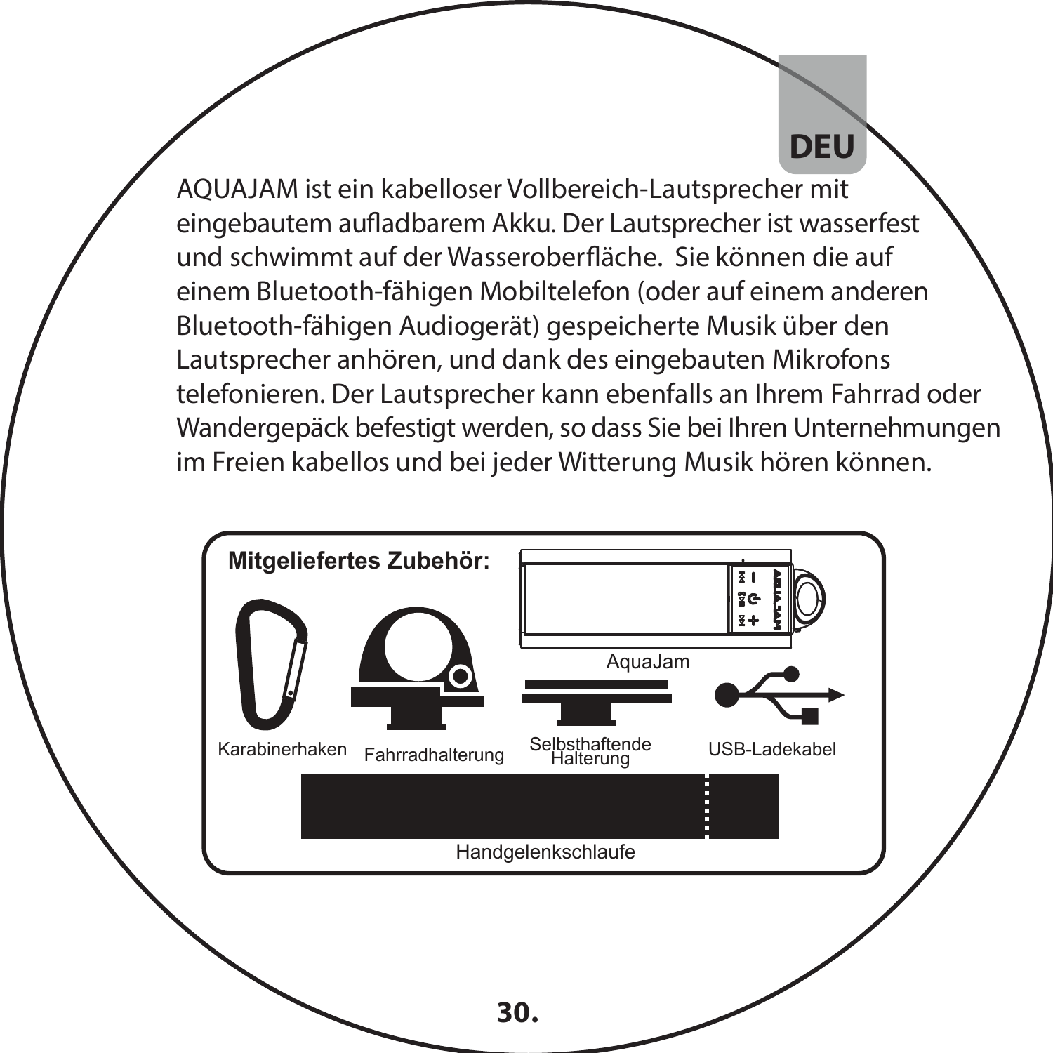AQUAJAM ist ein kabelloser Vollbereich-Lautsprecher mit eingebautem aufladbarem Akku. Der Lautsprecher ist wasserfest und schwimmt auf der Wasseroberfläche. Sie können die auf einem Bluetooth-fähigen Mobiltelefon (oder auf einem anderen Bluetooth-fähigen Audiogerät) gespeicherte Musik über den Lautsprecher anhören, und dank des eingebauten Mikrofons telefonieren. Der Lautsprecher kann ebenfalls an Ihrem Fahrrad oder Wandergepäck befestigt werden, so dass Sie bei Ihren Unternehmungen im Freien kabellos und bei jeder Witterung Musik hören können.

**Mitgeliefertes Zubehör:**

- AquaJam
- Karabinerhaken
- Fahrradhalterung
- Selbsthaftende Halterung
- USB-Ladekabel
- Handgelenkschlaufe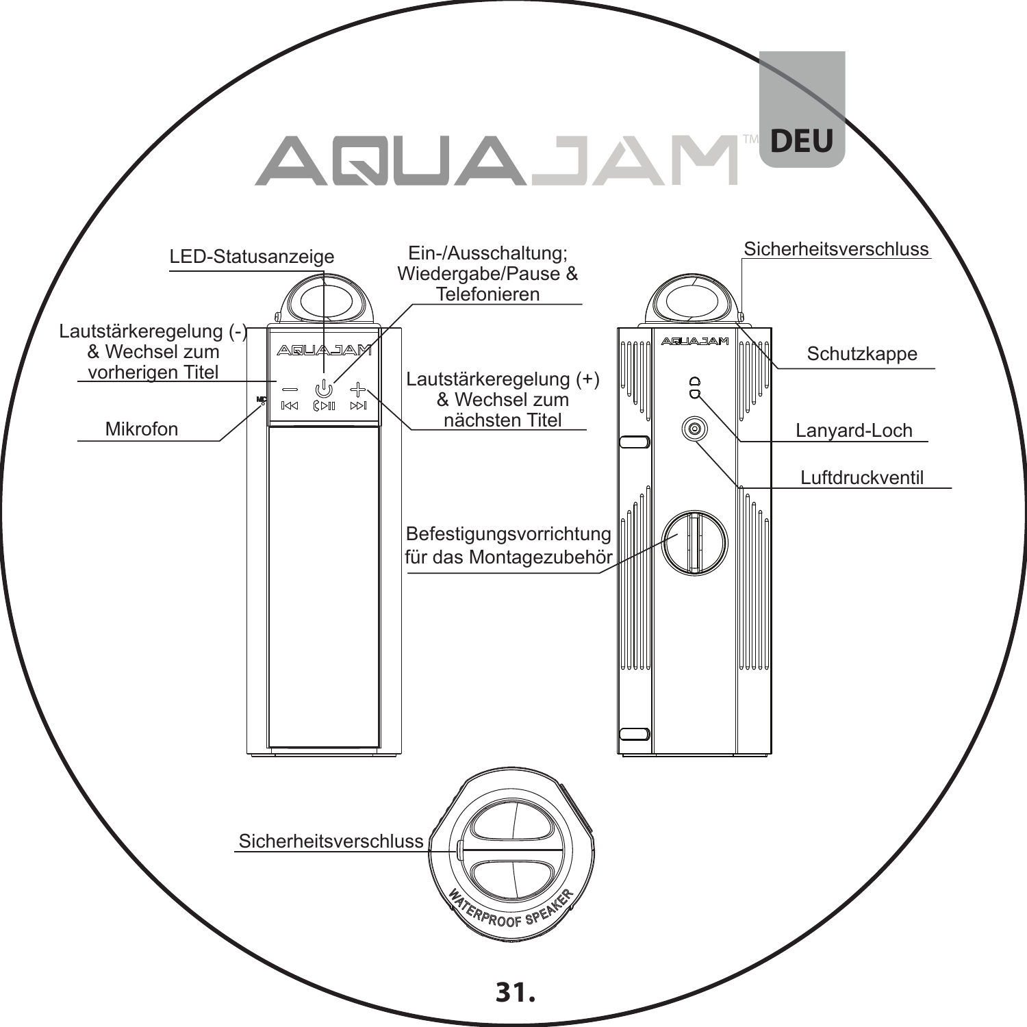AQUAJAM™ DEU

LED-Statusanzeige

Ein-/Ausschaltung; Wiedergabe/Pause & Telefonieren

Lautstärkeregelung (-) & Wechsel zum vorherigen Titel

Lautstärkeregelung (+) & Wechsel zum nächsten Titel

Mikrofon

Sicherheitsverschluss

Schutzkappe

Lanyard-Loch

Luftdruckventil

Befestigungsvorrichtung für das Montagezubehör

Sicherheitsverschluss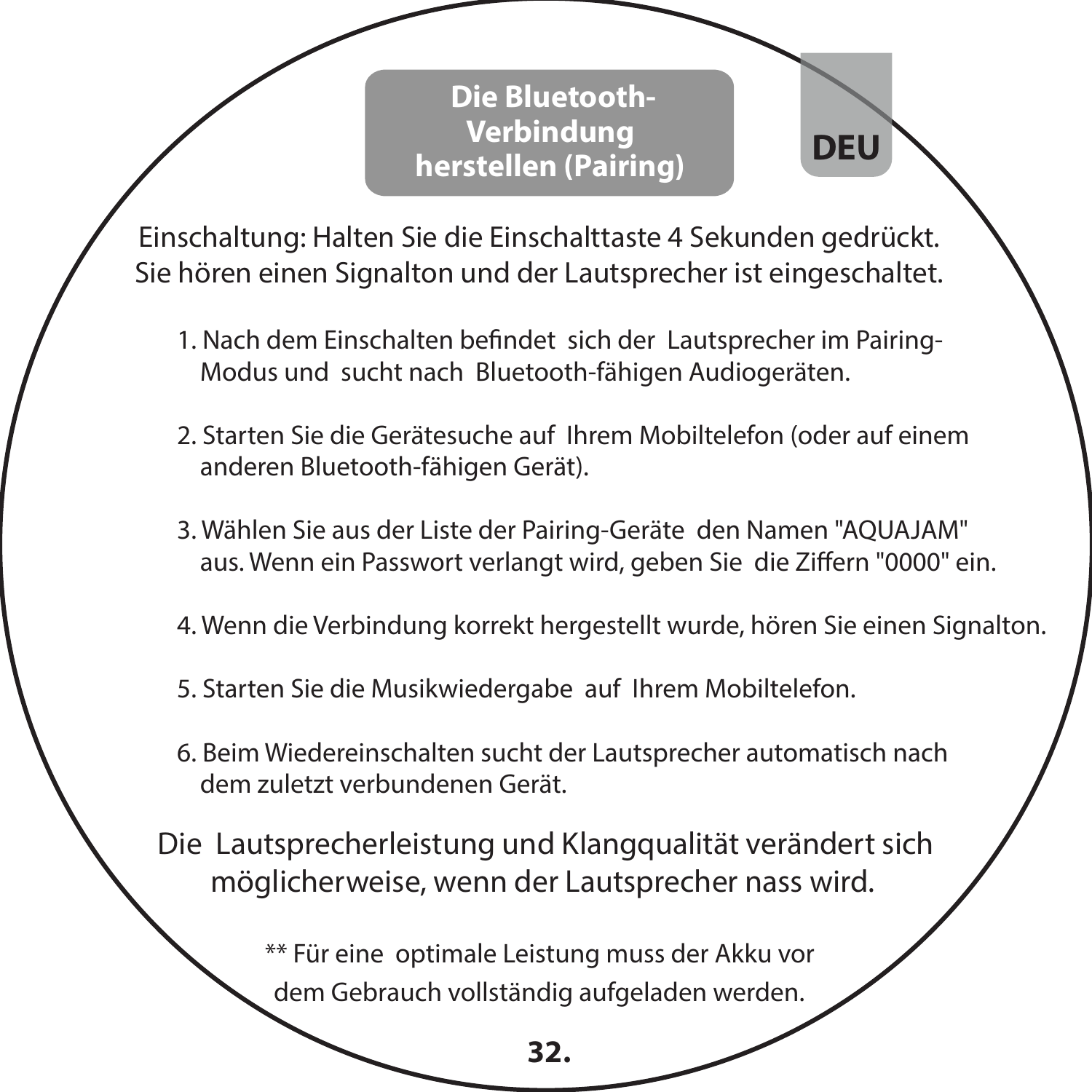# Die Bluetooth-Verbindung herstellen (Pairing)

DEU

Einschaltung: Halten Sie die Einschalttaste 4 Sekunden gedrückt. Sie hören einen Signalton und der Lautsprecher ist eingeschaltet.

1. Nach dem Einschalten befindet sich der Lautsprecher im Pairing-Modus und sucht nach Bluetooth-fähigen Audiogeräten.

2. Starten Sie die Gerätesuche auf Ihrem Mobiltelefon (oder auf einem anderen Bluetooth-fähigen Gerät).

3. Wählen Sie aus der Liste der Pairing-Geräte den Namen "AQUAJAM" aus. Wenn ein Passwort verlangt wird, geben Sie die Ziffern "0000" ein.

4. Wenn die Verbindung korrekt hergestellt wurde, hören Sie einen Signalton.

5. Starten Sie die Musikwiedergabe auf Ihrem Mobiltelefon.

6. Beim Wiedereinschalten sucht der Lautsprecher automatisch nach dem zuletzt verbundenen Gerät.

Die Lautsprecherleistung und Klangqualität verändert sich möglicherweise, wenn der Lautsprecher nass wird.

** Für eine optimale Leistung muss der Akku vor dem Gebrauch vollständig aufgeladen werden.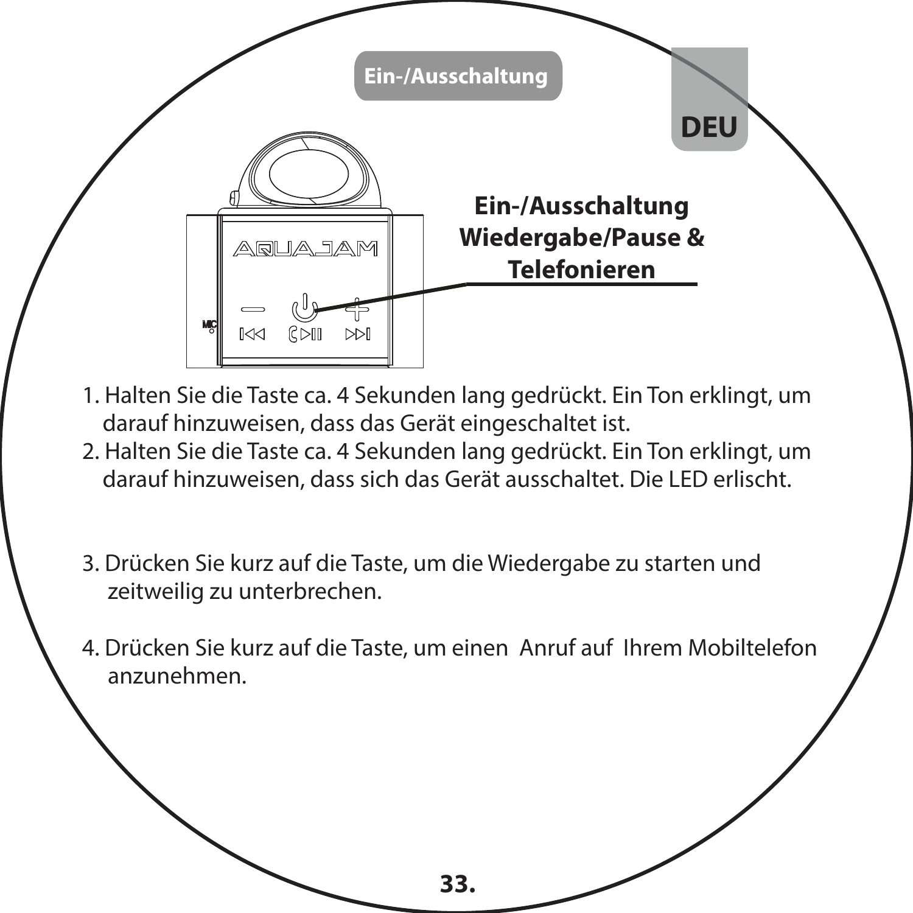## Ein-/Ausschaltung

DEU

**Ein-/Ausschaltung
Wiedergabe/Pause &
Telefonieren**

1. Halten Sie die Taste ca. 4 Sekunden lang gedrückt. Ein Ton erklingt, um darauf hinzuweisen, dass das Gerät eingeschaltet ist.
2. Halten Sie die Taste ca. 4 Sekunden lang gedrückt. Ein Ton erklingt, um darauf hinzuweisen, dass sich das Gerät ausschaltet. Die LED erlischt.

3. Drücken Sie kurz auf die Taste, um die Wiedergabe zu starten und zeitweilig zu unterbrechen.

4. Drücken Sie kurz auf die Taste, um einen Anruf auf Ihrem Mobiltelefon anzunehmen.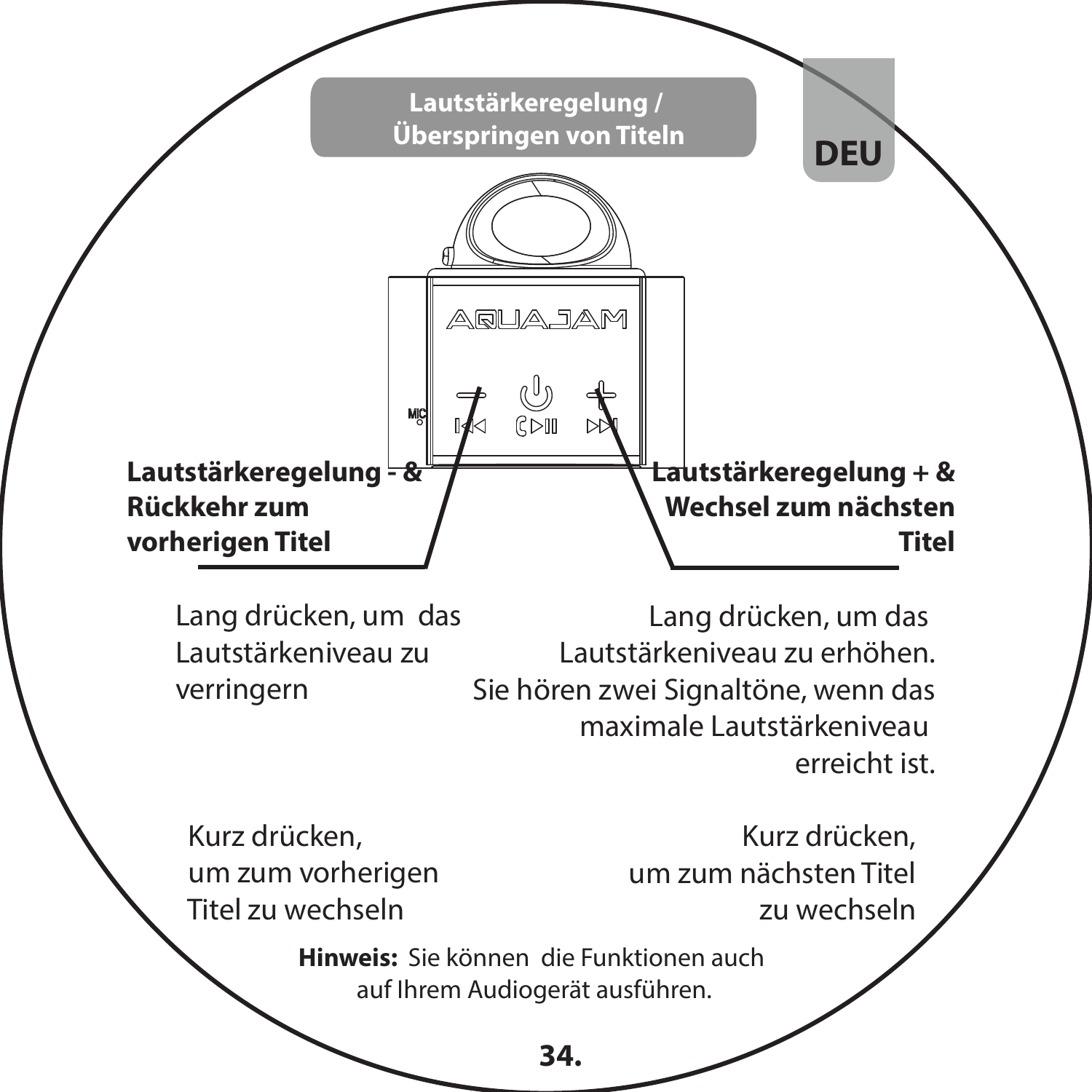DEU

## Lautstärkeregelung / Überspringen von Titeln

AQUAJAM

MIC

**Lautstärkeregelung - & Rückkehr zum vorherigen Titel**

Lang drücken, um das Lautstärkeniveau zu verringern

Kurz drücken, um zum vorherigen Titel zu wechseln

**Lautstärkeregelung + & Wechsel zum nächsten Titel**

Lang drücken, um das Lautstärkeniveau zu erhöhen. Sie hören zwei Signaltöne, wenn das maximale Lautstärkeniveau erreicht ist.

Kurz drücken, um zum nächsten Titel zu wechseln

**Hinweis:** Sie können die Funktionen auch auf Ihrem Audiogerät ausführen.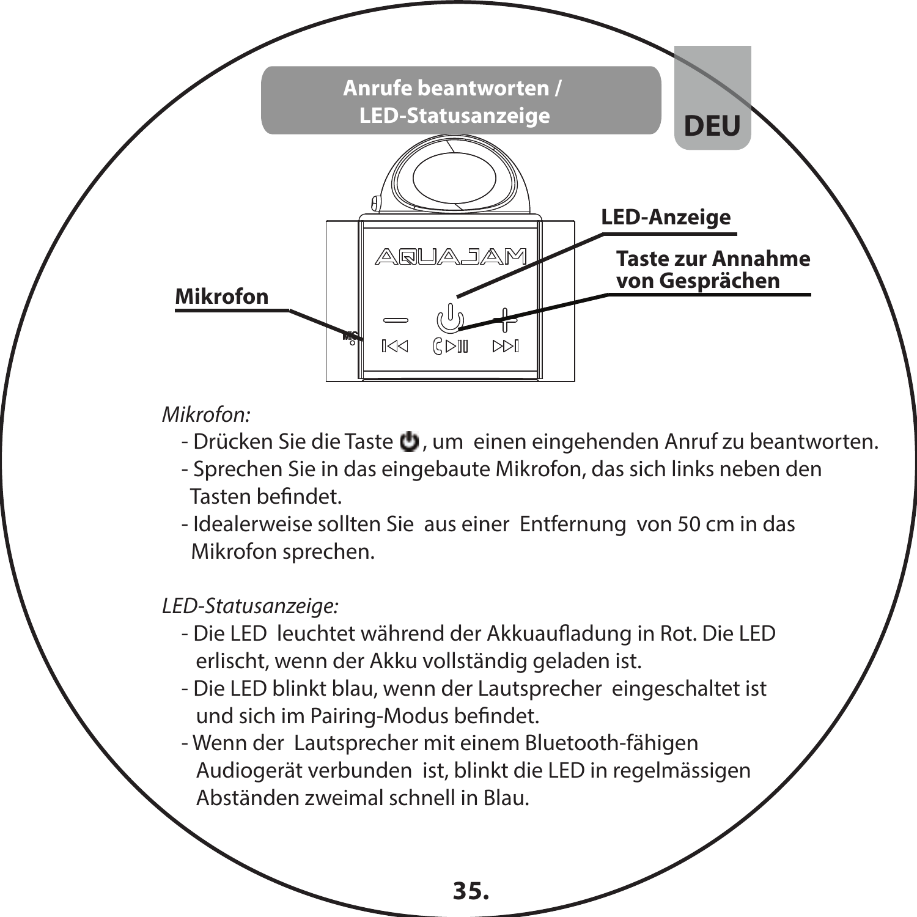## Anrufe beantworten / LED-Statusanzeige

DEU

LED-Anzeige

Taste zur Annahme von Gesprächen

Mikrofon

*Mikrofon:*

- Drücken Sie die Taste ⏻, um einen eingehenden Anruf zu beantworten.
- Sprechen Sie in das eingebaute Mikrofon, das sich links neben den Tasten befindet.
- Idealerweise sollten Sie aus einer Entfernung von 50 cm in das Mikrofon sprechen.

*LED-Statusanzeige:*

- Die LED leuchtet während der Akkuaufladung in Rot. Die LED erlischt, wenn der Akku vollständig geladen ist.
- Die LED blinkt blau, wenn der Lautsprecher eingeschaltet ist und sich im Pairing-Modus befindet.
- Wenn der Lautsprecher mit einem Bluetooth-fähigen Audiogerät verbunden ist, blinkt die LED in regelmässigen Abständen zweimal schnell in Blau.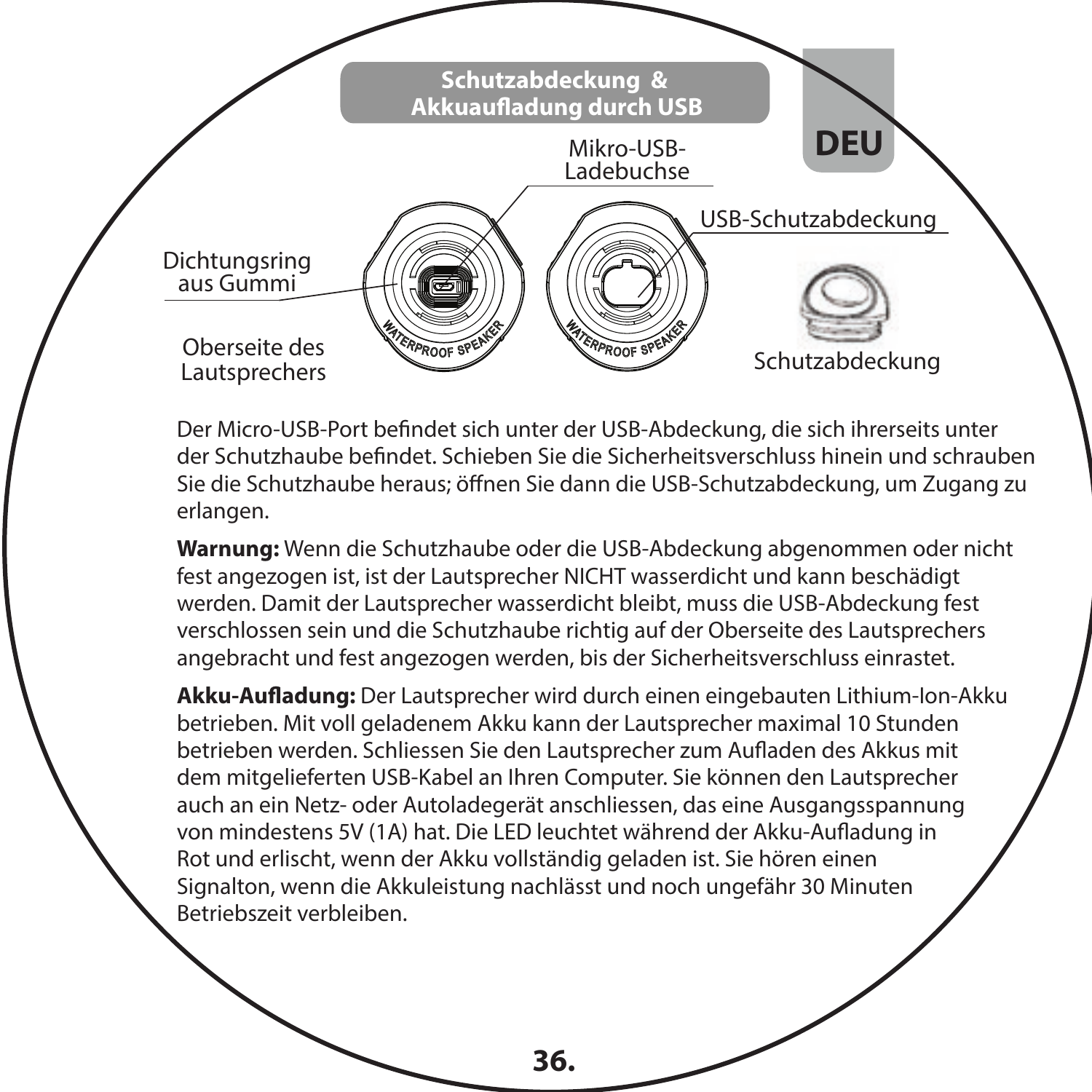## Schutzabdeckung & Akkuaufladung durch USB

DEU

Mikro-USB-Ladebuchse

USB-Schutzabdeckung

Dichtungsring aus Gummi

Oberseite des Lautsprechers

Schutzabdeckung

Der Micro-USB-Port befindet sich unter der USB-Abdeckung, die sich ihrerseits unter der Schutzhaube befindet. Schieben Sie die Sicherheitsverschluss hinein und schrauben Sie die Schutzhaube heraus; öffnen Sie dann die USB-Schutzabdeckung, um Zugang zu erlangen.

**Warnung:** Wenn die Schutzhaube oder die USB-Abdeckung abgenommen oder nicht fest angezogen ist, ist der Lautsprecher NICHT wasserdicht und kann beschädigt werden. Damit der Lautsprecher wasserdicht bleibt, muss die USB-Abdeckung fest verschlossen sein und die Schutzhaube richtig auf der Oberseite des Lautsprechers angebracht und fest angezogen werden, bis der Sicherheitsverschluss einrastet.

**Akku-Aufladung:** Der Lautsprecher wird durch einen eingebauten Lithium-Ion-Akku betrieben. Mit voll geladenem Akku kann der Lautsprecher maximal 10 Stunden betrieben werden. Schliessen Sie den Lautsprecher zum Aufladen des Akkus mit dem mitgelieferten USB-Kabel an Ihren Computer. Sie können den Lautsprecher auch an ein Netz- oder Autoladegerät anschliessen, das eine Ausgangsspannung von mindestens 5V (1A) hat. Die LED leuchtet während der Akku-Aufladung in Rot und erlischt, wenn der Akku vollständig geladen ist. Sie hören einen Signalton, wenn die Akkuleistung nachlässt und noch ungefähr 30 Minuten Betriebszeit verbleiben.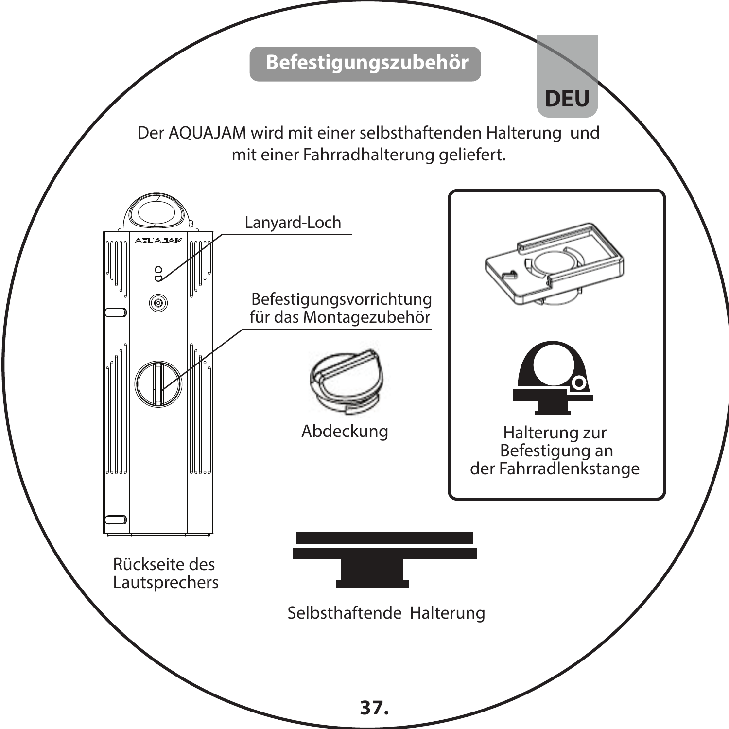## Befestigungszubehör

DEU

Der AQUAJAM wird mit einer selbsthaftenden Halterung und mit einer Fahrradhalterung geliefert.

Lanyard-Loch

Befestigungsvorrichtung für das Montagezubehör

Abdeckung

Halterung zur Befestigung an der Fahrradlenkstange

Rückseite des Lautsprechers

Selbsthaftende Halterung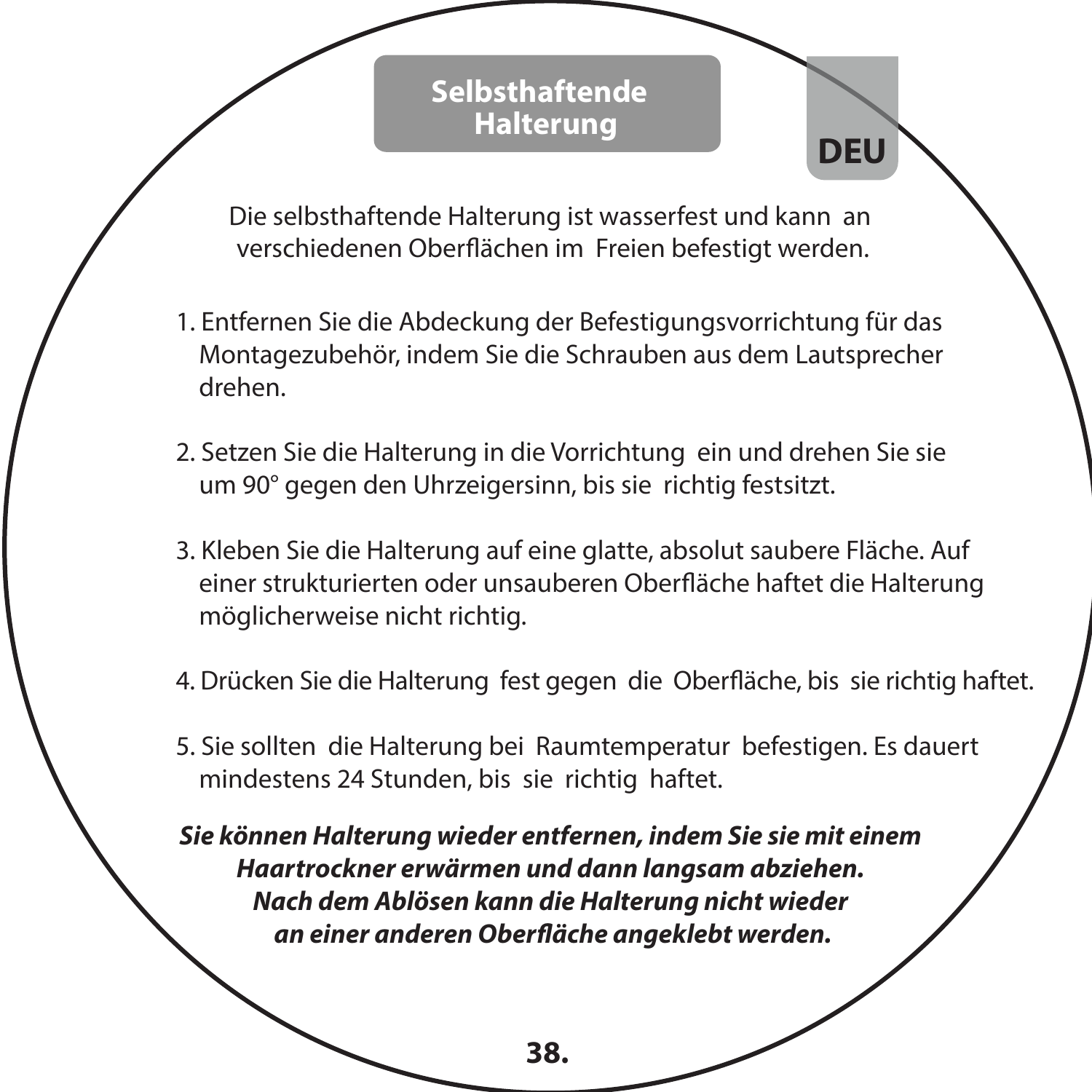## Selbsthaftende Halterung

DEU

Die selbsthaftende Halterung ist wasserfest und kann an verschiedenen Oberflächen im Freien befestigt werden.

1. Entfernen Sie die Abdeckung der Befestigungsvorrichtung für das Montagezubehör, indem Sie die Schrauben aus dem Lautsprecher drehen.

2. Setzen Sie die Halterung in die Vorrichtung ein und drehen Sie sie um 90° gegen den Uhrzeigersinn, bis sie richtig festsitzt.

3. Kleben Sie die Halterung auf eine glatte, absolut saubere Fläche. Auf einer strukturierten oder unsauberen Oberfläche haftet die Halterung möglicherweise nicht richtig.

4. Drücken Sie die Halterung fest gegen die Oberfläche, bis sie richtig haftet.

5. Sie sollten die Halterung bei Raumtemperatur befestigen. Es dauert mindestens 24 Stunden, bis sie richtig haftet.

***Sie können Halterung wieder entfernen, indem Sie sie mit einem Haartrockner erwärmen und dann langsam abziehen. Nach dem Ablösen kann die Halterung nicht wieder an einer anderen Oberfläche angeklebt werden.***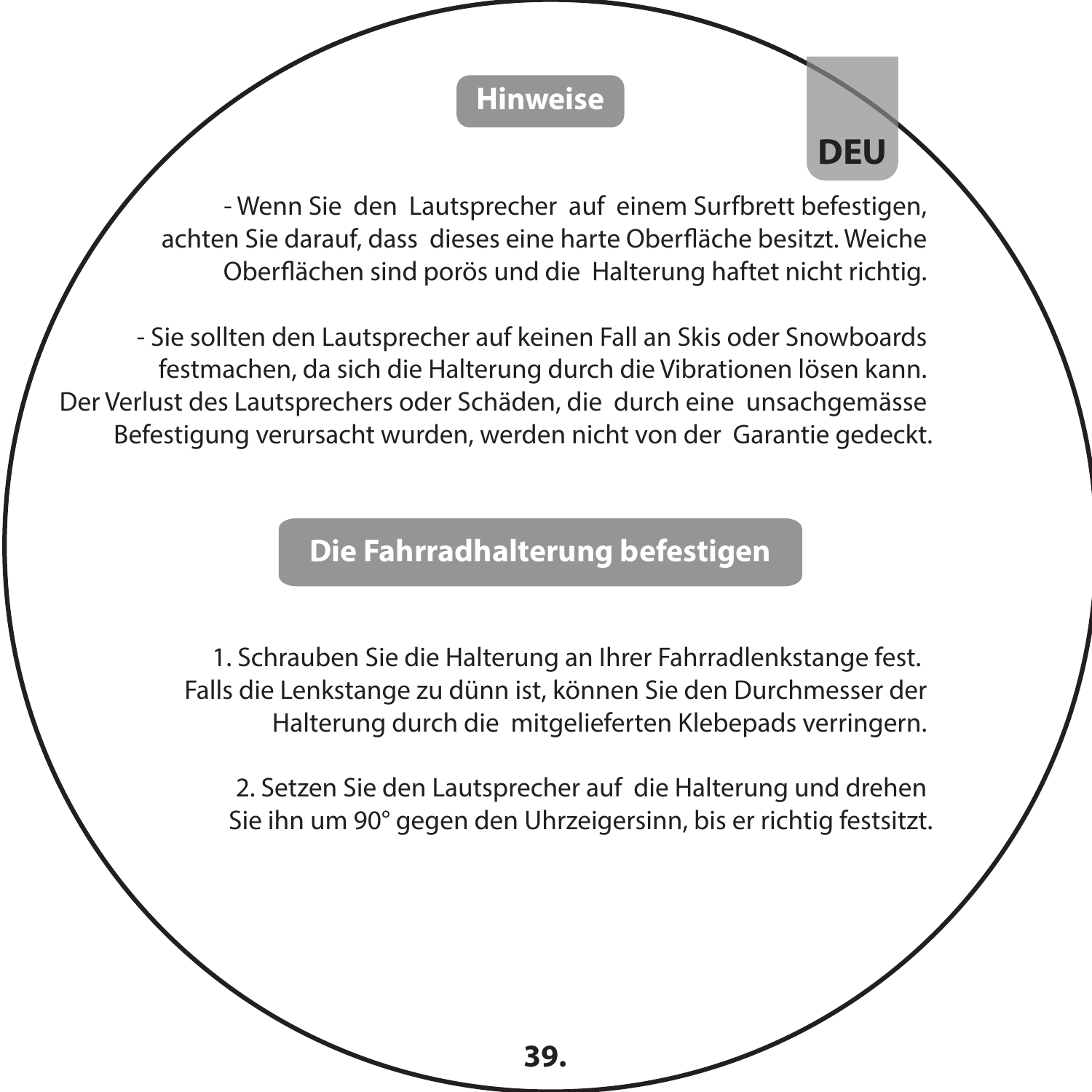## Hinweise

- Wenn Sie den Lautsprecher auf einem Surfbrett befestigen, achten Sie darauf, dass dieses eine harte Oberfläche besitzt. Weiche Oberflächen sind porös und die Halterung haftet nicht richtig.

- Sie sollten den Lautsprecher auf keinen Fall an Skis oder Snowboards festmachen, da sich die Halterung durch die Vibrationen lösen kann. Der Verlust des Lautsprechers oder Schäden, die durch eine unsachgemässe Befestigung verursacht wurden, werden nicht von der Garantie gedeckt.

## Die Fahrradhalterung befestigen

1. Schrauben Sie die Halterung an Ihrer Fahrradlenkstange fest. Falls die Lenkstange zu dünn ist, können Sie den Durchmesser der Halterung durch die mitgelieferten Klebepads verringern.

2. Setzen Sie den Lautsprecher auf die Halterung und drehen Sie ihn um 90° gegen den Uhrzeigersinn, bis er richtig festsitzt.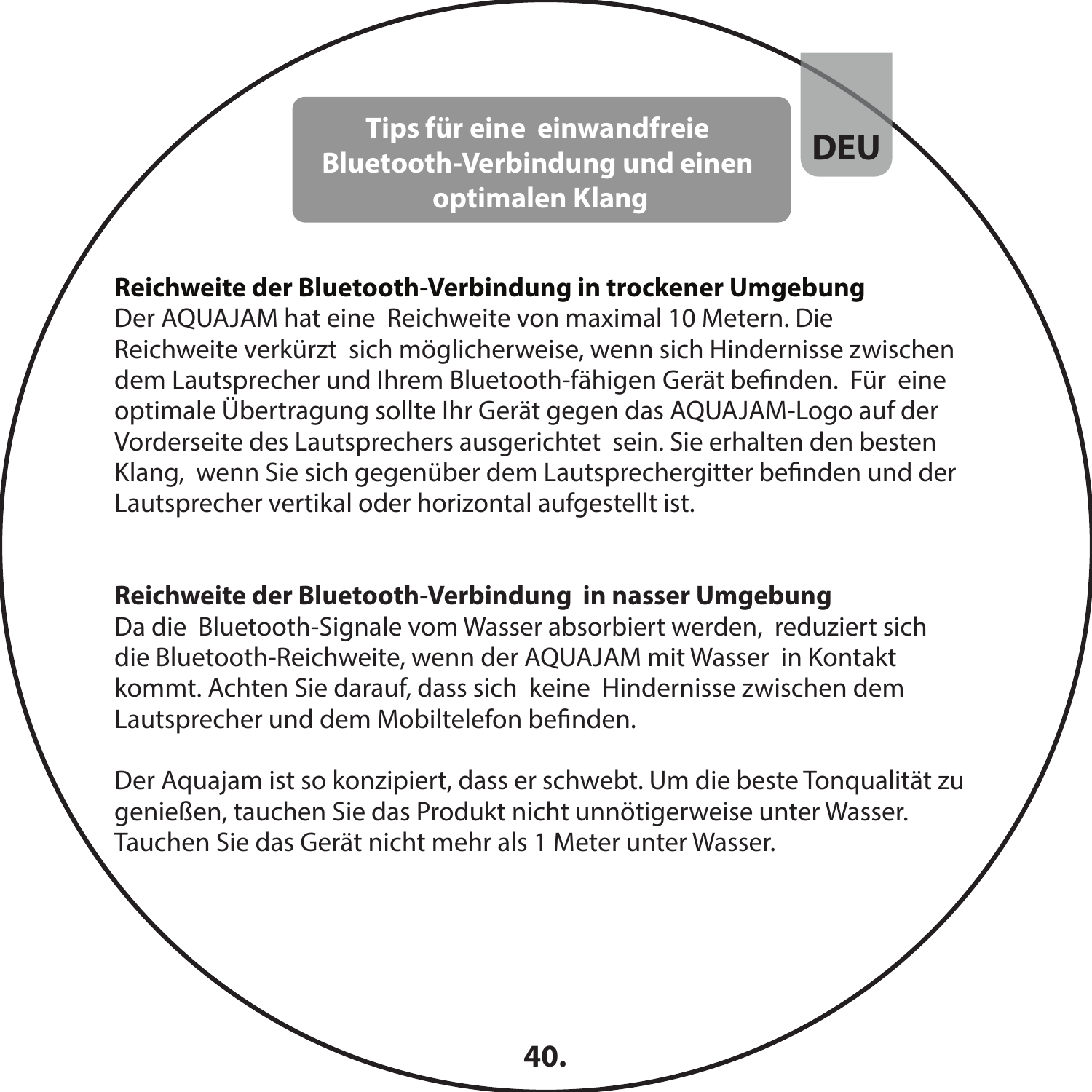# Tips für eine einwandfreie Bluetooth-Verbindung und einen optimalen Klang

DEU

**Reichweite der Bluetooth-Verbindung in trockener Umgebung**
Der AQUAJAM hat eine Reichweite von maximal 10 Metern. Die Reichweite verkürzt sich möglicherweise, wenn sich Hindernisse zwischen dem Lautsprecher und Ihrem Bluetooth-fähigen Gerät befinden. Für eine optimale Übertragung sollte Ihr Gerät gegen das AQUAJAM-Logo auf der Vorderseite des Lautsprechers ausgerichtet sein. Sie erhalten den besten Klang, wenn Sie sich gegenüber dem Lautsprechergitter befinden und der Lautsprecher vertikal oder horizontal aufgestellt ist.

**Reichweite der Bluetooth-Verbindung in nasser Umgebung**
Da die Bluetooth-Signale vom Wasser absorbiert werden, reduziert sich die Bluetooth-Reichweite, wenn der AQUAJAM mit Wasser in Kontakt kommt. Achten Sie darauf, dass sich keine Hindernisse zwischen dem Lautsprecher und dem Mobiltelefon befinden.

Der Aquajam ist so konzipiert, dass er schwebt. Um die beste Tonqualität zu genießen, tauchen Sie das Produkt nicht unnötigerweise unter Wasser. Tauchen Sie das Gerät nicht mehr als 1 Meter unter Wasser.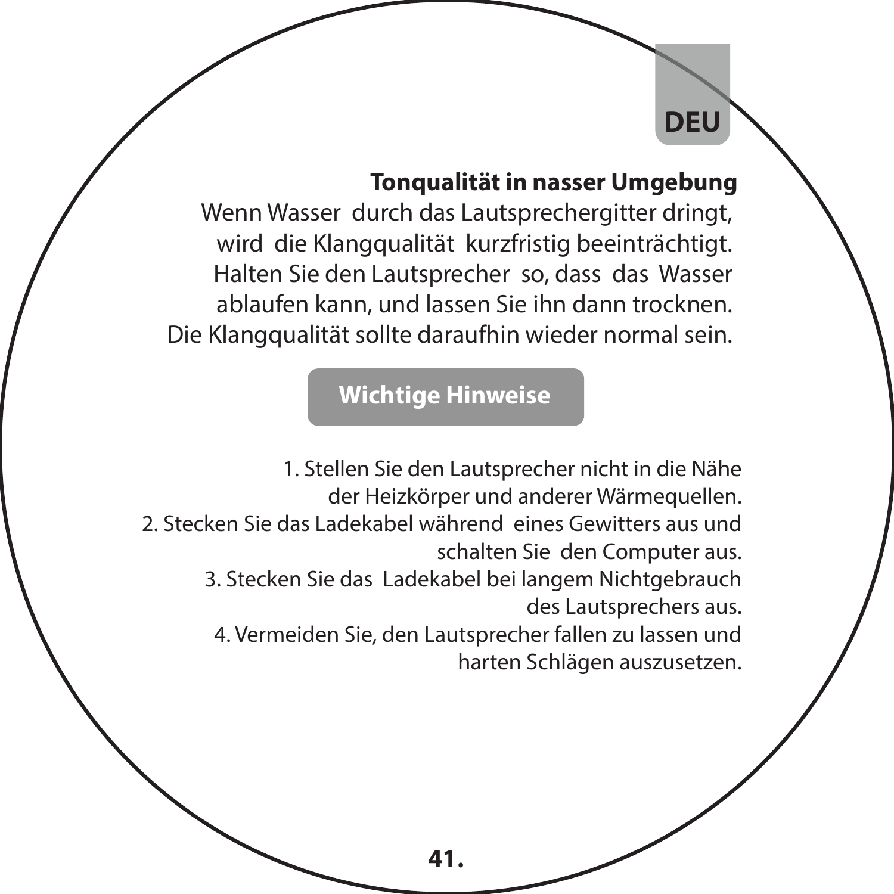## Tonqualität in nasser Umgebung

Wenn Wasser durch das Lautsprechergitter dringt, wird die Klangqualität kurzfristig beeinträchtigt. Halten Sie den Lautsprecher so, dass das Wasser ablaufen kann, und lassen Sie ihn dann trocknen. Die Klangqualität sollte daraufhin wieder normal sein.

## Wichtige Hinweise

1. Stellen Sie den Lautsprecher nicht in die Nähe der Heizkörper und anderer Wärmequellen.
2. Stecken Sie das Ladekabel während eines Gewitters aus und schalten Sie den Computer aus.
3. Stecken Sie das Ladekabel bei langem Nichtgebrauch des Lautsprechers aus.
4. Vermeiden Sie, den Lautsprecher fallen zu lassen und harten Schlägen auszusetzen.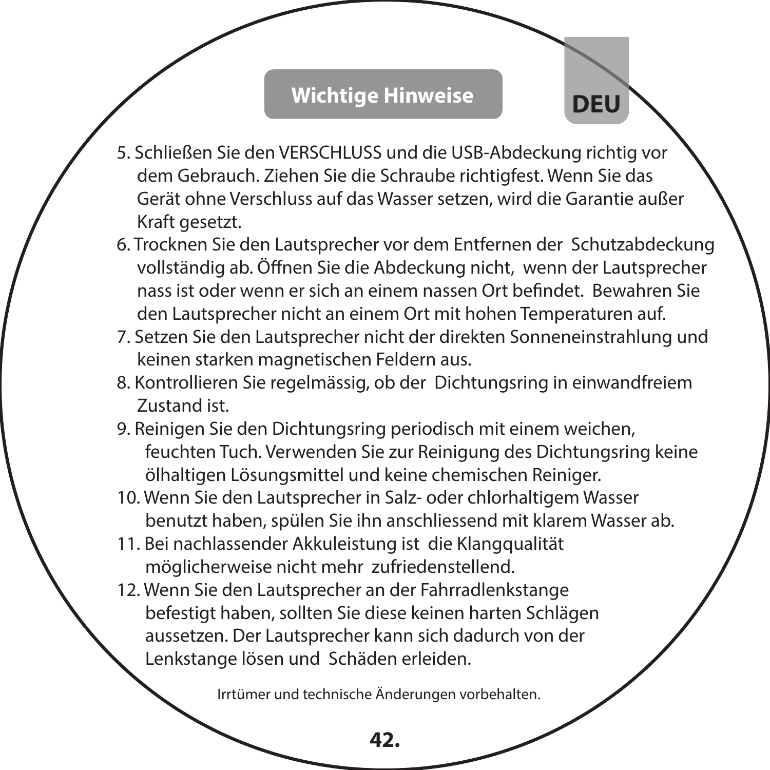## Wichtige Hinweise

DEU

5. Schließen Sie den VERSCHLUSS und die USB-Abdeckung richtig vor dem Gebrauch. Ziehen Sie die Schraube richtigfest. Wenn Sie das Gerät ohne Verschluss auf das Wasser setzen, wird die Garantie außer Kraft gesetzt.
6. Trocknen Sie den Lautsprecher vor dem Entfernen der Schutzabdeckung vollständig ab. Öffnen Sie die Abdeckung nicht, wenn der Lautsprecher nass ist oder wenn er sich an einem nassen Ort befindet. Bewahren Sie den Lautsprecher nicht an einem Ort mit hohen Temperaturen auf.
7. Setzen Sie den Lautsprecher nicht der direkten Sonneneinstrahlung und keinen starken magnetischen Feldern aus.
8. Kontrollieren Sie regelmässig, ob der Dichtungsring in einwandfreiem Zustand ist.
9. Reinigen Sie den Dichtungsring periodisch mit einem weichen, feuchten Tuch. Verwenden Sie zur Reinigung des Dichtungsring keine ölhaltigen Lösungsmittel und keine chemischen Reiniger.
10. Wenn Sie den Lautsprecher in Salz- oder chlorhaltigem Wasser benutzt haben, spülen Sie ihn anschliessend mit klarem Wasser ab.
11. Bei nachlassender Akkuleistung ist die Klangqualität möglicherweise nicht mehr zufriedenstellend.
12. Wenn Sie den Lautsprecher an der Fahrradlenkstange befestigt haben, sollten Sie diese keinen harten Schlägen aussetzen. Der Lautsprecher kann sich dadurch von der Lenkstange lösen und Schäden erleiden.

Irrtümer und technische Änderungen vorbehalten.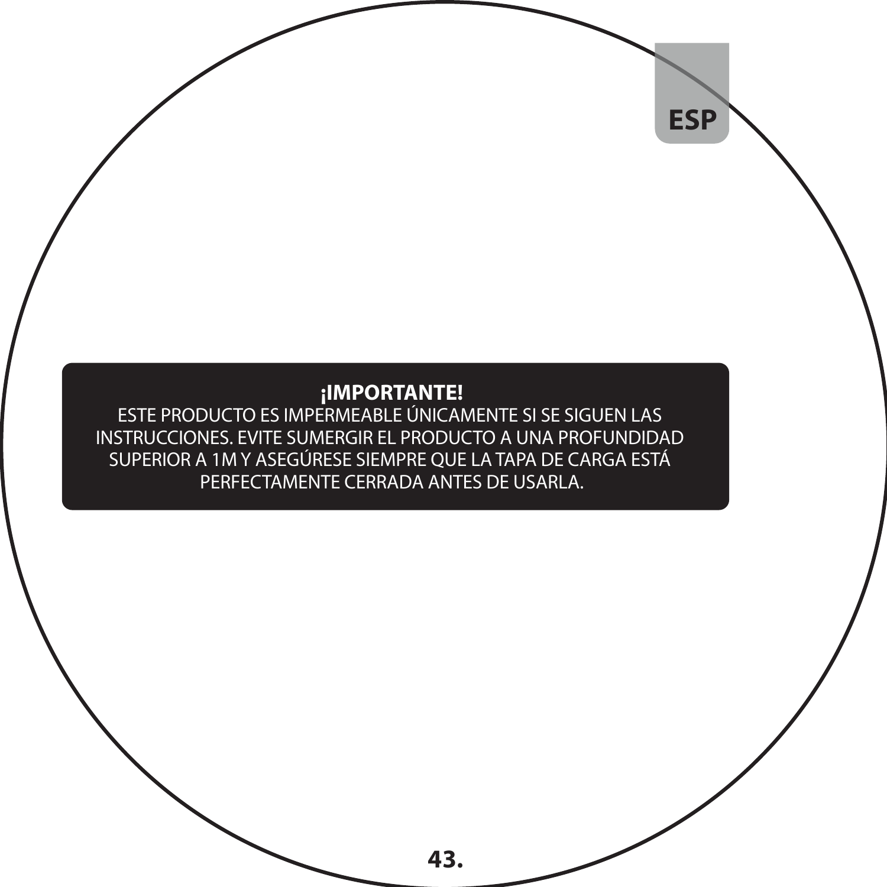**¡IMPORTANTE!**

ESTE PRODUCTO ES IMPERMEABLE ÚNICAMENTE SI SE SIGUEN LAS INSTRUCCIONES. EVITE SUMERGIR EL PRODUCTO A UNA PROFUNDIDAD SUPERIOR A 1M Y ASEGÚRESE SIEMPRE QUE LA TAPA DE CARGA ESTÁ PERFECTAMENTE CERRADA ANTES DE USARLA.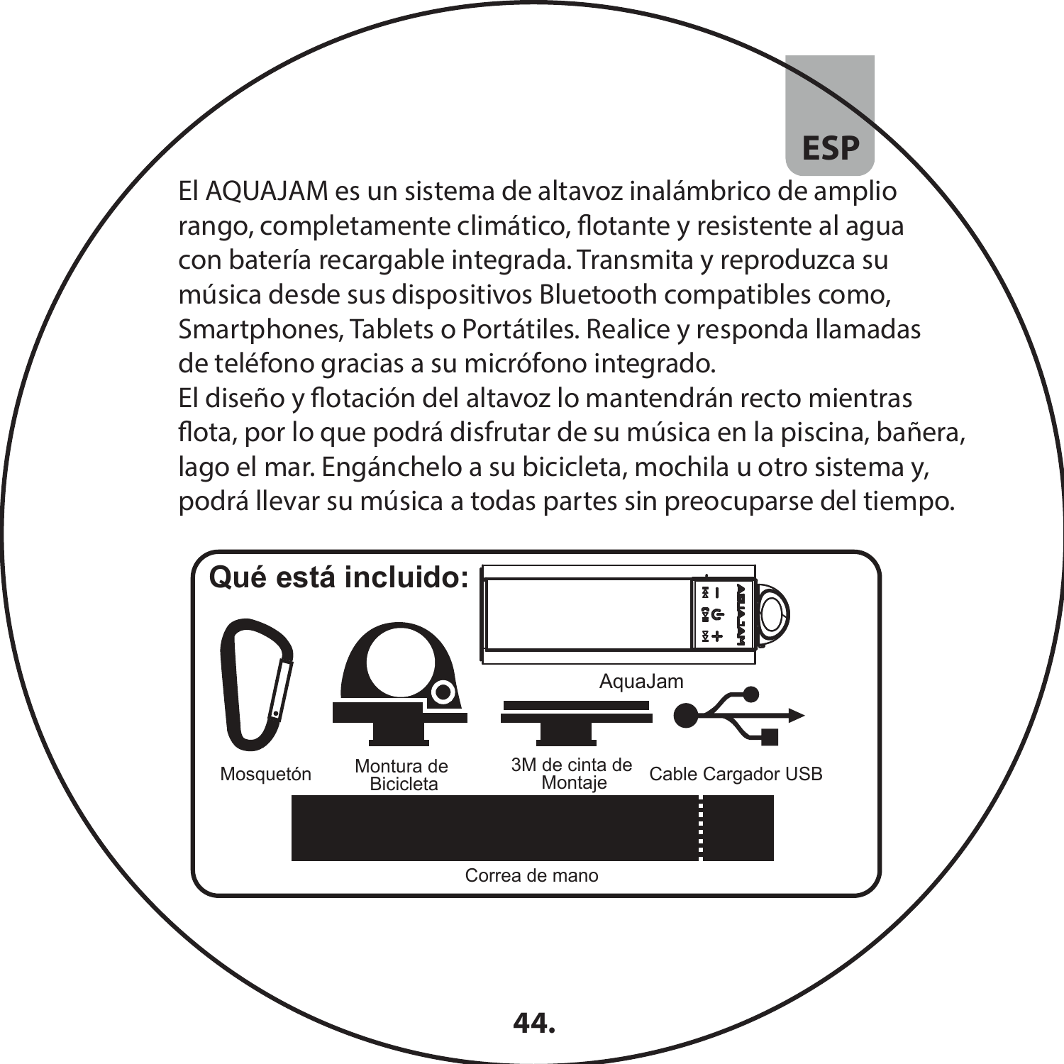ESP

El AQUAJAM es un sistema de altavoz inalámbrico de amplio rango, completamente climático, flotante y resistente al agua con batería recargable integrada. Transmita y reproduzca su música desde sus dispositivos Bluetooth compatibles como, Smartphones, Tablets o Portátiles. Realice y responda llamadas de teléfono gracias a su micrófono integrado.

El diseño y flotación del altavoz lo mantendrán recto mientras flota, por lo que podrá disfrutar de su música en la piscina, bañera, lago el mar. Engánchelo a su bicicleta, mochila u otro sistema y, podrá llevar su música a todas partes sin preocuparse del tiempo.

**Qué está incluido:**

- AquaJam
- Mosquetón
- Montura de Bicicleta
- 3M de cinta de Montaje
- Cable Cargador USB
- Correa de mano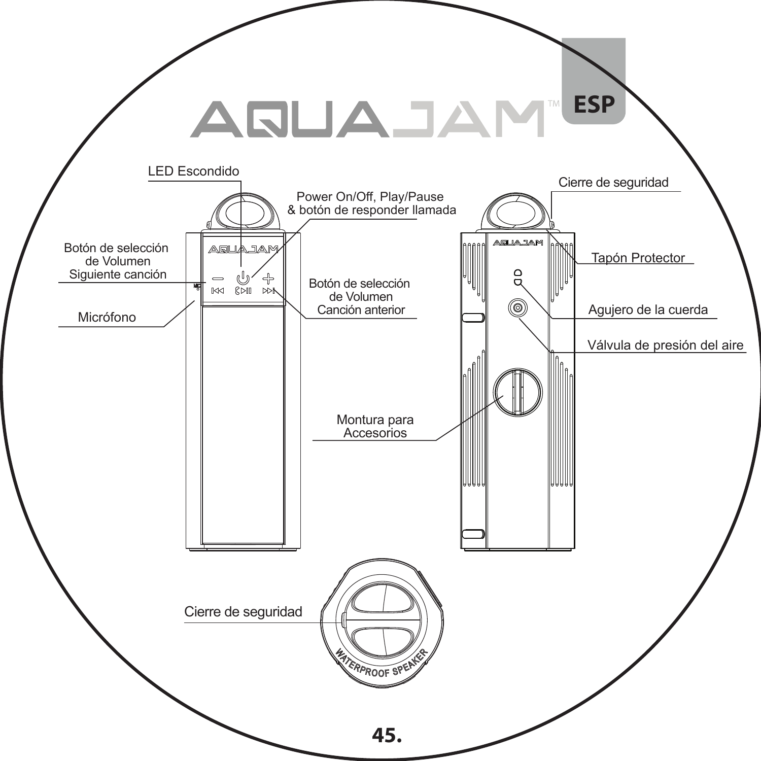# AQUAJAM™ ESP

LED Escondido

Power On/Off, Play/Pause
& botón de responder llamada

Botón de selección
de Volumen
Siguiente canción

Botón de selección
de Volumen
Canción anterior

Micrófono

Cierre de seguridad

Tapón Protector

Agujero de la cuerda

Válvula de presión del aire

Montura para
Accesorios

Cierre de seguridad

WATERPROOF SPEAKER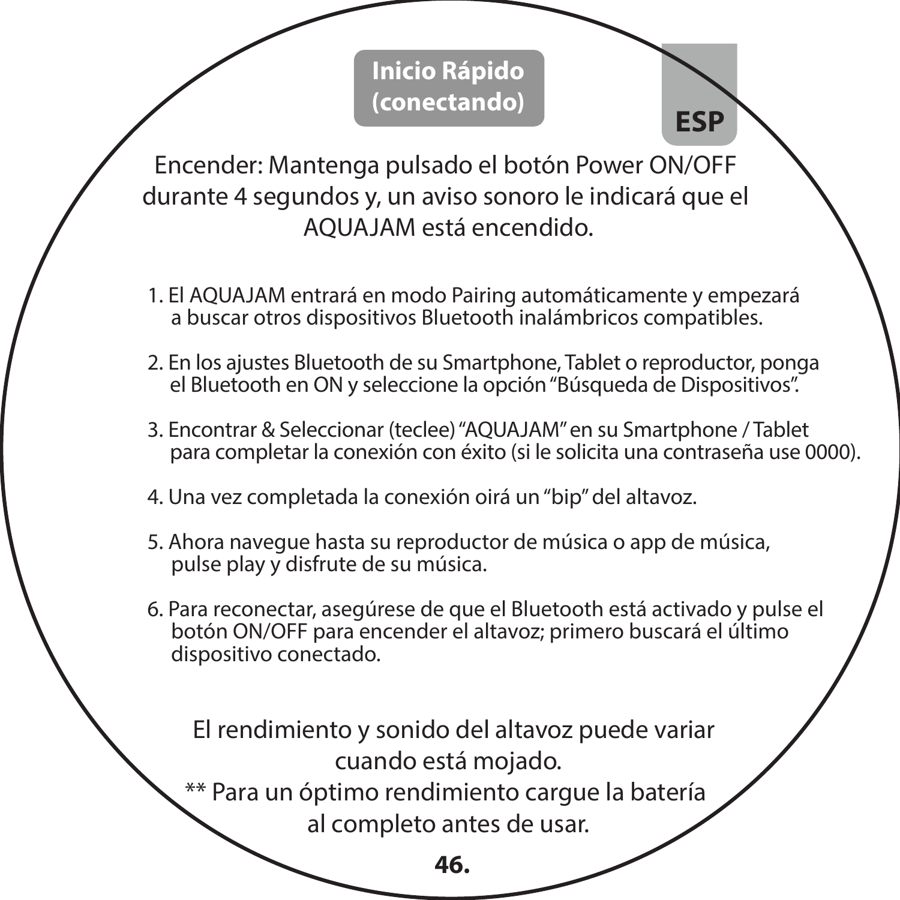## Inicio Rápido (conectando)

**ESP**

Encender: Mantenga pulsado el botón Power ON/OFF durante 4 segundos y, un aviso sonoro le indicará que el AQUAJAM está encendido.

1. El AQUAJAM entrará en modo Pairing automáticamente y empezará a buscar otros dispositivos Bluetooth inalámbricos compatibles.

2. En los ajustes Bluetooth de su Smartphone, Tablet o reproductor, ponga el Bluetooth en ON y seleccione la opción "Búsqueda de Dispositivos".

3. Encontrar & Seleccionar (teclee) "AQUAJAM" en su Smartphone / Tablet para completar la conexión con éxito (si le solicita una contraseña use 0000).

4. Una vez completada la conexión oirá un "bip" del altavoz.

5. Ahora navegue hasta su reproductor de música o app de música, pulse play y disfrute de su música.

6. Para reconectar, asegúrese de que el Bluetooth está activado y pulse el botón ON/OFF para encender el altavoz; primero buscará el último dispositivo conectado.

El rendimiento y sonido del altavoz puede variar cuando está mojado.

** Para un óptimo rendimiento cargue la batería al completo antes de usar.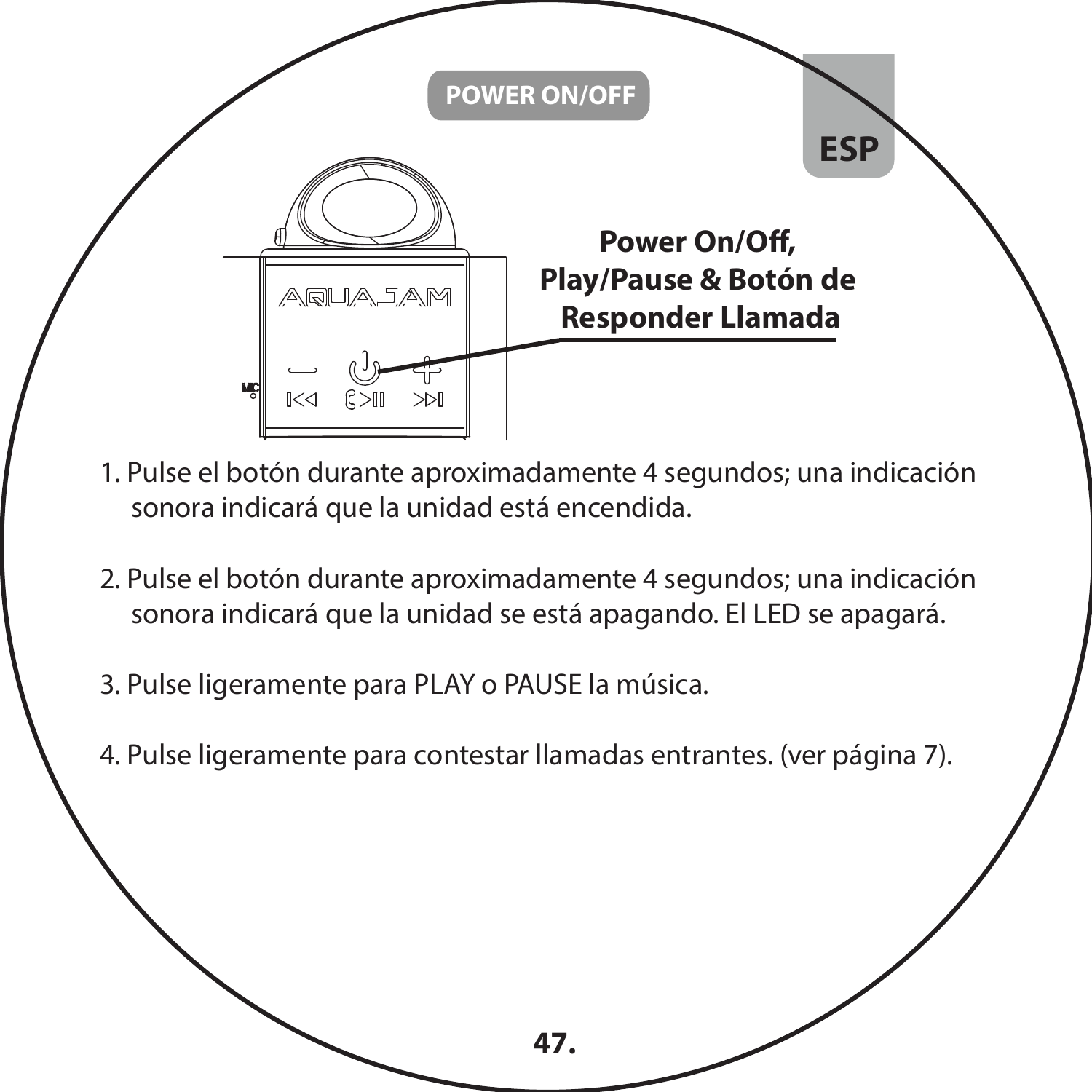## POWER ON/OFF

ESP

**Power On/Off, Play/Pause & Botón de Responder Llamada**

1. Pulse el botón durante aproximadamente 4 segundos; una indicación sonora indicará que la unidad está encendida.

2. Pulse el botón durante aproximadamente 4 segundos; una indicación sonora indicará que la unidad se está apagando. El LED se apagará.

3. Pulse ligeramente para PLAY o PAUSE la música.

4. Pulse ligeramente para contestar llamadas entrantes. (ver página 7).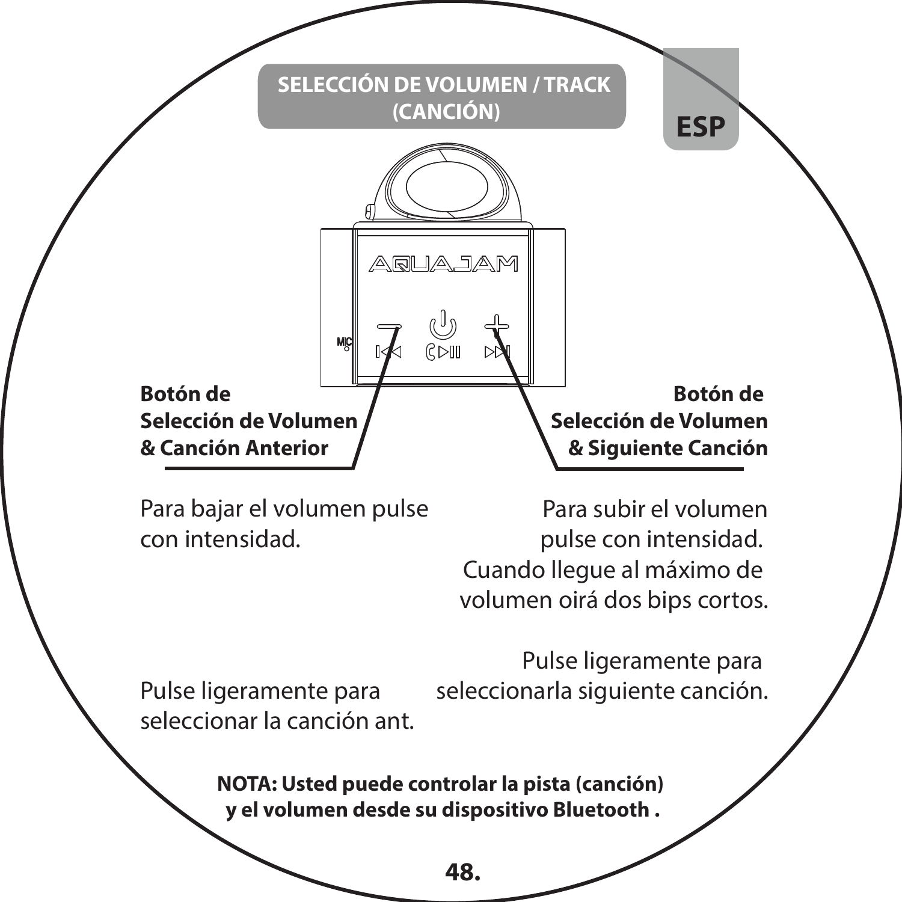## SELECCIÓN DE VOLUMEN / TRACK (CANCIÓN)

ESP

**Botón de Selección de Volumen & Canción Anterior**

Para bajar el volumen pulse con intensidad.

Pulse ligeramente para seleccionar la canción ant.

**Botón de Selección de Volumen & Siguiente Canción**

Para subir el volumen pulse con intensidad. Cuando llegue al máximo de volumen oirá dos bips cortos.

Pulse ligeramente para seleccionarla siguiente canción.

**NOTA: Usted puede controlar la pista (canción) y el volumen desde su dispositivo Bluetooth .**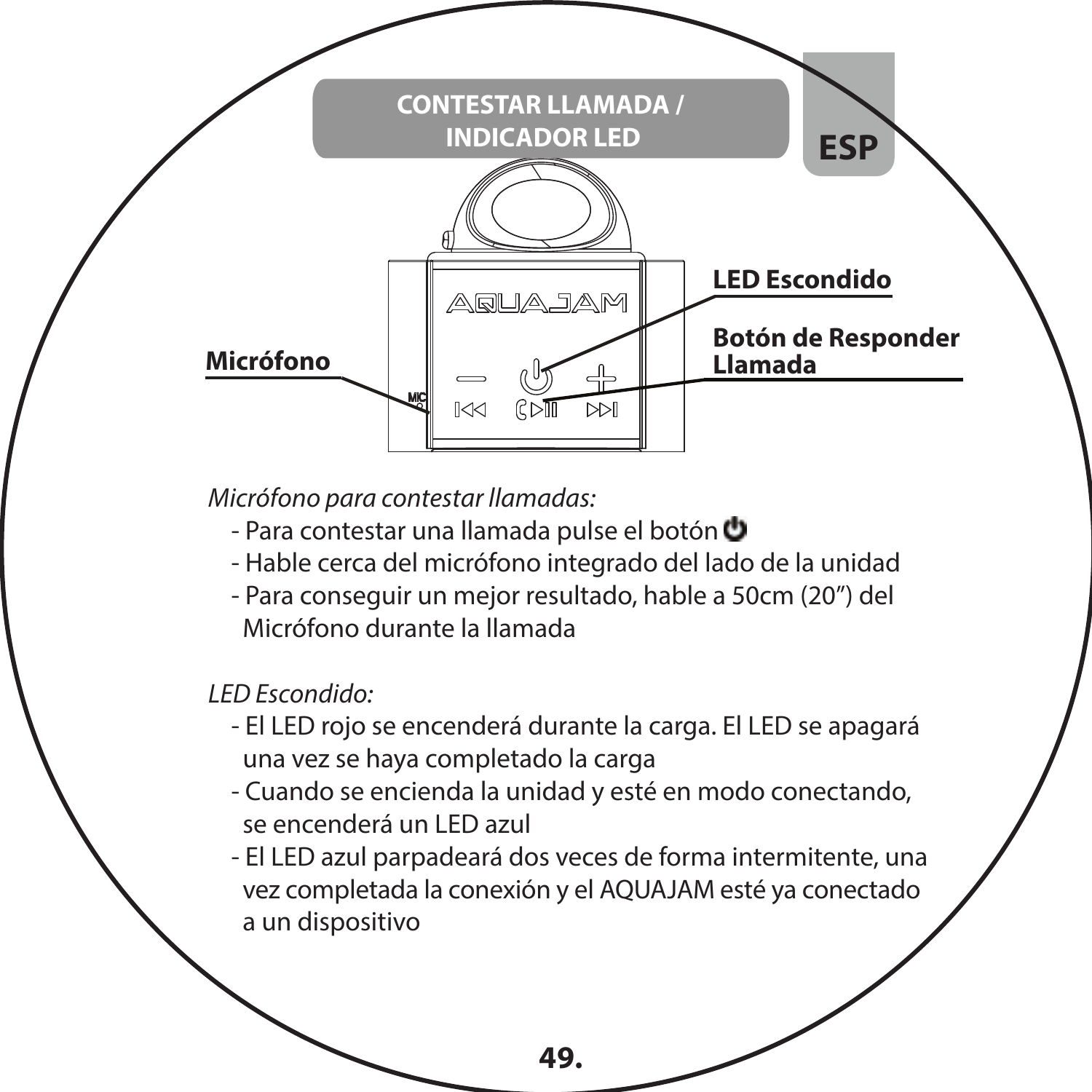ESP

## CONTESTAR LLAMADA / INDICADOR LED

**LED Escondido**

**Botón de Responder Llamada**

**Micrófono**

*Micrófono para contestar llamadas:*

- Para contestar una llamada pulse el botón ⏻
- Hable cerca del micrófono integrado del lado de la unidad
- Para conseguir un mejor resultado, hable a 50cm (20”) del Micrófono durante la llamada

*LED Escondido:*

- El LED rojo se encenderá durante la carga. El LED se apagará una vez se haya completado la carga
- Cuando se encienda la unidad y esté en modo conectando, se encenderá un LED azul
- El LED azul parpadeará dos veces de forma intermitente, una vez completada la conexión y el AQUAJAM esté ya conectado a un dispositivo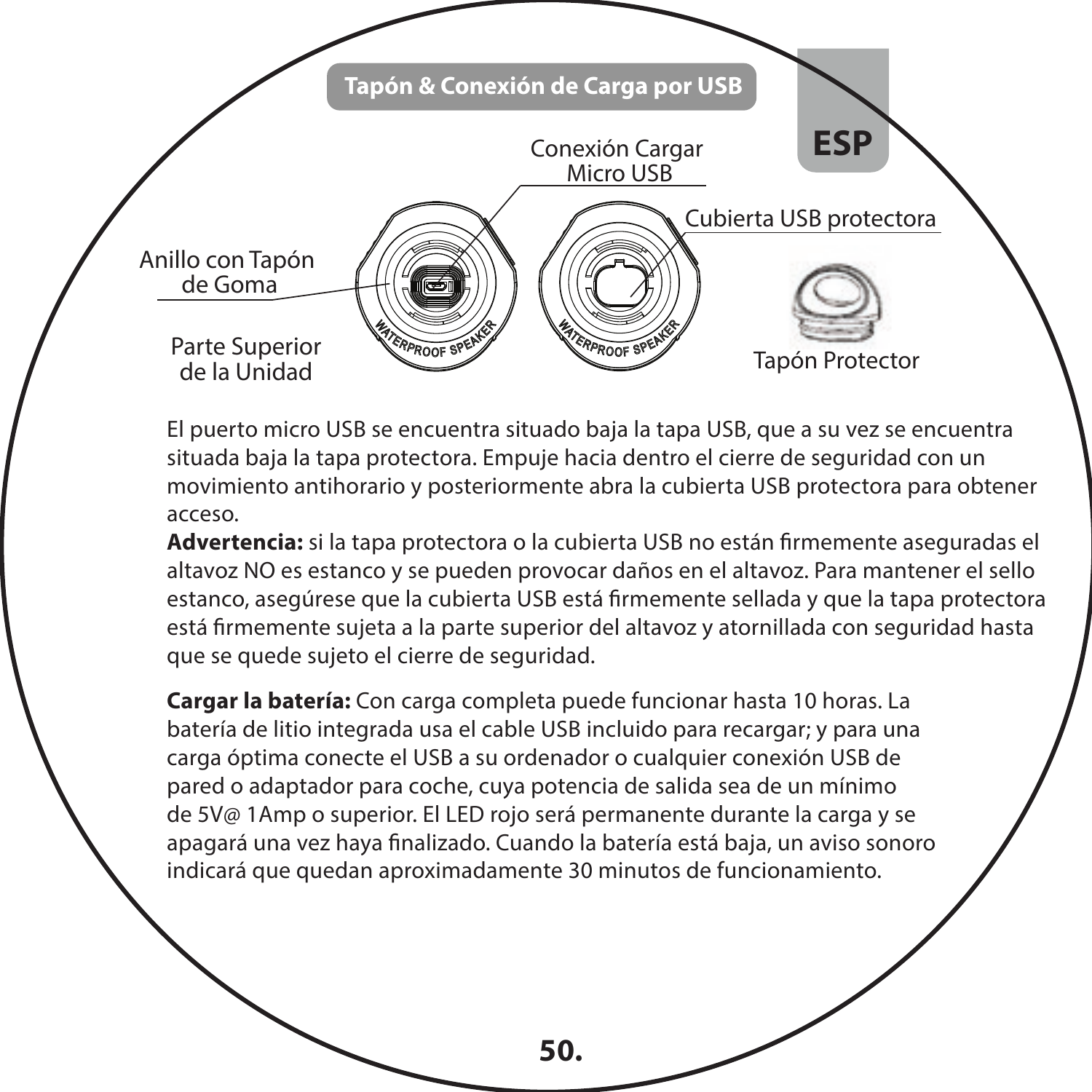## Tapón & Conexión de Carga por USB

ESP

Conexión Cargar Micro USB

Cubierta USB protectora

Anillo con Tapón de Goma

Parte Superior de la Unidad

Tapón Protector

El puerto micro USB se encuentra situado baja la tapa USB, que a su vez se encuentra situada baja la tapa protectora. Empuje hacia dentro el cierre de seguridad con un movimiento antihorario y posteriormente abra la cubierta USB protectora para obtener acceso.

**Advertencia:** si la tapa protectora o la cubierta USB no están firmemente aseguradas el altavoz NO es estanco y se pueden provocar daños en el altavoz. Para mantener el sello estanco, asegúrese que la cubierta USB está firmemente sellada y que la tapa protectora está firmemente sujeta a la parte superior del altavoz y atornillada con seguridad hasta que se quede sujeto el cierre de seguridad.

**Cargar la batería:** Con carga completa puede funcionar hasta 10 horas. La batería de litio integrada usa el cable USB incluido para recargar; y para una carga óptima conecte el USB a su ordenador o cualquier conexión USB de pared o adaptador para coche, cuya potencia de salida sea de un mínimo de 5V@ 1Amp o superior. El LED rojo será permanente durante la carga y se apagará una vez haya finalizado. Cuando la batería está baja, un aviso sonoro indicará que quedan aproximadamente 30 minutos de funcionamiento.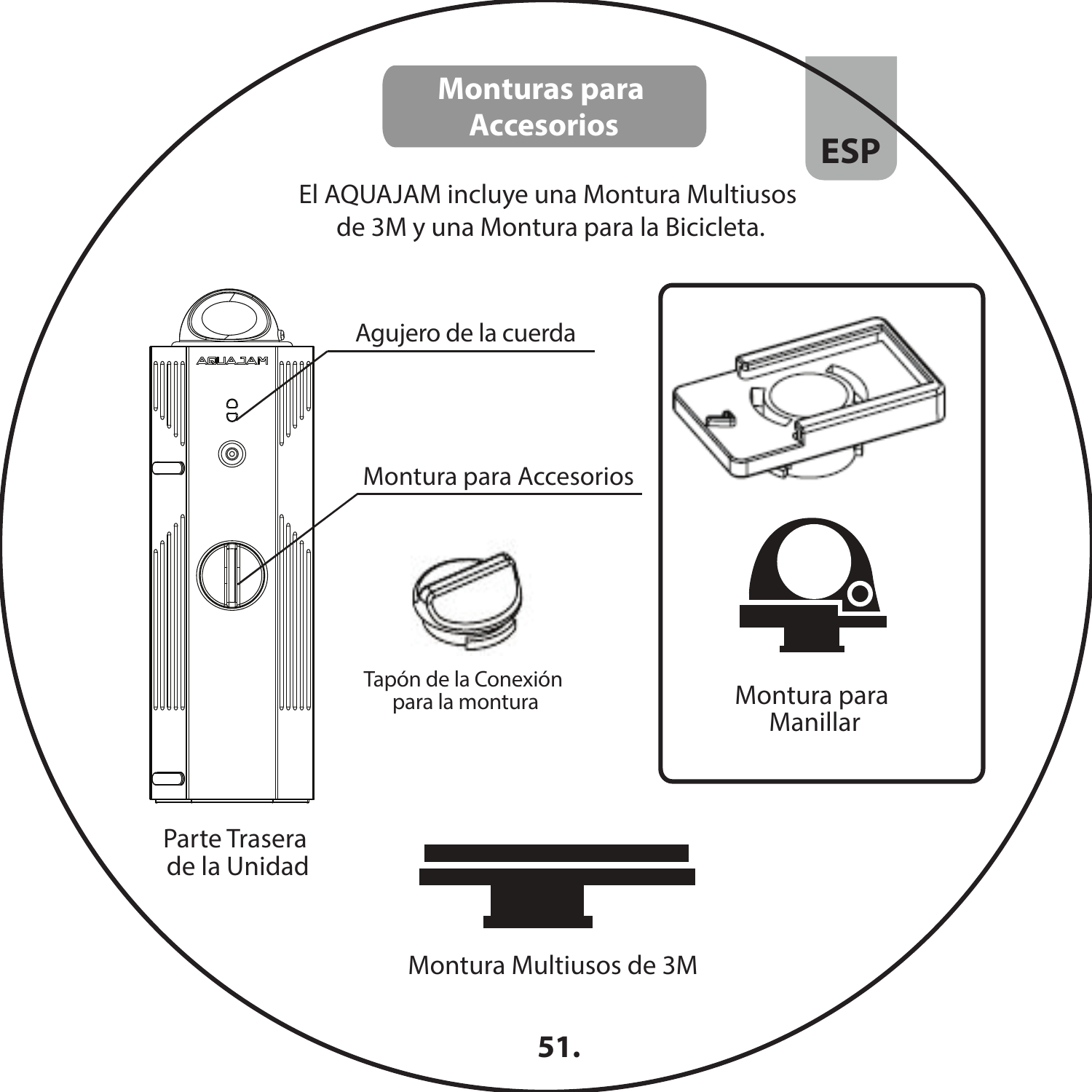# Monturas para Accesorios

ESP

El AQUAJAM incluye una Montura Multiusos de 3M y una Montura para la Bicicleta.

Agujero de la cuerda

Montura para Accesorios

Tapón de la Conexión para la montura

Montura para Manillar

Parte Trasera de la Unidad

Montura Multiusos de 3M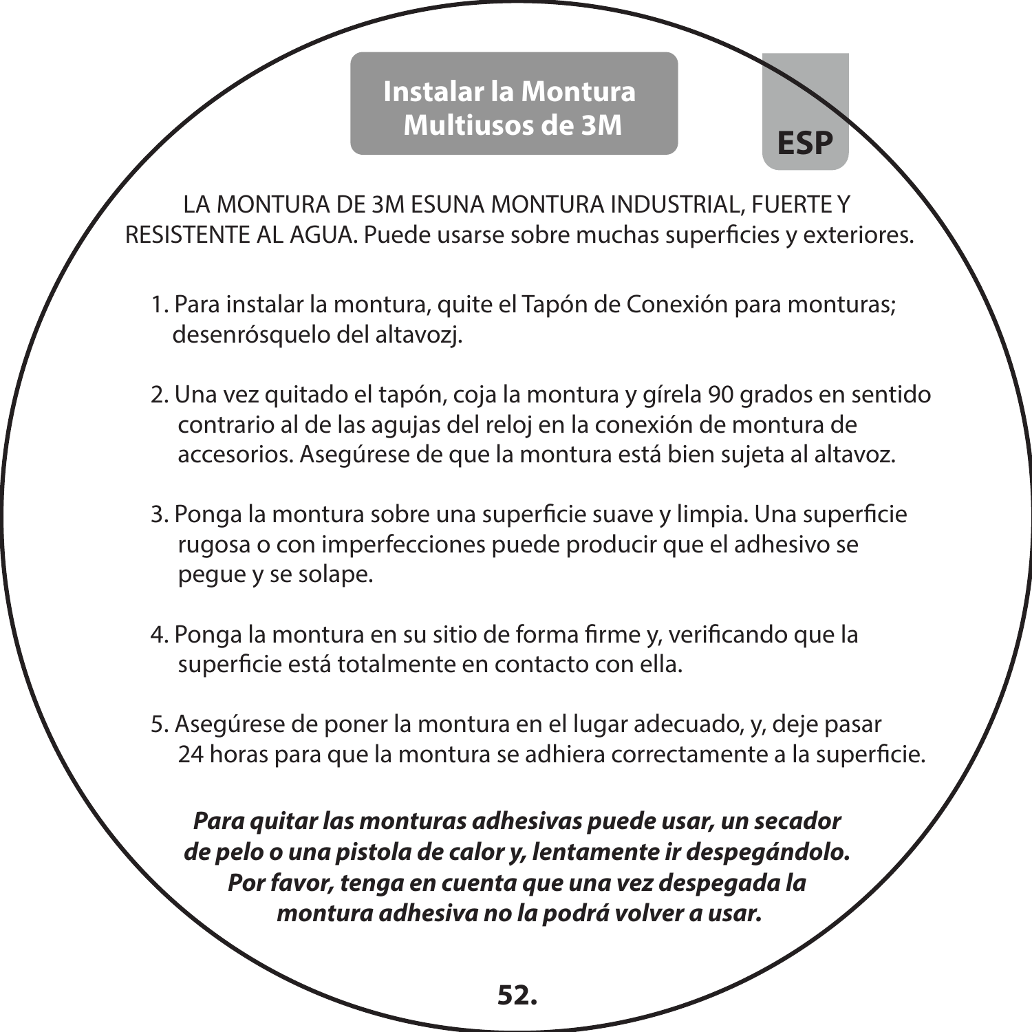# Instalar la Montura Multiusos de 3M

**ESP**

LA MONTURA DE 3M ESUNA MONTURA INDUSTRIAL, FUERTE Y RESISTENTE AL AGUA. Puede usarse sobre muchas superficies y exteriores.

1. Para instalar la montura, quite el Tapón de Conexión para monturas; desenrósquelo del altavozj.

2. Una vez quitado el tapón, coja la montura y gírela 90 grados en sentido contrario al de las agujas del reloj en la conexión de montura de accesorios. Asegúrese de que la montura está bien sujeta al altavoz.

3. Ponga la montura sobre una superficie suave y limpia. Una superficie rugosa o con imperfecciones puede producir que el adhesivo se pegue y se solape.

4. Ponga la montura en su sitio de forma firme y, verificando que la superficie está totalmente en contacto con ella.

5. Asegúrese de poner la montura en el lugar adecuado, y, deje pasar 24 horas para que la montura se adhiera correctamente a la superficie.

***Para quitar las monturas adhesivas puede usar, un secador de pelo o una pistola de calor y, lentamente ir despegándolo. Por favor, tenga en cuenta que una vez despegada la montura adhesiva no la podrá volver a usar.***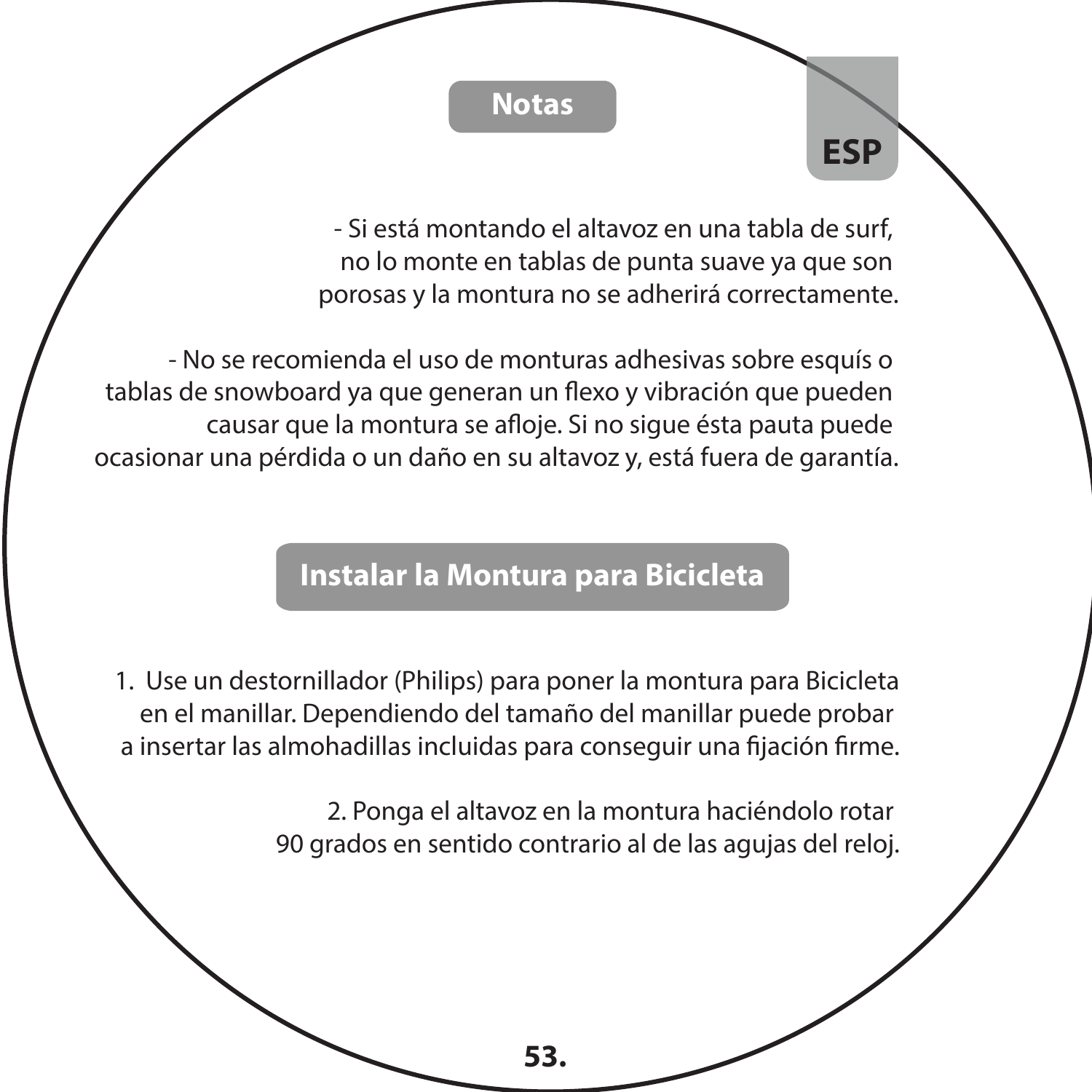## Notas

- Si está montando el altavoz en una tabla de surf, no lo monte en tablas de punta suave ya que son porosas y la montura no se adherirá correctamente.

- No se recomienda el uso de monturas adhesivas sobre esquís o tablas de snowboard ya que generan un flexo y vibración que pueden causar que la montura se afloje. Si no sigue ésta pauta puede ocasionar una pérdida o un daño en su altavoz y, está fuera de garantía.

## Instalar la Montura para Bicicleta

1. Use un destornillador (Philips) para poner la montura para Bicicleta en el manillar. Dependiendo del tamaño del manillar puede probar a insertar las almohadillas incluidas para conseguir una fijación firme.

2. Ponga el altavoz en la montura haciéndolo rotar 90 grados en sentido contrario al de las agujas del reloj.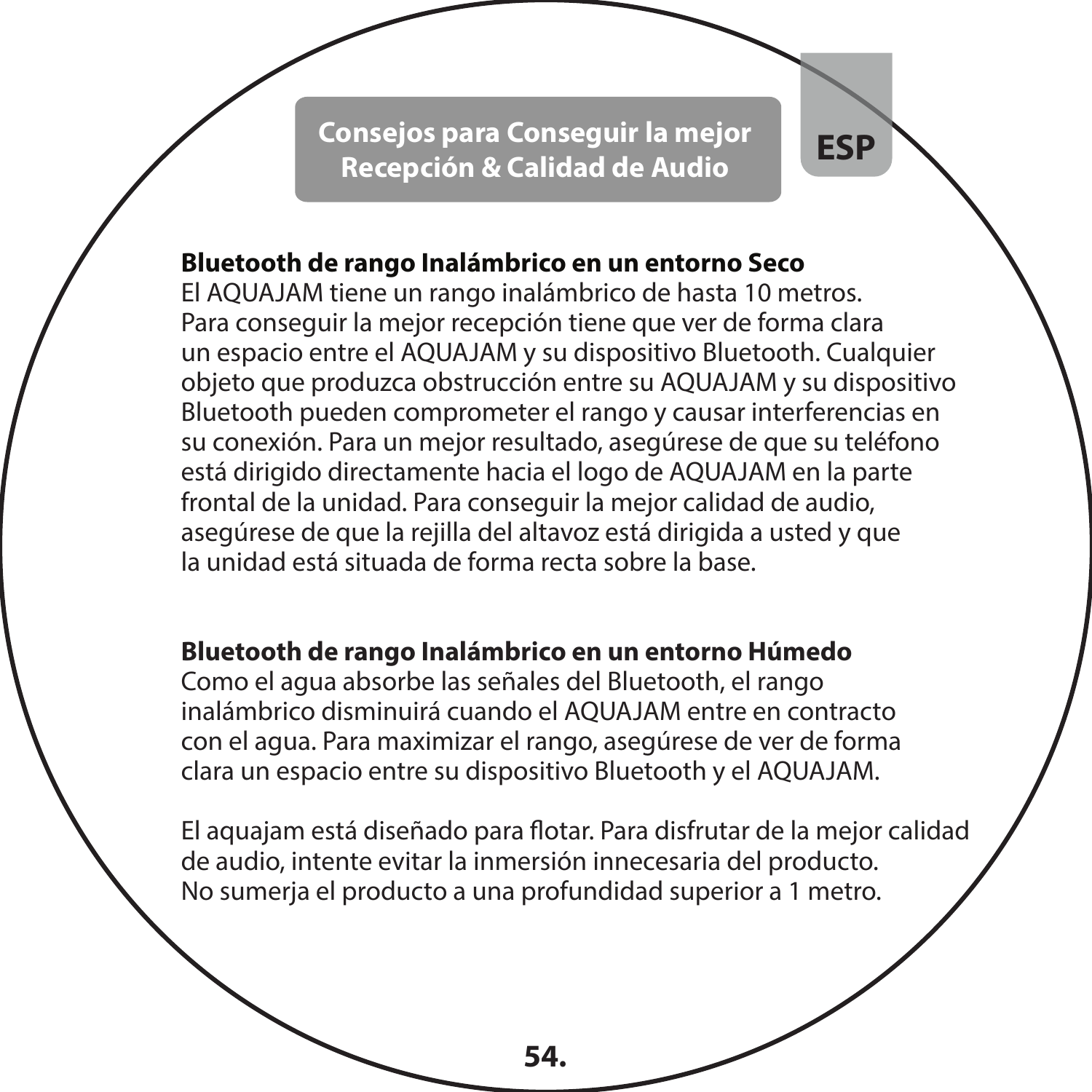## Consejos para Conseguir la mejor Recepción & Calidad de Audio

ESP

**Bluetooth de rango Inalámbrico en un entorno Seco**
El AQUAJAM tiene un rango inalámbrico de hasta 10 metros. Para conseguir la mejor recepción tiene que ver de forma clara un espacio entre el AQUAJAM y su dispositivo Bluetooth. Cualquier objeto que produzca obstrucción entre su AQUAJAM y su dispositivo Bluetooth pueden comprometer el rango y causar interferencias en su conexión. Para un mejor resultado, asegúrese de que su teléfono está dirigido directamente hacia el logo de AQUAJAM en la parte frontal de la unidad. Para conseguir la mejor calidad de audio, asegúrese de que la rejilla del altavoz está dirigida a usted y que la unidad está situada de forma recta sobre la base.

**Bluetooth de rango Inalámbrico en un entorno Húmedo**
Como el agua absorbe las señales del Bluetooth, el rango inalámbrico disminuirá cuando el AQUAJAM entre en contracto con el agua. Para maximizar el rango, asegúrese de ver de forma clara un espacio entre su dispositivo Bluetooth y el AQUAJAM.

El aquajam está diseñado para flotar. Para disfrutar de la mejor calidad de audio, intente evitar la inmersión innecesaria del producto. No sumerja el producto a una profundidad superior a 1 metro.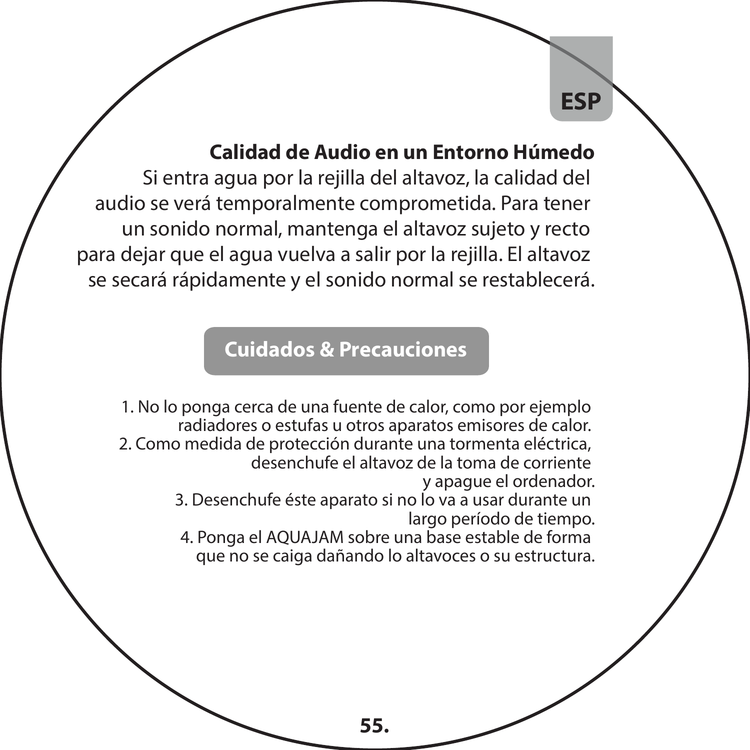## Calidad de Audio en un Entorno Húmedo

Si entra agua por la rejilla del altavoz, la calidad del audio se verá temporalmente comprometida. Para tener un sonido normal, mantenga el altavoz sujeto y recto para dejar que el agua vuelva a salir por la rejilla. El altavoz se secará rápidamente y el sonido normal se restablecerá.

## Cuidados & Precauciones

1. No lo ponga cerca de una fuente de calor, como por ejemplo radiadores o estufas u otros aparatos emisores de calor.
2. Como medida de protección durante una tormenta eléctrica, desenchufe el altavoz de la toma de corriente y apague el ordenador.
3. Desenchufe éste aparato si no lo va a usar durante un largo período de tiempo.
4. Ponga el AQUAJAM sobre una base estable de forma que no se caiga dañando lo altavoces o su estructura.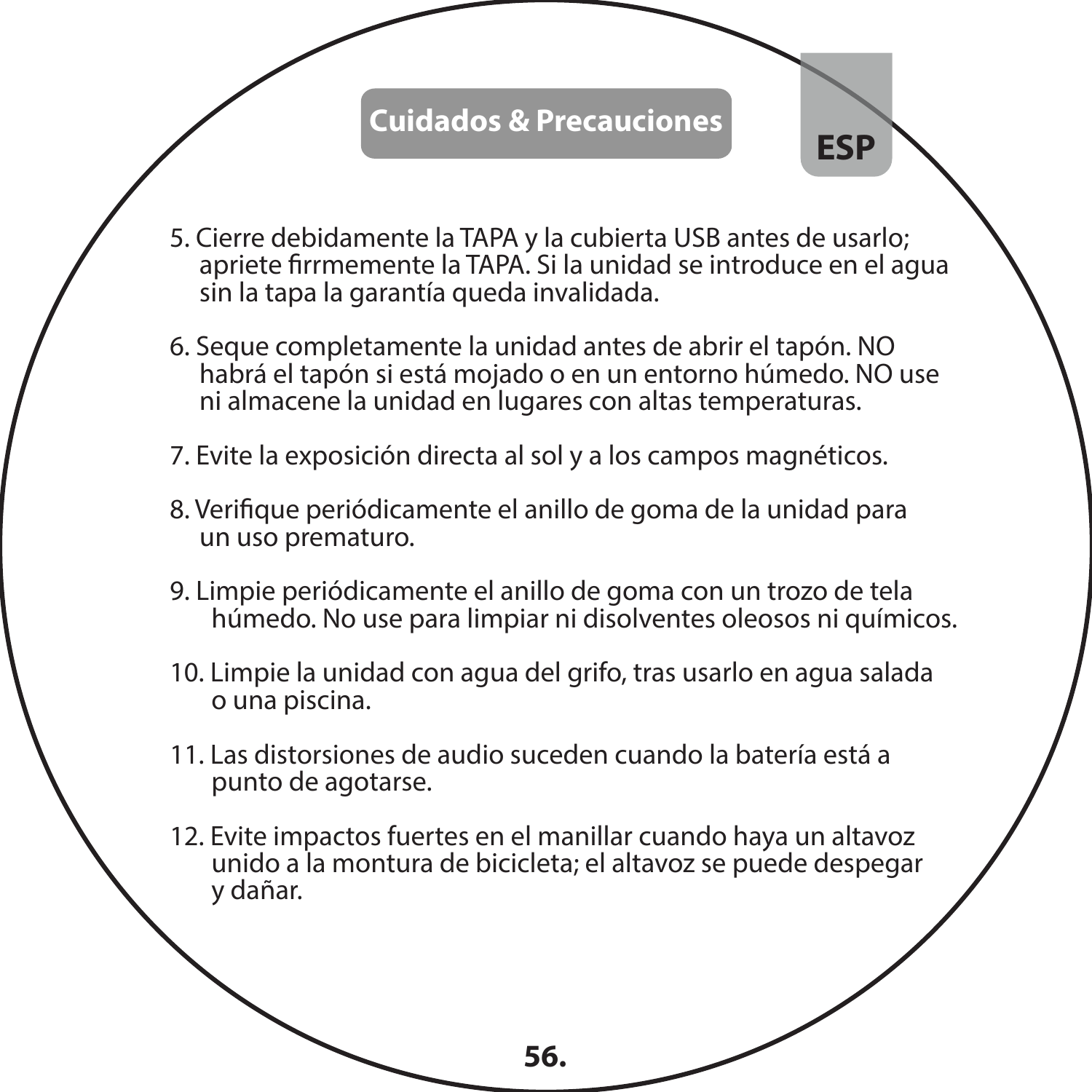## Cuidados & Precauciones

ESP

5. Cierre debidamente la TAPA y la cubierta USB antes de usarlo; apriete firrmemente la TAPA. Si la unidad se introduce en el agua sin la tapa la garantía queda invalidada.

6. Seque completamente la unidad antes de abrir el tapón. NO habrá el tapón si está mojado o en un entorno húmedo. NO use ni almacene la unidad en lugares con altas temperaturas.

7. Evite la exposición directa al sol y a los campos magnéticos.

8. Verifique periódicamente el anillo de goma de la unidad para un uso prematuro.

9. Limpie periódicamente el anillo de goma con un trozo de tela húmedo. No use para limpiar ni disolventes oleosos ni químicos.

10. Limpie la unidad con agua del grifo, tras usarlo en agua salada o una piscina.

11. Las distorsiones de audio suceden cuando la batería está a punto de agotarse.

12. Evite impactos fuertes en el manillar cuando haya un altavoz unido a la montura de bicicleta; el altavoz se puede despegar y dañar.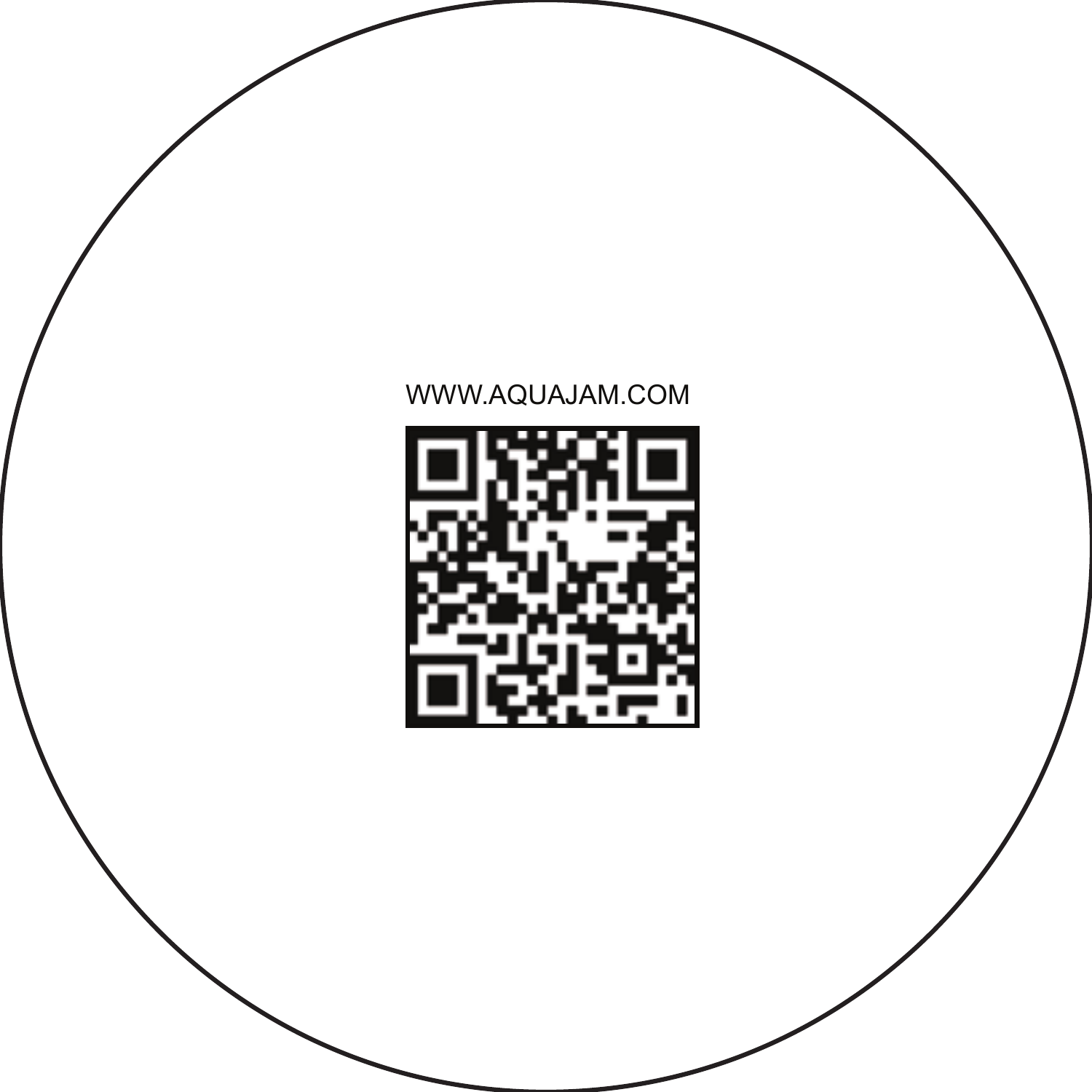WWW.AQUAJAM.COM